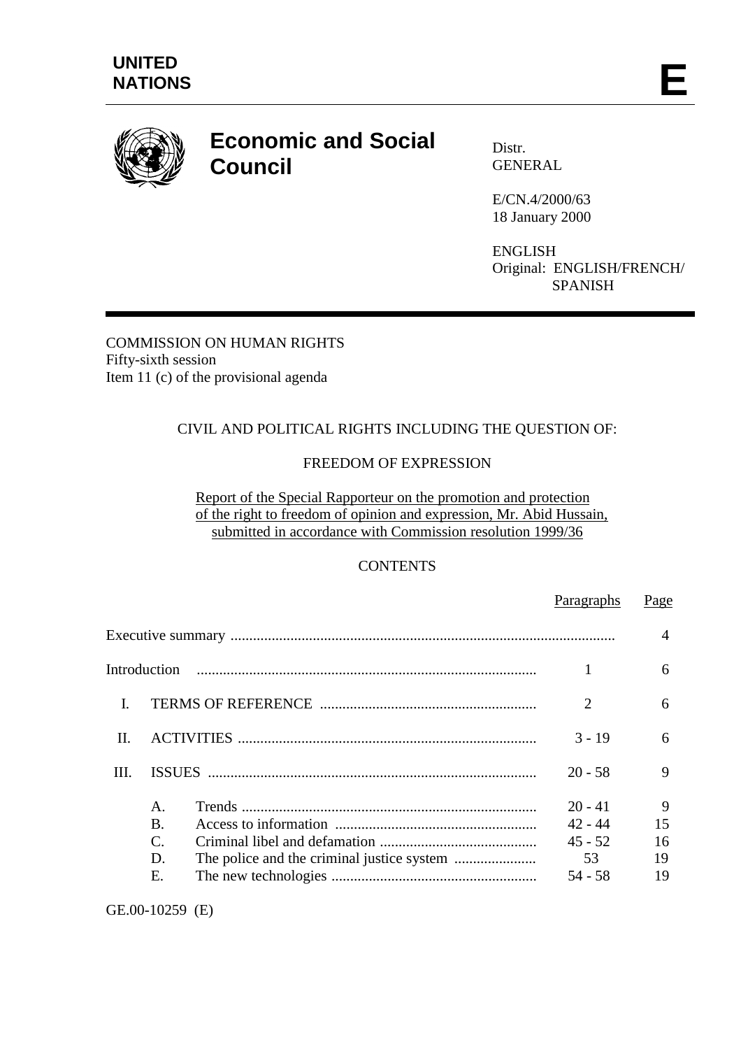**UNITED NATIONS** **E**

# Economic and Social Council

Distr.
GENERAL

E/CN.4/2000/63
18 January 2000

ENGLISH
Original: ENGLISH/FRENCH/SPANISH

COMMISSION ON HUMAN RIGHTS
Fifty-sixth session
Item 11 (c) of the provisional agenda

## CIVIL AND POLITICAL RIGHTS INCLUDING THE QUESTION OF:

## FREEDOM OF EXPRESSION

Report of the Special Rapporteur on the promotion and protection of the right to freedom of opinion and expression, Mr. Abid Hussain, submitted in accordance with Commission resolution 1999/36

## CONTENTS

| | | | Paragraphs | Page |
|---|---|---|---|---|
| Executive summary | | | | 4 |
| Introduction | | | 1 | 6 |
| I. | TERMS OF REFERENCE | | 2 | 6 |
| II. | ACTIVITIES | | 3 - 19 | 6 |
| III. | ISSUES | | 20 - 58 | 9 |
| | A. | Trends | 20 - 41 | 9 |
| | B. | Access to information | 42 - 44 | 15 |
| | C. | Criminal libel and defamation | 45 - 52 | 16 |
| | D. | The police and the criminal justice system | 53 | 19 |
| | E. | The new technologies | 54 - 58 | 19 |

GE.00-10259 (E)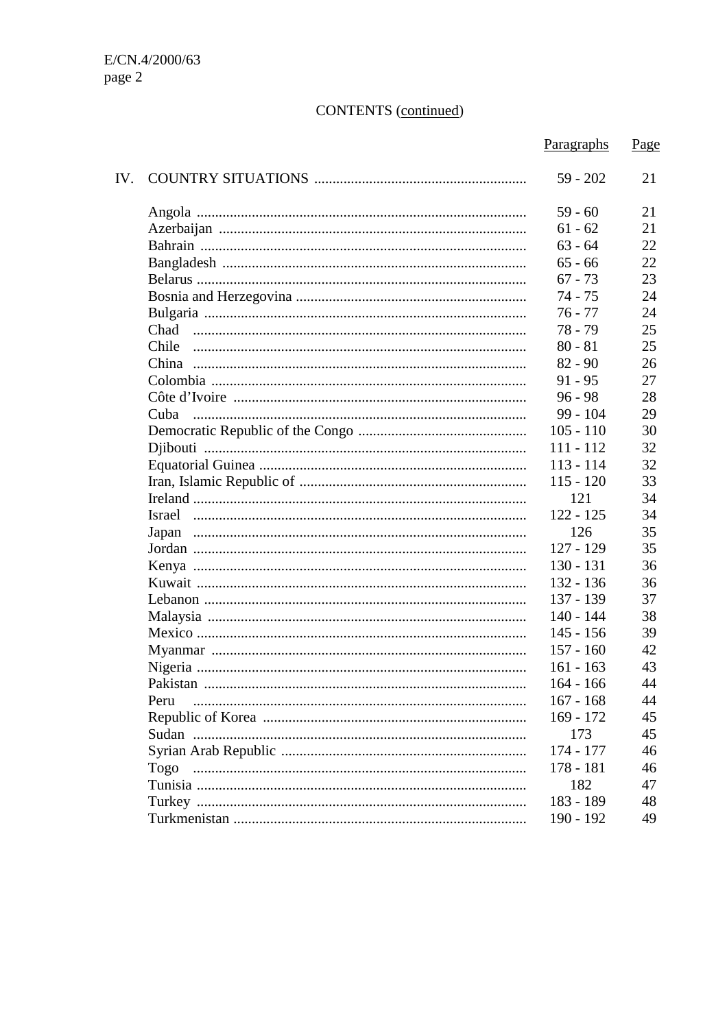CONTENTS (continued)

| | | Paragraphs | Page |
|---|---|---|---|
| IV. | COUNTRY SITUATIONS | 59 - 202 | 21 |
| | Angola | 59 - 60 | 21 |
| | Azerbaijan | 61 - 62 | 21 |
| | Bahrain | 63 - 64 | 22 |
| | Bangladesh | 65 - 66 | 22 |
| | Belarus | 67 - 73 | 23 |
| | Bosnia and Herzegovina | 74 - 75 | 24 |
| | Bulgaria | 76 - 77 | 24 |
| | Chad | 78 - 79 | 25 |
| | Chile | 80 - 81 | 25 |
| | China | 82 - 90 | 26 |
| | Colombia | 91 - 95 | 27 |
| | Côte d'Ivoire | 96 - 98 | 28 |
| | Cuba | 99 - 104 | 29 |
| | Democratic Republic of the Congo | 105 - 110 | 30 |
| | Djibouti | 111 - 112 | 32 |
| | Equatorial Guinea | 113 - 114 | 32 |
| | Iran, Islamic Republic of | 115 - 120 | 33 |
| | Ireland | 121 | 34 |
| | Israel | 122 - 125 | 34 |
| | Japan | 126 | 35 |
| | Jordan | 127 - 129 | 35 |
| | Kenya | 130 - 131 | 36 |
| | Kuwait | 132 - 136 | 36 |
| | Lebanon | 137 - 139 | 37 |
| | Malaysia | 140 - 144 | 38 |
| | Mexico | 145 - 156 | 39 |
| | Myanmar | 157 - 160 | 42 |
| | Nigeria | 161 - 163 | 43 |
| | Pakistan | 164 - 166 | 44 |
| | Peru | 167 - 168 | 44 |
| | Republic of Korea | 169 - 172 | 45 |
| | Sudan | 173 | 45 |
| | Syrian Arab Republic | 174 - 177 | 46 |
| | Togo | 178 - 181 | 46 |
| | Tunisia | 182 | 47 |
| | Turkey | 183 - 189 | 48 |
| | Turkmenistan | 190 - 192 | 49 |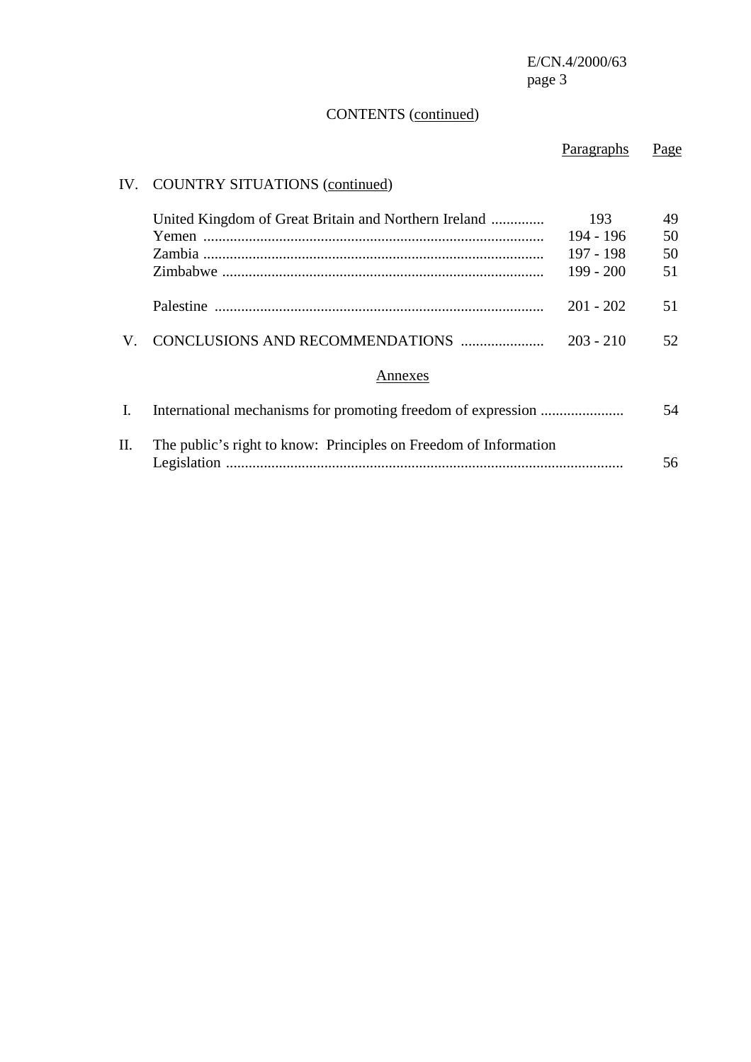CONTENTS (continued)

| | | Paragraphs | Page |
|---|---|---|---|
| IV. | COUNTRY SITUATIONS (continued) | | |
| | United Kingdom of Great Britain and Northern Ireland | 193 | 49 |
| | Yemen | 194 - 196 | 50 |
| | Zambia | 197 - 198 | 50 |
| | Zimbabwe | 199 - 200 | 51 |
| | Palestine | 201 - 202 | 51 |
| V. | CONCLUSIONS AND RECOMMENDATIONS | 203 - 210 | 52 |

Annexes

| | | Page |
|---|---|---|
| I. | International mechanisms for promoting freedom of expression | 54 |
| II. | The public's right to know: Principles on Freedom of Information Legislation | 56 |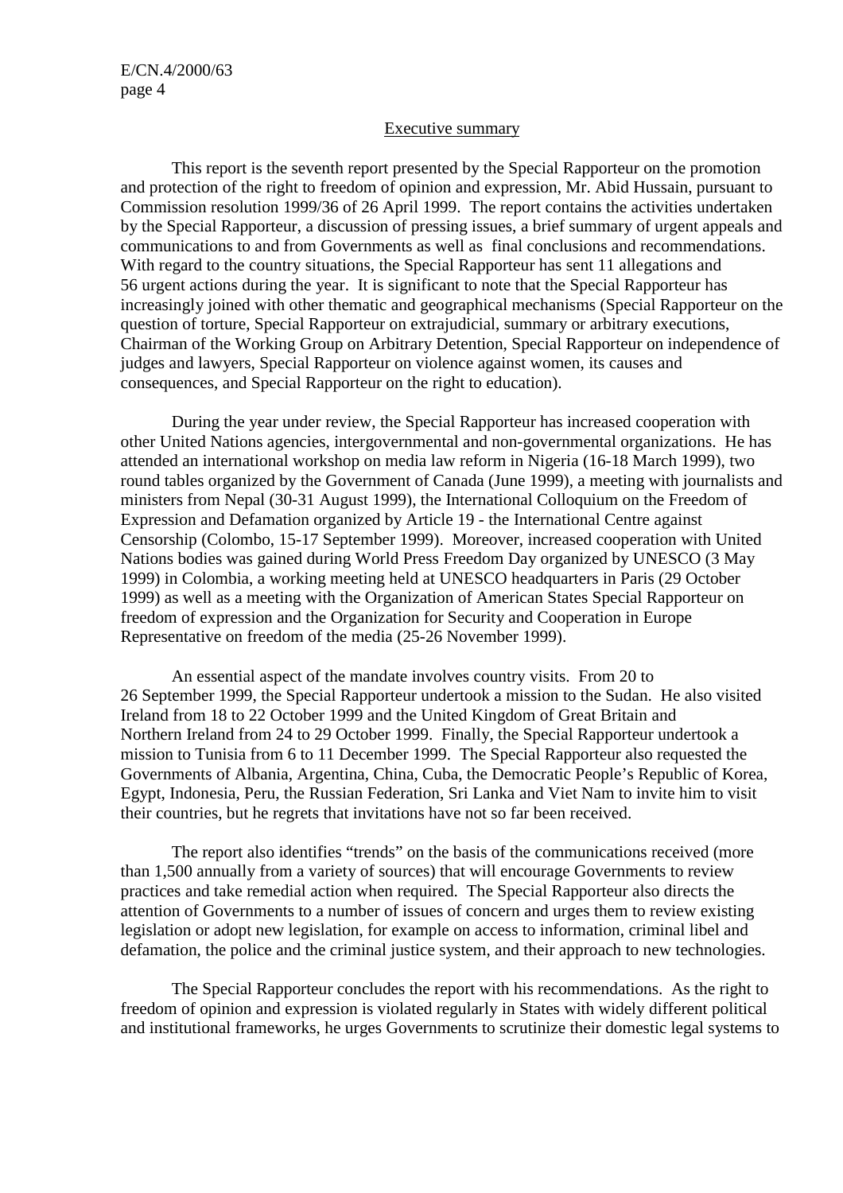## Executive summary

This report is the seventh report presented by the Special Rapporteur on the promotion and protection of the right to freedom of opinion and expression, Mr. Abid Hussain, pursuant to Commission resolution 1999/36 of 26 April 1999. The report contains the activities undertaken by the Special Rapporteur, a discussion of pressing issues, a brief summary of urgent appeals and communications to and from Governments as well as final conclusions and recommendations. With regard to the country situations, the Special Rapporteur has sent 11 allegations and 56 urgent actions during the year. It is significant to note that the Special Rapporteur has increasingly joined with other thematic and geographical mechanisms (Special Rapporteur on the question of torture, Special Rapporteur on extrajudicial, summary or arbitrary executions, Chairman of the Working Group on Arbitrary Detention, Special Rapporteur on independence of judges and lawyers, Special Rapporteur on violence against women, its causes and consequences, and Special Rapporteur on the right to education).

During the year under review, the Special Rapporteur has increased cooperation with other United Nations agencies, intergovernmental and non-governmental organizations. He has attended an international workshop on media law reform in Nigeria (16-18 March 1999), two round tables organized by the Government of Canada (June 1999), a meeting with journalists and ministers from Nepal (30-31 August 1999), the International Colloquium on the Freedom of Expression and Defamation organized by Article 19 - the International Centre against Censorship (Colombo, 15-17 September 1999). Moreover, increased cooperation with United Nations bodies was gained during World Press Freedom Day organized by UNESCO (3 May 1999) in Colombia, a working meeting held at UNESCO headquarters in Paris (29 October 1999) as well as a meeting with the Organization of American States Special Rapporteur on freedom of expression and the Organization for Security and Cooperation in Europe Representative on freedom of the media (25-26 November 1999).

An essential aspect of the mandate involves country visits. From 20 to 26 September 1999, the Special Rapporteur undertook a mission to the Sudan. He also visited Ireland from 18 to 22 October 1999 and the United Kingdom of Great Britain and Northern Ireland from 24 to 29 October 1999. Finally, the Special Rapporteur undertook a mission to Tunisia from 6 to 11 December 1999. The Special Rapporteur also requested the Governments of Albania, Argentina, China, Cuba, the Democratic People's Republic of Korea, Egypt, Indonesia, Peru, the Russian Federation, Sri Lanka and Viet Nam to invite him to visit their countries, but he regrets that invitations have not so far been received.

The report also identifies "trends" on the basis of the communications received (more than 1,500 annually from a variety of sources) that will encourage Governments to review practices and take remedial action when required. The Special Rapporteur also directs the attention of Governments to a number of issues of concern and urges them to review existing legislation or adopt new legislation, for example on access to information, criminal libel and defamation, the police and the criminal justice system, and their approach to new technologies.

The Special Rapporteur concludes the report with his recommendations. As the right to freedom of opinion and expression is violated regularly in States with widely different political and institutional frameworks, he urges Governments to scrutinize their domestic legal systems to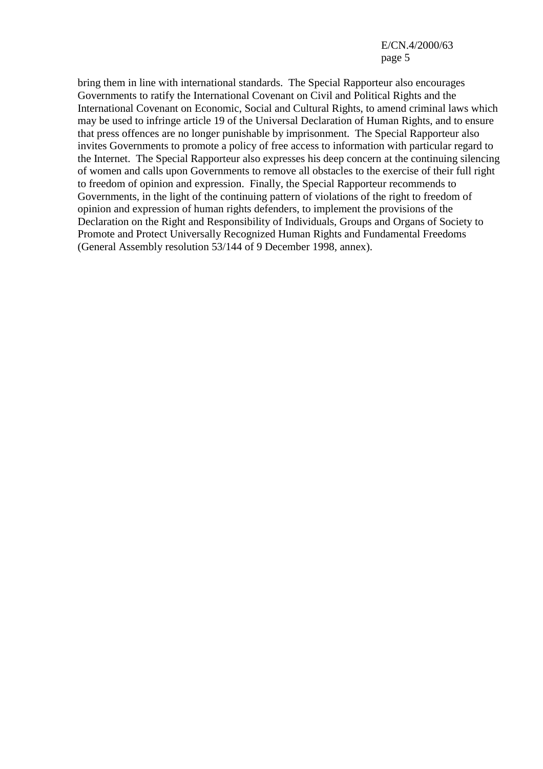bring them in line with international standards. The Special Rapporteur also encourages Governments to ratify the International Covenant on Civil and Political Rights and the International Covenant on Economic, Social and Cultural Rights, to amend criminal laws which may be used to infringe article 19 of the Universal Declaration of Human Rights, and to ensure that press offences are no longer punishable by imprisonment. The Special Rapporteur also invites Governments to promote a policy of free access to information with particular regard to the Internet. The Special Rapporteur also expresses his deep concern at the continuing silencing of women and calls upon Governments to remove all obstacles to the exercise of their full right to freedom of opinion and expression. Finally, the Special Rapporteur recommends to Governments, in the light of the continuing pattern of violations of the right to freedom of opinion and expression of human rights defenders, to implement the provisions of the Declaration on the Right and Responsibility of Individuals, Groups and Organs of Society to Promote and Protect Universally Recognized Human Rights and Fundamental Freedoms (General Assembly resolution 53/144 of 9 December 1998, annex).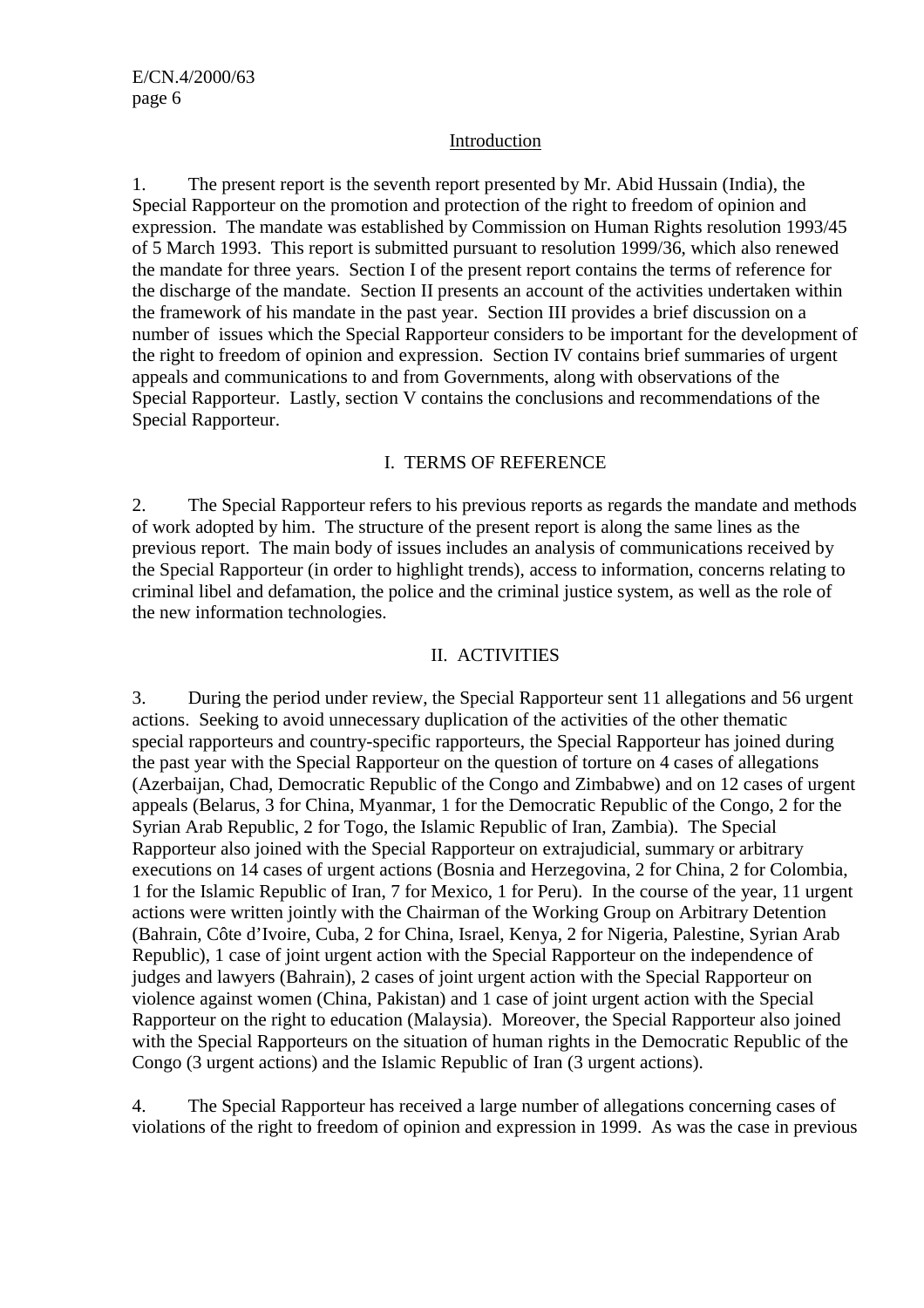## Introduction

1. The present report is the seventh report presented by Mr. Abid Hussain (India), the Special Rapporteur on the promotion and protection of the right to freedom of opinion and expression. The mandate was established by Commission on Human Rights resolution 1993/45 of 5 March 1993. This report is submitted pursuant to resolution 1999/36, which also renewed the mandate for three years. Section I of the present report contains the terms of reference for the discharge of the mandate. Section II presents an account of the activities undertaken within the framework of his mandate in the past year. Section III provides a brief discussion on a number of issues which the Special Rapporteur considers to be important for the development of the right to freedom of opinion and expression. Section IV contains brief summaries of urgent appeals and communications to and from Governments, along with observations of the Special Rapporteur. Lastly, section V contains the conclusions and recommendations of the Special Rapporteur.

## I. TERMS OF REFERENCE

2. The Special Rapporteur refers to his previous reports as regards the mandate and methods of work adopted by him. The structure of the present report is along the same lines as the previous report. The main body of issues includes an analysis of communications received by the Special Rapporteur (in order to highlight trends), access to information, concerns relating to criminal libel and defamation, the police and the criminal justice system, as well as the role of the new information technologies.

## II. ACTIVITIES

3. During the period under review, the Special Rapporteur sent 11 allegations and 56 urgent actions. Seeking to avoid unnecessary duplication of the activities of the other thematic special rapporteurs and country-specific rapporteurs, the Special Rapporteur has joined during the past year with the Special Rapporteur on the question of torture on 4 cases of allegations (Azerbaijan, Chad, Democratic Republic of the Congo and Zimbabwe) and on 12 cases of urgent appeals (Belarus, 3 for China, Myanmar, 1 for the Democratic Republic of the Congo, 2 for the Syrian Arab Republic, 2 for Togo, the Islamic Republic of Iran, Zambia). The Special Rapporteur also joined with the Special Rapporteur on extrajudicial, summary or arbitrary executions on 14 cases of urgent actions (Bosnia and Herzegovina, 2 for China, 2 for Colombia, 1 for the Islamic Republic of Iran, 7 for Mexico, 1 for Peru). In the course of the year, 11 urgent actions were written jointly with the Chairman of the Working Group on Arbitrary Detention (Bahrain, Côte d'Ivoire, Cuba, 2 for China, Israel, Kenya, 2 for Nigeria, Palestine, Syrian Arab Republic), 1 case of joint urgent action with the Special Rapporteur on the independence of judges and lawyers (Bahrain), 2 cases of joint urgent action with the Special Rapporteur on violence against women (China, Pakistan) and 1 case of joint urgent action with the Special Rapporteur on the right to education (Malaysia). Moreover, the Special Rapporteur also joined with the Special Rapporteurs on the situation of human rights in the Democratic Republic of the Congo (3 urgent actions) and the Islamic Republic of Iran (3 urgent actions).

4. The Special Rapporteur has received a large number of allegations concerning cases of violations of the right to freedom of opinion and expression in 1999. As was the case in previous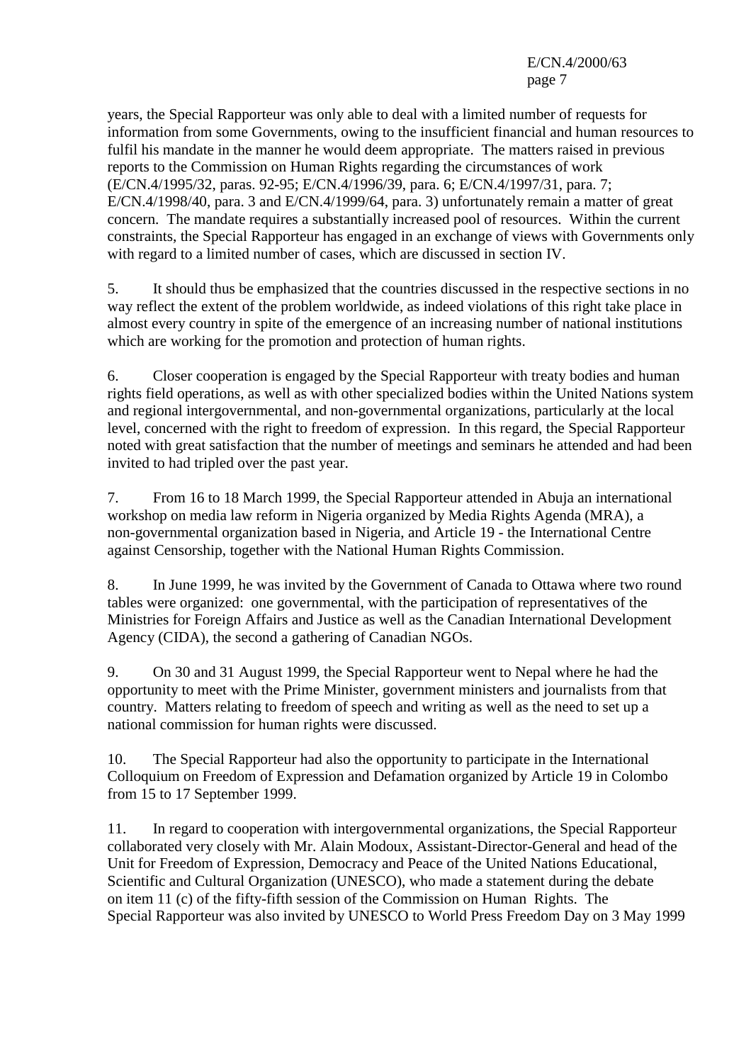years, the Special Rapporteur was only able to deal with a limited number of requests for information from some Governments, owing to the insufficient financial and human resources to fulfil his mandate in the manner he would deem appropriate. The matters raised in previous reports to the Commission on Human Rights regarding the circumstances of work (E/CN.4/1995/32, paras. 92-95; E/CN.4/1996/39, para. 6; E/CN.4/1997/31, para. 7; E/CN.4/1998/40, para. 3 and E/CN.4/1999/64, para. 3) unfortunately remain a matter of great concern. The mandate requires a substantially increased pool of resources. Within the current constraints, the Special Rapporteur has engaged in an exchange of views with Governments only with regard to a limited number of cases, which are discussed in section IV.

5. It should thus be emphasized that the countries discussed in the respective sections in no way reflect the extent of the problem worldwide, as indeed violations of this right take place in almost every country in spite of the emergence of an increasing number of national institutions which are working for the promotion and protection of human rights.

6. Closer cooperation is engaged by the Special Rapporteur with treaty bodies and human rights field operations, as well as with other specialized bodies within the United Nations system and regional intergovernmental, and non-governmental organizations, particularly at the local level, concerned with the right to freedom of expression. In this regard, the Special Rapporteur noted with great satisfaction that the number of meetings and seminars he attended and had been invited to had tripled over the past year.

7. From 16 to 18 March 1999, the Special Rapporteur attended in Abuja an international workshop on media law reform in Nigeria organized by Media Rights Agenda (MRA), a non-governmental organization based in Nigeria, and Article 19 - the International Centre against Censorship, together with the National Human Rights Commission.

8. In June 1999, he was invited by the Government of Canada to Ottawa where two round tables were organized: one governmental, with the participation of representatives of the Ministries for Foreign Affairs and Justice as well as the Canadian International Development Agency (CIDA), the second a gathering of Canadian NGOs.

9. On 30 and 31 August 1999, the Special Rapporteur went to Nepal where he had the opportunity to meet with the Prime Minister, government ministers and journalists from that country. Matters relating to freedom of speech and writing as well as the need to set up a national commission for human rights were discussed.

10. The Special Rapporteur had also the opportunity to participate in the International Colloquium on Freedom of Expression and Defamation organized by Article 19 in Colombo from 15 to 17 September 1999.

11. In regard to cooperation with intergovernmental organizations, the Special Rapporteur collaborated very closely with Mr. Alain Modoux, Assistant-Director-General and head of the Unit for Freedom of Expression, Democracy and Peace of the United Nations Educational, Scientific and Cultural Organization (UNESCO), who made a statement during the debate on item 11 (c) of the fifty-fifth session of the Commission on Human Rights. The Special Rapporteur was also invited by UNESCO to World Press Freedom Day on 3 May 1999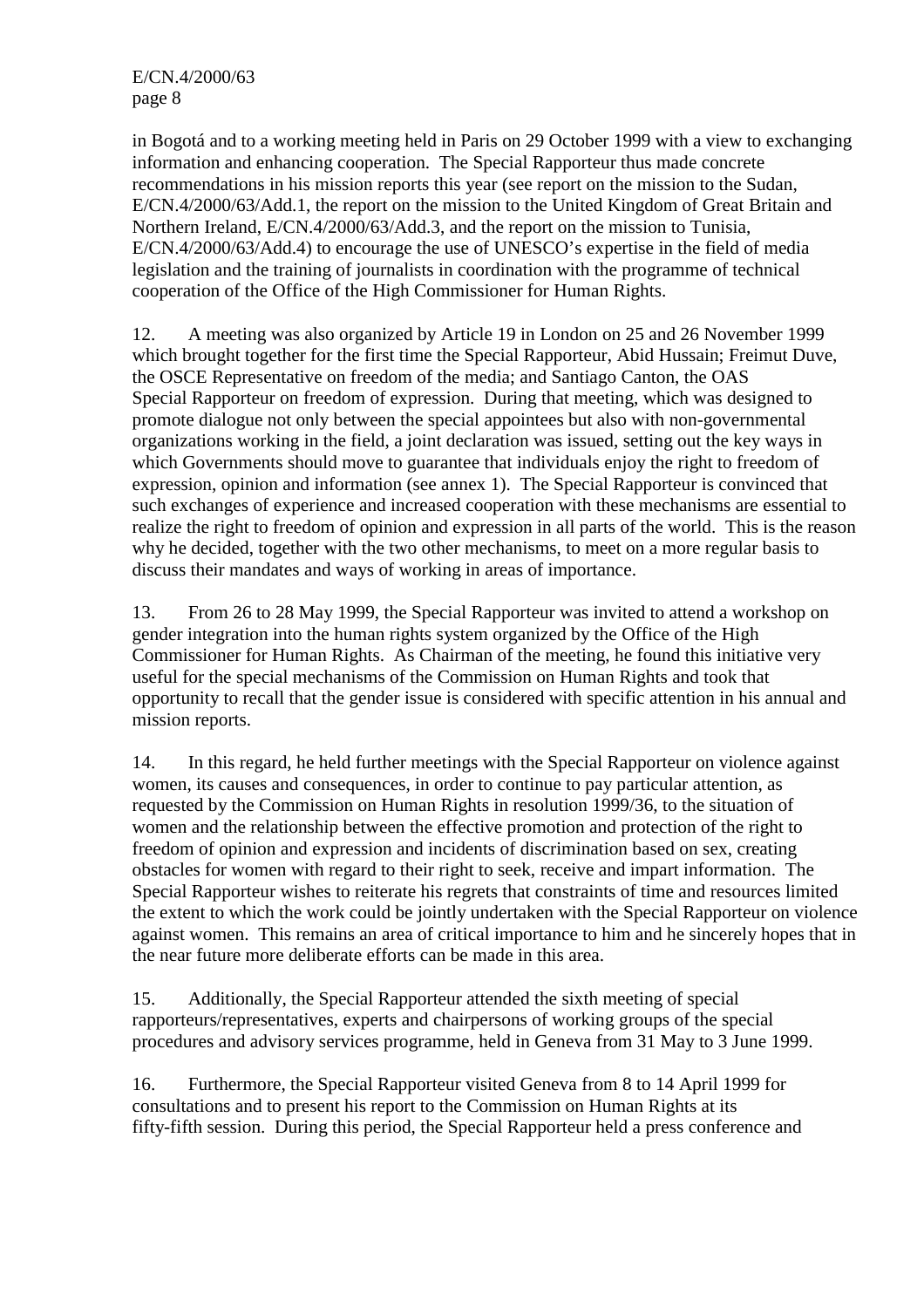in Bogotá and to a working meeting held in Paris on 29 October 1999 with a view to exchanging information and enhancing cooperation. The Special Rapporteur thus made concrete recommendations in his mission reports this year (see report on the mission to the Sudan, E/CN.4/2000/63/Add.1, the report on the mission to the United Kingdom of Great Britain and Northern Ireland, E/CN.4/2000/63/Add.3, and the report on the mission to Tunisia, E/CN.4/2000/63/Add.4) to encourage the use of UNESCO's expertise in the field of media legislation and the training of journalists in coordination with the programme of technical cooperation of the Office of the High Commissioner for Human Rights.

12. A meeting was also organized by Article 19 in London on 25 and 26 November 1999 which brought together for the first time the Special Rapporteur, Abid Hussain; Freimut Duve, the OSCE Representative on freedom of the media; and Santiago Canton, the OAS Special Rapporteur on freedom of expression. During that meeting, which was designed to promote dialogue not only between the special appointees but also with non-governmental organizations working in the field, a joint declaration was issued, setting out the key ways in which Governments should move to guarantee that individuals enjoy the right to freedom of expression, opinion and information (see annex 1). The Special Rapporteur is convinced that such exchanges of experience and increased cooperation with these mechanisms are essential to realize the right to freedom of opinion and expression in all parts of the world. This is the reason why he decided, together with the two other mechanisms, to meet on a more regular basis to discuss their mandates and ways of working in areas of importance.

13. From 26 to 28 May 1999, the Special Rapporteur was invited to attend a workshop on gender integration into the human rights system organized by the Office of the High Commissioner for Human Rights. As Chairman of the meeting, he found this initiative very useful for the special mechanisms of the Commission on Human Rights and took that opportunity to recall that the gender issue is considered with specific attention in his annual and mission reports.

14. In this regard, he held further meetings with the Special Rapporteur on violence against women, its causes and consequences, in order to continue to pay particular attention, as requested by the Commission on Human Rights in resolution 1999/36, to the situation of women and the relationship between the effective promotion and protection of the right to freedom of opinion and expression and incidents of discrimination based on sex, creating obstacles for women with regard to their right to seek, receive and impart information. The Special Rapporteur wishes to reiterate his regrets that constraints of time and resources limited the extent to which the work could be jointly undertaken with the Special Rapporteur on violence against women. This remains an area of critical importance to him and he sincerely hopes that in the near future more deliberate efforts can be made in this area.

15. Additionally, the Special Rapporteur attended the sixth meeting of special rapporteurs/representatives, experts and chairpersons of working groups of the special procedures and advisory services programme, held in Geneva from 31 May to 3 June 1999.

16. Furthermore, the Special Rapporteur visited Geneva from 8 to 14 April 1999 for consultations and to present his report to the Commission on Human Rights at its fifty-fifth session. During this period, the Special Rapporteur held a press conference and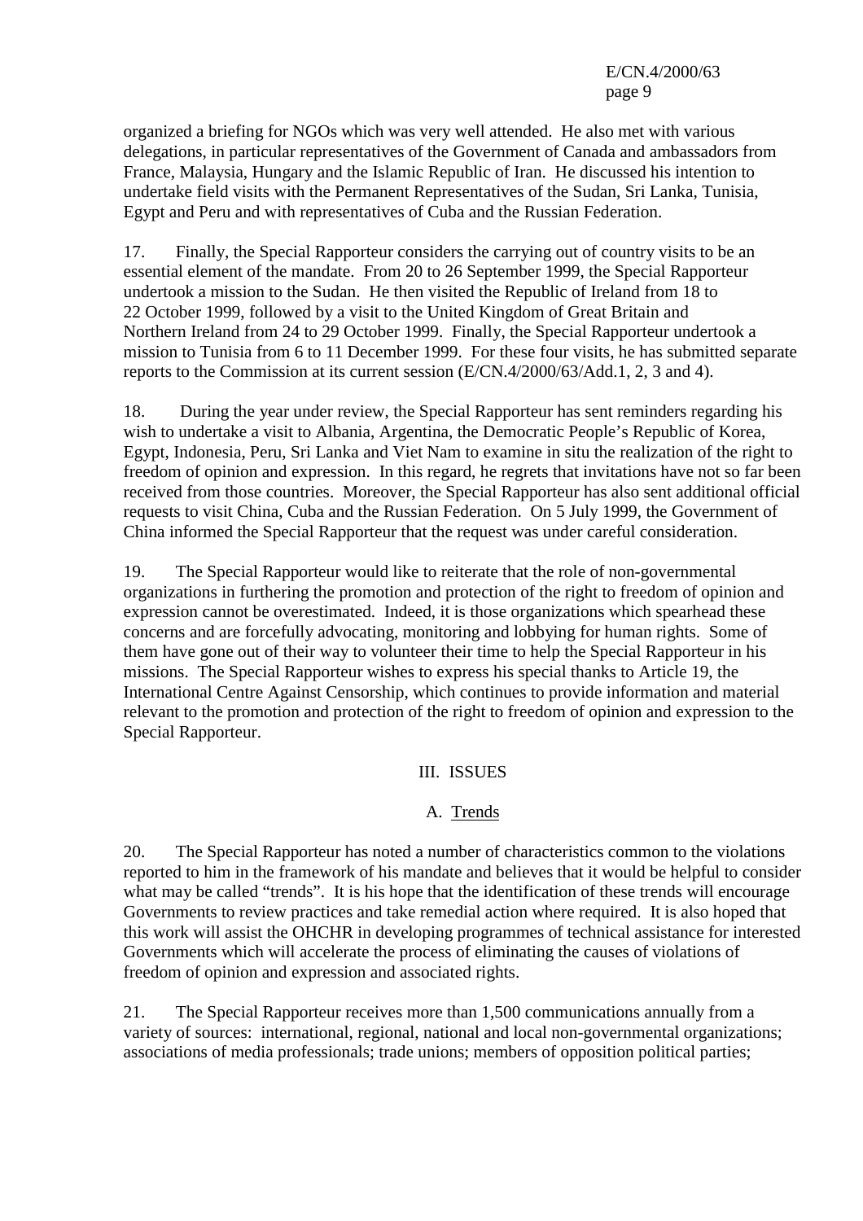organized a briefing for NGOs which was very well attended. He also met with various delegations, in particular representatives of the Government of Canada and ambassadors from France, Malaysia, Hungary and the Islamic Republic of Iran. He discussed his intention to undertake field visits with the Permanent Representatives of the Sudan, Sri Lanka, Tunisia, Egypt and Peru and with representatives of Cuba and the Russian Federation.

17. Finally, the Special Rapporteur considers the carrying out of country visits to be an essential element of the mandate. From 20 to 26 September 1999, the Special Rapporteur undertook a mission to the Sudan. He then visited the Republic of Ireland from 18 to 22 October 1999, followed by a visit to the United Kingdom of Great Britain and Northern Ireland from 24 to 29 October 1999. Finally, the Special Rapporteur undertook a mission to Tunisia from 6 to 11 December 1999. For these four visits, he has submitted separate reports to the Commission at its current session (E/CN.4/2000/63/Add.1, 2, 3 and 4).

18. During the year under review, the Special Rapporteur has sent reminders regarding his wish to undertake a visit to Albania, Argentina, the Democratic People's Republic of Korea, Egypt, Indonesia, Peru, Sri Lanka and Viet Nam to examine in situ the realization of the right to freedom of opinion and expression. In this regard, he regrets that invitations have not so far been received from those countries. Moreover, the Special Rapporteur has also sent additional official requests to visit China, Cuba and the Russian Federation. On 5 July 1999, the Government of China informed the Special Rapporteur that the request was under careful consideration.

19. The Special Rapporteur would like to reiterate that the role of non-governmental organizations in furthering the promotion and protection of the right to freedom of opinion and expression cannot be overestimated. Indeed, it is those organizations which spearhead these concerns and are forcefully advocating, monitoring and lobbying for human rights. Some of them have gone out of their way to volunteer their time to help the Special Rapporteur in his missions. The Special Rapporteur wishes to express his special thanks to Article 19, the International Centre Against Censorship, which continues to provide information and material relevant to the promotion and protection of the right to freedom of opinion and expression to the Special Rapporteur.

## III. ISSUES

### A. Trends

20. The Special Rapporteur has noted a number of characteristics common to the violations reported to him in the framework of his mandate and believes that it would be helpful to consider what may be called "trends". It is his hope that the identification of these trends will encourage Governments to review practices and take remedial action where required. It is also hoped that this work will assist the OHCHR in developing programmes of technical assistance for interested Governments which will accelerate the process of eliminating the causes of violations of freedom of opinion and expression and associated rights.

21. The Special Rapporteur receives more than 1,500 communications annually from a variety of sources: international, regional, national and local non-governmental organizations; associations of media professionals; trade unions; members of opposition political parties;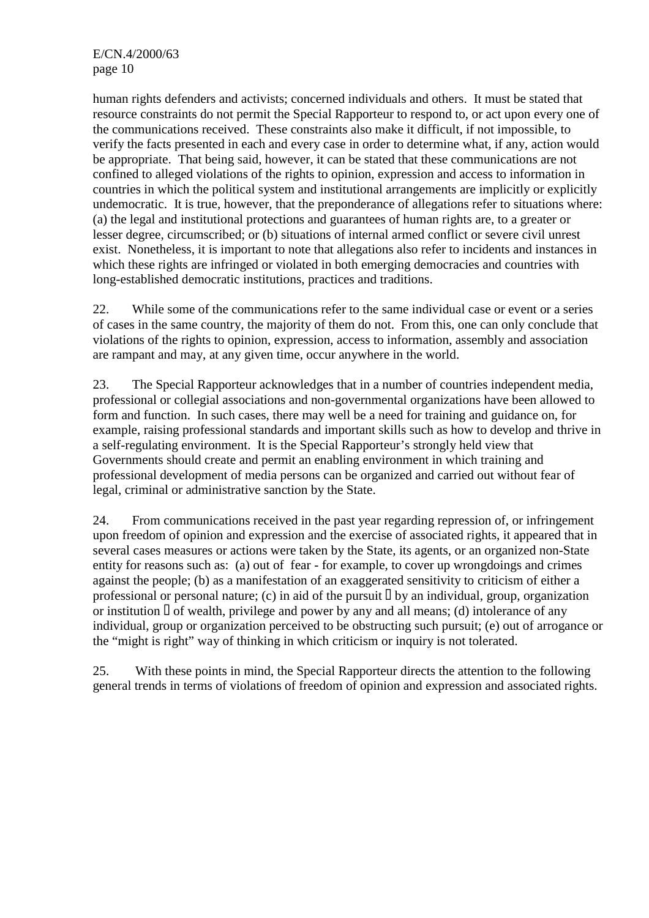human rights defenders and activists; concerned individuals and others. It must be stated that resource constraints do not permit the Special Rapporteur to respond to, or act upon every one of the communications received. These constraints also make it difficult, if not impossible, to verify the facts presented in each and every case in order to determine what, if any, action would be appropriate. That being said, however, it can be stated that these communications are not confined to alleged violations of the rights to opinion, expression and access to information in countries in which the political system and institutional arrangements are implicitly or explicitly undemocratic. It is true, however, that the preponderance of allegations refer to situations where: (a) the legal and institutional protections and guarantees of human rights are, to a greater or lesser degree, circumscribed; or (b) situations of internal armed conflict or severe civil unrest exist. Nonetheless, it is important to note that allegations also refer to incidents and instances in which these rights are infringed or violated in both emerging democracies and countries with long-established democratic institutions, practices and traditions.

22. While some of the communications refer to the same individual case or event or a series of cases in the same country, the majority of them do not. From this, one can only conclude that violations of the rights to opinion, expression, access to information, assembly and association are rampant and may, at any given time, occur anywhere in the world.

23. The Special Rapporteur acknowledges that in a number of countries independent media, professional or collegial associations and non-governmental organizations have been allowed to form and function. In such cases, there may well be a need for training and guidance on, for example, raising professional standards and important skills such as how to develop and thrive in a self-regulating environment. It is the Special Rapporteur’s strongly held view that Governments should create and permit an enabling environment in which training and professional development of media persons can be organized and carried out without fear of legal, criminal or administrative sanction by the State.

24. From communications received in the past year regarding repression of, or infringement upon freedom of opinion and expression and the exercise of associated rights, it appeared that in several cases measures or actions were taken by the State, its agents, or an organized non-State entity for reasons such as: (a) out of fear - for example, to cover up wrongdoings and crimes against the people; (b) as a manifestation of an exaggerated sensitivity to criticism of either a professional or personal nature; (c) in aid of the pursuit  by an individual, group, organization or institution  of wealth, privilege and power by any and all means; (d) intolerance of any individual, group or organization perceived to be obstructing such pursuit; (e) out of arrogance or the “might is right” way of thinking in which criticism or inquiry is not tolerated.

25. With these points in mind, the Special Rapporteur directs the attention to the following general trends in terms of violations of freedom of opinion and expression and associated rights.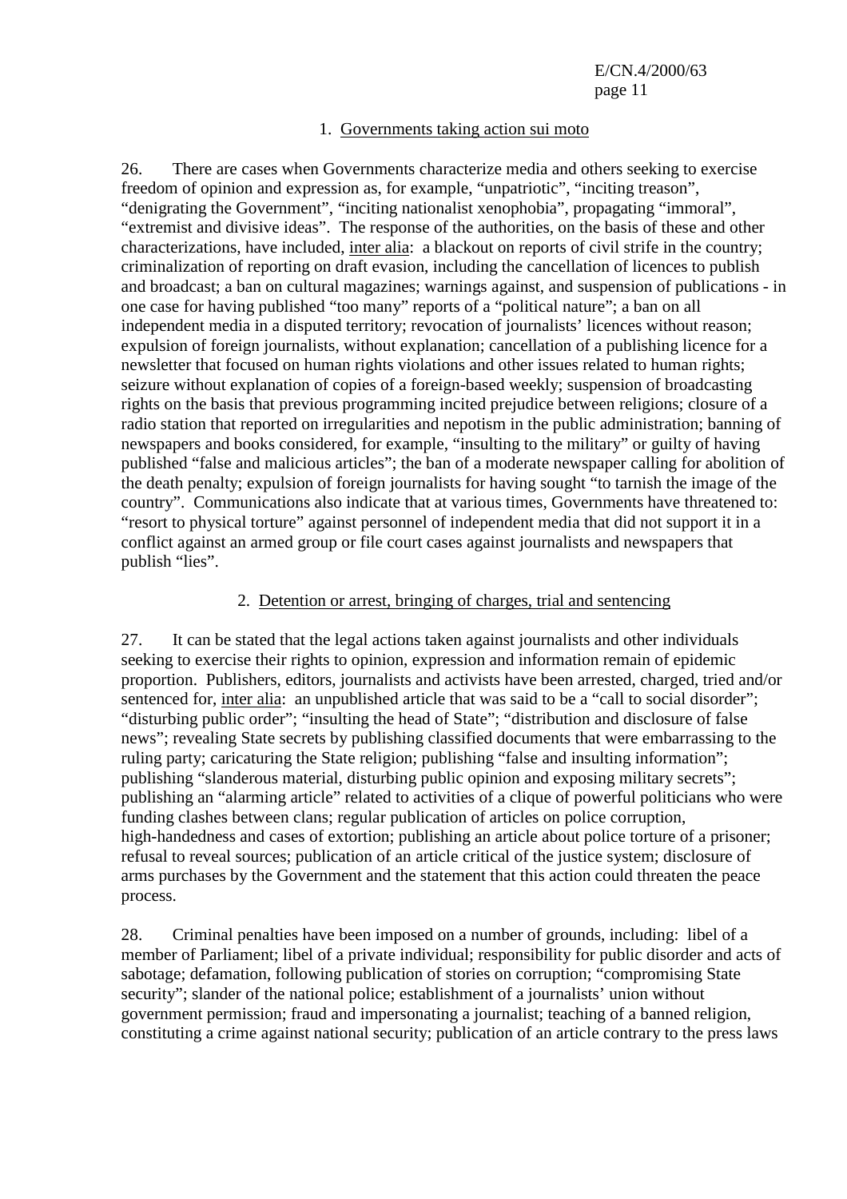### 1. Governments taking action sui moto

26. There are cases when Governments characterize media and others seeking to exercise freedom of opinion and expression as, for example, "unpatriotic", "inciting treason", "denigrating the Government", "inciting nationalist xenophobia", propagating "immoral", "extremist and divisive ideas". The response of the authorities, on the basis of these and other characterizations, have included, inter alia: a blackout on reports of civil strife in the country; criminalization of reporting on draft evasion, including the cancellation of licences to publish and broadcast; a ban on cultural magazines; warnings against, and suspension of publications - in one case for having published "too many" reports of a "political nature"; a ban on all independent media in a disputed territory; revocation of journalists' licences without reason; expulsion of foreign journalists, without explanation; cancellation of a publishing licence for a newsletter that focused on human rights violations and other issues related to human rights; seizure without explanation of copies of a foreign-based weekly; suspension of broadcasting rights on the basis that previous programming incited prejudice between religions; closure of a radio station that reported on irregularities and nepotism in the public administration; banning of newspapers and books considered, for example, "insulting to the military" or guilty of having published "false and malicious articles"; the ban of a moderate newspaper calling for abolition of the death penalty; expulsion of foreign journalists for having sought "to tarnish the image of the country". Communications also indicate that at various times, Governments have threatened to: "resort to physical torture" against personnel of independent media that did not support it in a conflict against an armed group or file court cases against journalists and newspapers that publish "lies".

### 2. Detention or arrest, bringing of charges, trial and sentencing

27. It can be stated that the legal actions taken against journalists and other individuals seeking to exercise their rights to opinion, expression and information remain of epidemic proportion. Publishers, editors, journalists and activists have been arrested, charged, tried and/or sentenced for, inter alia: an unpublished article that was said to be a "call to social disorder"; "disturbing public order"; "insulting the head of State"; "distribution and disclosure of false news"; revealing State secrets by publishing classified documents that were embarrassing to the ruling party; caricaturing the State religion; publishing "false and insulting information"; publishing "slanderous material, disturbing public opinion and exposing military secrets"; publishing an "alarming article" related to activities of a clique of powerful politicians who were funding clashes between clans; regular publication of articles on police corruption, high-handedness and cases of extortion; publishing an article about police torture of a prisoner; refusal to reveal sources; publication of an article critical of the justice system; disclosure of arms purchases by the Government and the statement that this action could threaten the peace process.

28. Criminal penalties have been imposed on a number of grounds, including: libel of a member of Parliament; libel of a private individual; responsibility for public disorder and acts of sabotage; defamation, following publication of stories on corruption; "compromising State security"; slander of the national police; establishment of a journalists' union without government permission; fraud and impersonating a journalist; teaching of a banned religion, constituting a crime against national security; publication of an article contrary to the press laws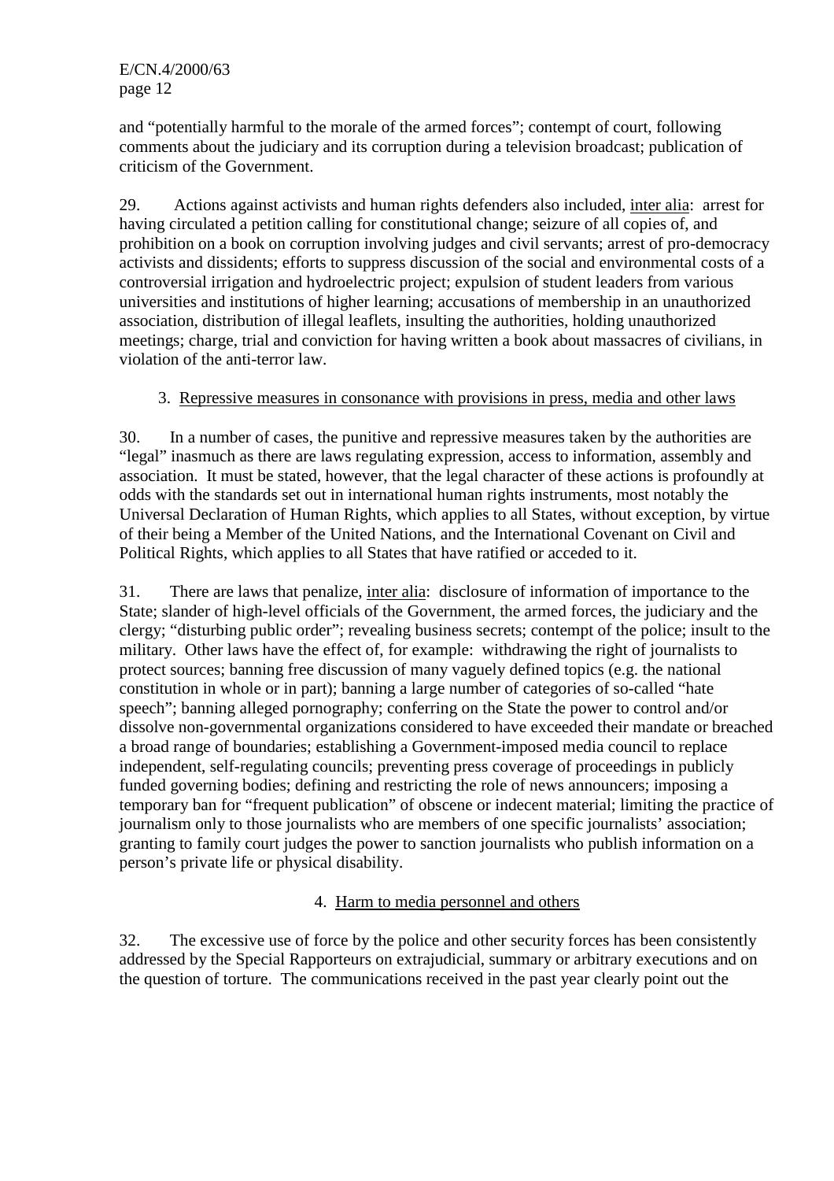and "potentially harmful to the morale of the armed forces"; contempt of court, following comments about the judiciary and its corruption during a television broadcast; publication of criticism of the Government.

29. Actions against activists and human rights defenders also included, inter alia: arrest for having circulated a petition calling for constitutional change; seizure of all copies of, and prohibition on a book on corruption involving judges and civil servants; arrest of pro-democracy activists and dissidents; efforts to suppress discussion of the social and environmental costs of a controversial irrigation and hydroelectric project; expulsion of student leaders from various universities and institutions of higher learning; accusations of membership in an unauthorized association, distribution of illegal leaflets, insulting the authorities, holding unauthorized meetings; charge, trial and conviction for having written a book about massacres of civilians, in violation of the anti-terror law.

### 3. Repressive measures in consonance with provisions in press, media and other laws

30. In a number of cases, the punitive and repressive measures taken by the authorities are "legal" inasmuch as there are laws regulating expression, access to information, assembly and association. It must be stated, however, that the legal character of these actions is profoundly at odds with the standards set out in international human rights instruments, most notably the Universal Declaration of Human Rights, which applies to all States, without exception, by virtue of their being a Member of the United Nations, and the International Covenant on Civil and Political Rights, which applies to all States that have ratified or acceded to it.

31. There are laws that penalize, inter alia: disclosure of information of importance to the State; slander of high-level officials of the Government, the armed forces, the judiciary and the clergy; "disturbing public order"; revealing business secrets; contempt of the police; insult to the military. Other laws have the effect of, for example: withdrawing the right of journalists to protect sources; banning free discussion of many vaguely defined topics (e.g. the national constitution in whole or in part); banning a large number of categories of so-called "hate speech"; banning alleged pornography; conferring on the State the power to control and/or dissolve non-governmental organizations considered to have exceeded their mandate or breached a broad range of boundaries; establishing a Government-imposed media council to replace independent, self-regulating councils; preventing press coverage of proceedings in publicly funded governing bodies; defining and restricting the role of news announcers; imposing a temporary ban for "frequent publication" of obscene or indecent material; limiting the practice of journalism only to those journalists who are members of one specific journalists' association; granting to family court judges the power to sanction journalists who publish information on a person's private life or physical disability.

### 4. Harm to media personnel and others

32. The excessive use of force by the police and other security forces has been consistently addressed by the Special Rapporteurs on extrajudicial, summary or arbitrary executions and on the question of torture. The communications received in the past year clearly point out the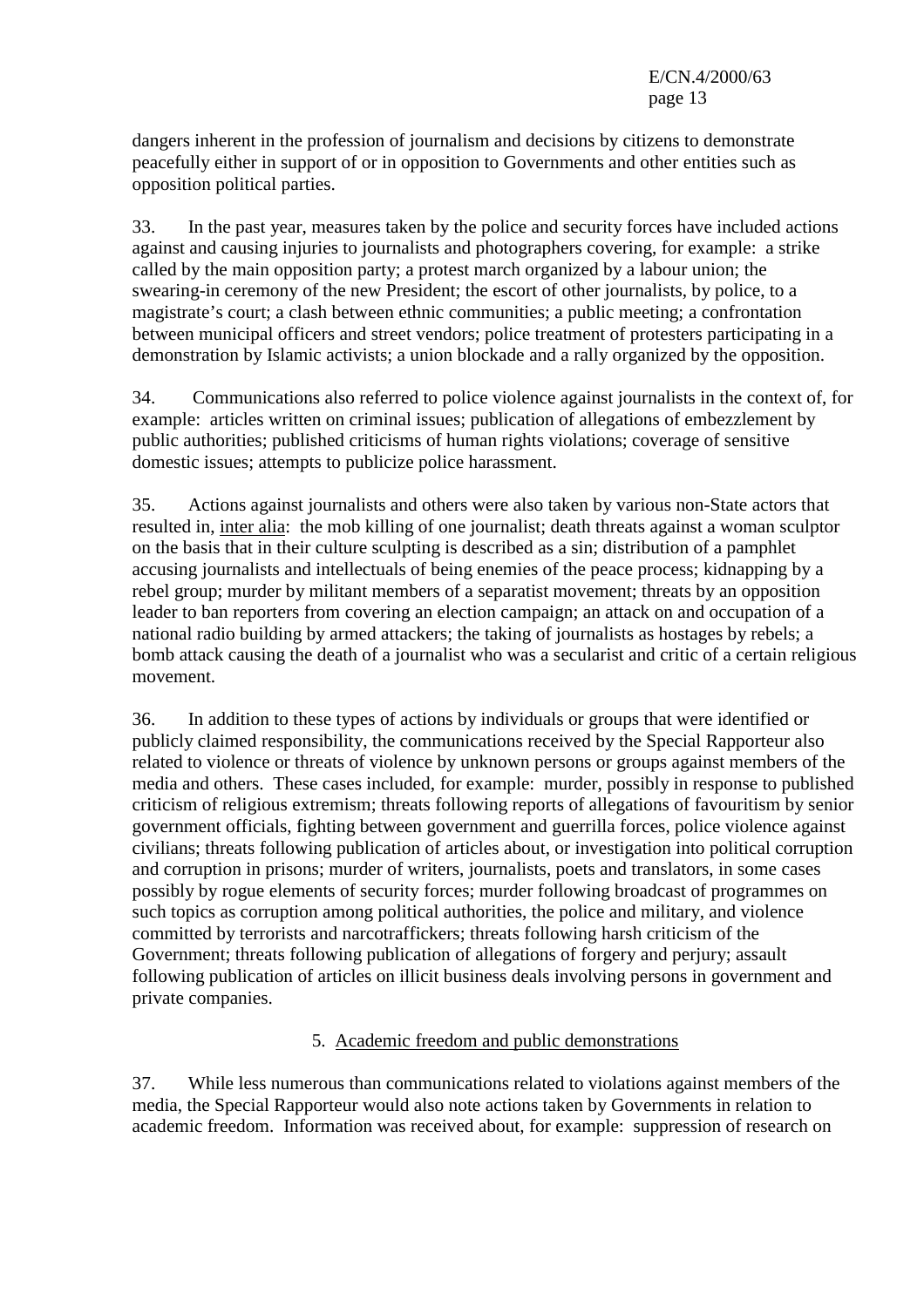dangers inherent in the profession of journalism and decisions by citizens to demonstrate peacefully either in support of or in opposition to Governments and other entities such as opposition political parties.

33. In the past year, measures taken by the police and security forces have included actions against and causing injuries to journalists and photographers covering, for example: a strike called by the main opposition party; a protest march organized by a labour union; the swearing-in ceremony of the new President; the escort of other journalists, by police, to a magistrate's court; a clash between ethnic communities; a public meeting; a confrontation between municipal officers and street vendors; police treatment of protesters participating in a demonstration by Islamic activists; a union blockade and a rally organized by the opposition.

34. Communications also referred to police violence against journalists in the context of, for example: articles written on criminal issues; publication of allegations of embezzlement by public authorities; published criticisms of human rights violations; coverage of sensitive domestic issues; attempts to publicize police harassment.

35. Actions against journalists and others were also taken by various non-State actors that resulted in, inter alia: the mob killing of one journalist; death threats against a woman sculptor on the basis that in their culture sculpting is described as a sin; distribution of a pamphlet accusing journalists and intellectuals of being enemies of the peace process; kidnapping by a rebel group; murder by militant members of a separatist movement; threats by an opposition leader to ban reporters from covering an election campaign; an attack on and occupation of a national radio building by armed attackers; the taking of journalists as hostages by rebels; a bomb attack causing the death of a journalist who was a secularist and critic of a certain religious movement.

36. In addition to these types of actions by individuals or groups that were identified or publicly claimed responsibility, the communications received by the Special Rapporteur also related to violence or threats of violence by unknown persons or groups against members of the media and others. These cases included, for example: murder, possibly in response to published criticism of religious extremism; threats following reports of allegations of favouritism by senior government officials, fighting between government and guerrilla forces, police violence against civilians; threats following publication of articles about, or investigation into political corruption and corruption in prisons; murder of writers, journalists, poets and translators, in some cases possibly by rogue elements of security forces; murder following broadcast of programmes on such topics as corruption among political authorities, the police and military, and violence committed by terrorists and narcotraffickers; threats following harsh criticism of the Government; threats following publication of allegations of forgery and perjury; assault following publication of articles on illicit business deals involving persons in government and private companies.

### 5. Academic freedom and public demonstrations

37. While less numerous than communications related to violations against members of the media, the Special Rapporteur would also note actions taken by Governments in relation to academic freedom. Information was received about, for example: suppression of research on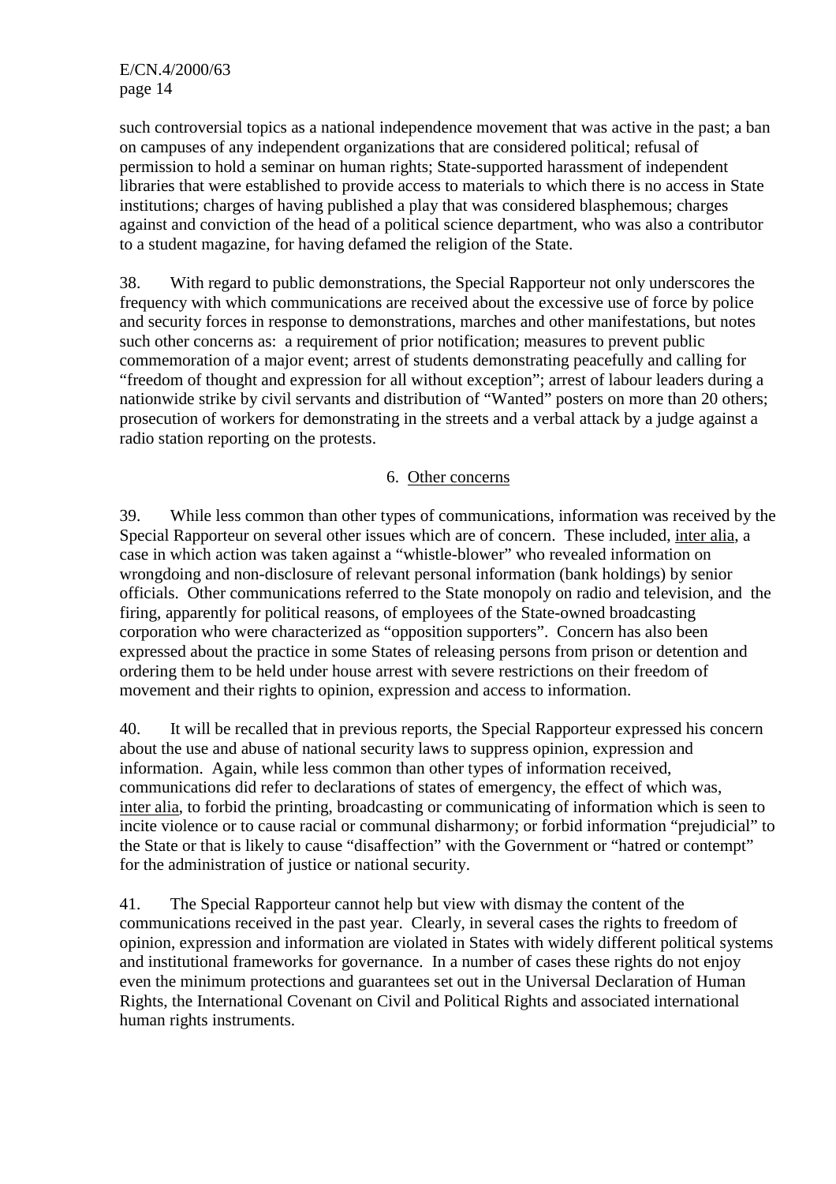such controversial topics as a national independence movement that was active in the past; a ban on campuses of any independent organizations that are considered political; refusal of permission to hold a seminar on human rights; State-supported harassment of independent libraries that were established to provide access to materials to which there is no access in State institutions; charges of having published a play that was considered blasphemous; charges against and conviction of the head of a political science department, who was also a contributor to a student magazine, for having defamed the religion of the State.

38. With regard to public demonstrations, the Special Rapporteur not only underscores the frequency with which communications are received about the excessive use of force by police and security forces in response to demonstrations, marches and other manifestations, but notes such other concerns as: a requirement of prior notification; measures to prevent public commemoration of a major event; arrest of students demonstrating peacefully and calling for "freedom of thought and expression for all without exception"; arrest of labour leaders during a nationwide strike by civil servants and distribution of "Wanted" posters on more than 20 others; prosecution of workers for demonstrating in the streets and a verbal attack by a judge against a radio station reporting on the protests.

## 6. Other concerns

39. While less common than other types of communications, information was received by the Special Rapporteur on several other issues which are of concern. These included, inter alia, a case in which action was taken against a "whistle-blower" who revealed information on wrongdoing and non-disclosure of relevant personal information (bank holdings) by senior officials. Other communications referred to the State monopoly on radio and television, and the firing, apparently for political reasons, of employees of the State-owned broadcasting corporation who were characterized as "opposition supporters". Concern has also been expressed about the practice in some States of releasing persons from prison or detention and ordering them to be held under house arrest with severe restrictions on their freedom of movement and their rights to opinion, expression and access to information.

40. It will be recalled that in previous reports, the Special Rapporteur expressed his concern about the use and abuse of national security laws to suppress opinion, expression and information. Again, while less common than other types of information received, communications did refer to declarations of states of emergency, the effect of which was, inter alia, to forbid the printing, broadcasting or communicating of information which is seen to incite violence or to cause racial or communal disharmony; or forbid information "prejudicial" to the State or that is likely to cause "disaffection" with the Government or "hatred or contempt" for the administration of justice or national security.

41. The Special Rapporteur cannot help but view with dismay the content of the communications received in the past year. Clearly, in several cases the rights to freedom of opinion, expression and information are violated in States with widely different political systems and institutional frameworks for governance. In a number of cases these rights do not enjoy even the minimum protections and guarantees set out in the Universal Declaration of Human Rights, the International Covenant on Civil and Political Rights and associated international human rights instruments.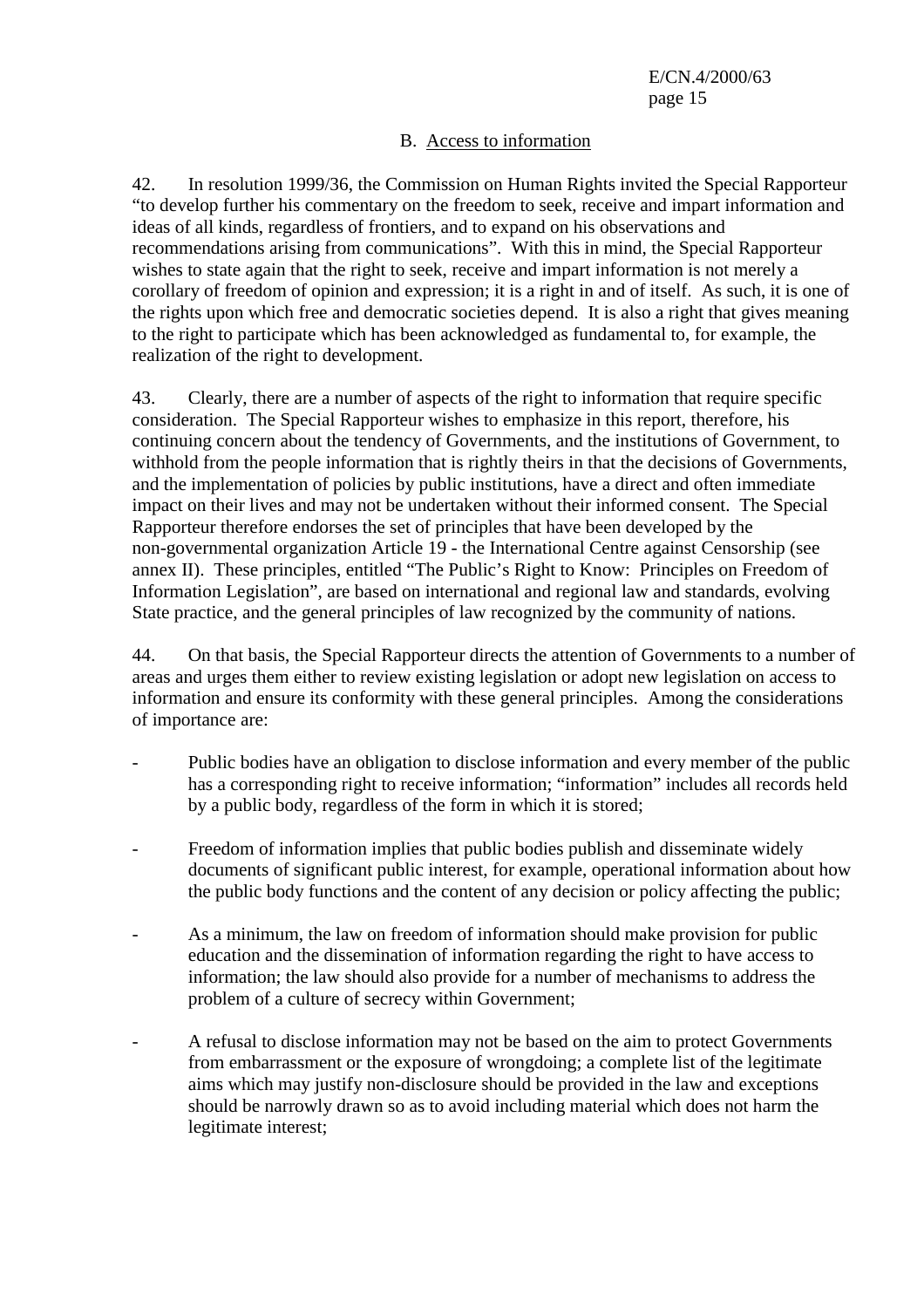## B. Access to information

42. In resolution 1999/36, the Commission on Human Rights invited the Special Rapporteur "to develop further his commentary on the freedom to seek, receive and impart information and ideas of all kinds, regardless of frontiers, and to expand on his observations and recommendations arising from communications". With this in mind, the Special Rapporteur wishes to state again that the right to seek, receive and impart information is not merely a corollary of freedom of opinion and expression; it is a right in and of itself. As such, it is one of the rights upon which free and democratic societies depend. It is also a right that gives meaning to the right to participate which has been acknowledged as fundamental to, for example, the realization of the right to development.

43. Clearly, there are a number of aspects of the right to information that require specific consideration. The Special Rapporteur wishes to emphasize in this report, therefore, his continuing concern about the tendency of Governments, and the institutions of Government, to withhold from the people information that is rightly theirs in that the decisions of Governments, and the implementation of policies by public institutions, have a direct and often immediate impact on their lives and may not be undertaken without their informed consent. The Special Rapporteur therefore endorses the set of principles that have been developed by the non-governmental organization Article 19 - the International Centre against Censorship (see annex II). These principles, entitled "The Public's Right to Know: Principles on Freedom of Information Legislation", are based on international and regional law and standards, evolving State practice, and the general principles of law recognized by the community of nations.

44. On that basis, the Special Rapporteur directs the attention of Governments to a number of areas and urges them either to review existing legislation or adopt new legislation on access to information and ensure its conformity with these general principles. Among the considerations of importance are:

- Public bodies have an obligation to disclose information and every member of the public has a corresponding right to receive information; "information" includes all records held by a public body, regardless of the form in which it is stored;
- Freedom of information implies that public bodies publish and disseminate widely documents of significant public interest, for example, operational information about how the public body functions and the content of any decision or policy affecting the public;
- As a minimum, the law on freedom of information should make provision for public education and the dissemination of information regarding the right to have access to information; the law should also provide for a number of mechanisms to address the problem of a culture of secrecy within Government;
- A refusal to disclose information may not be based on the aim to protect Governments from embarrassment or the exposure of wrongdoing; a complete list of the legitimate aims which may justify non-disclosure should be provided in the law and exceptions should be narrowly drawn so as to avoid including material which does not harm the legitimate interest;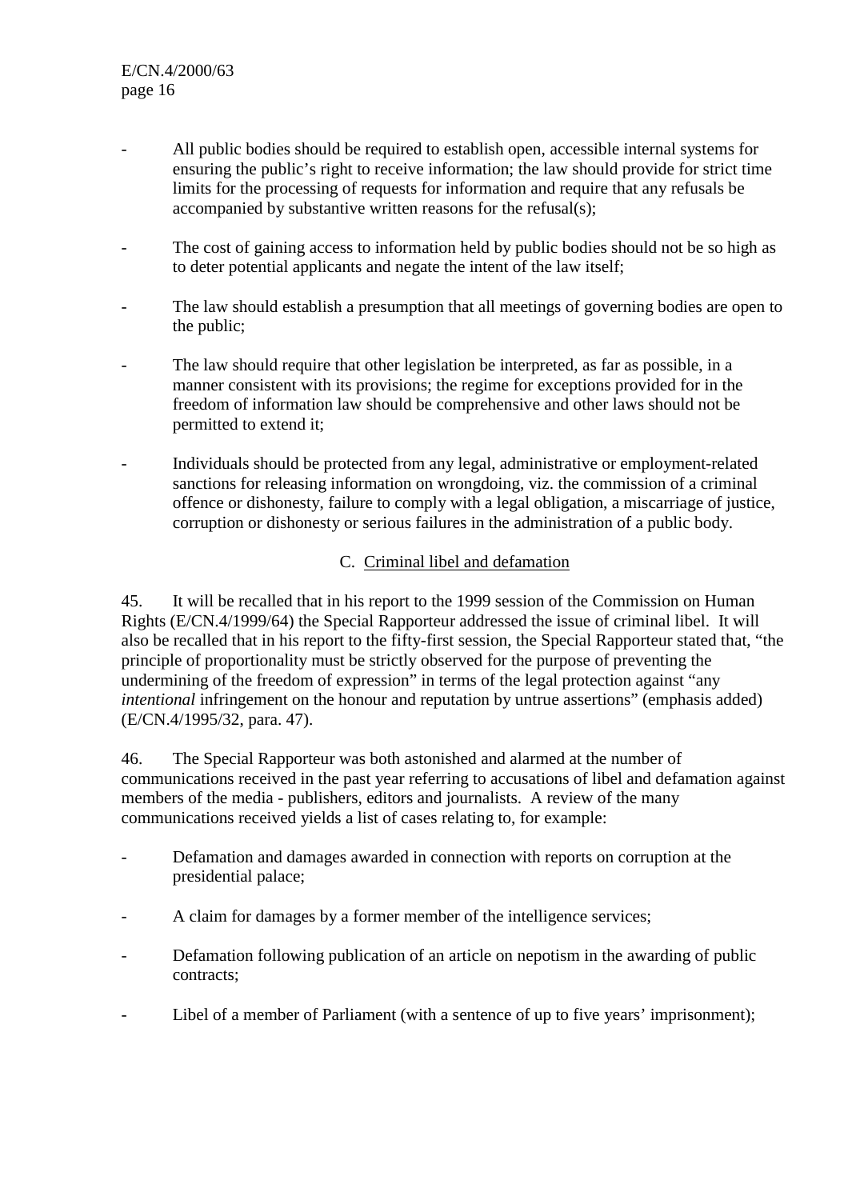- All public bodies should be required to establish open, accessible internal systems for ensuring the public's right to receive information; the law should provide for strict time limits for the processing of requests for information and require that any refusals be accompanied by substantive written reasons for the refusal(s);

- The cost of gaining access to information held by public bodies should not be so high as to deter potential applicants and negate the intent of the law itself;

- The law should establish a presumption that all meetings of governing bodies are open to the public;

- The law should require that other legislation be interpreted, as far as possible, in a manner consistent with its provisions; the regime for exceptions provided for in the freedom of information law should be comprehensive and other laws should not be permitted to extend it;

- Individuals should be protected from any legal, administrative or employment-related sanctions for releasing information on wrongdoing, viz. the commission of a criminal offence or dishonesty, failure to comply with a legal obligation, a miscarriage of justice, corruption or dishonesty or serious failures in the administration of a public body.

### C. Criminal libel and defamation

45. It will be recalled that in his report to the 1999 session of the Commission on Human Rights (E/CN.4/1999/64) the Special Rapporteur addressed the issue of criminal libel. It will also be recalled that in his report to the fifty-first session, the Special Rapporteur stated that, "the principle of proportionality must be strictly observed for the purpose of preventing the undermining of the freedom of expression" in terms of the legal protection against "any *intentional* infringement on the honour and reputation by untrue assertions" (emphasis added) (E/CN.4/1995/32, para. 47).

46. The Special Rapporteur was both astonished and alarmed at the number of communications received in the past year referring to accusations of libel and defamation against members of the media - publishers, editors and journalists. A review of the many communications received yields a list of cases relating to, for example:

- Defamation and damages awarded in connection with reports on corruption at the presidential palace;

- A claim for damages by a former member of the intelligence services;

- Defamation following publication of an article on nepotism in the awarding of public contracts;

- Libel of a member of Parliament (with a sentence of up to five years' imprisonment);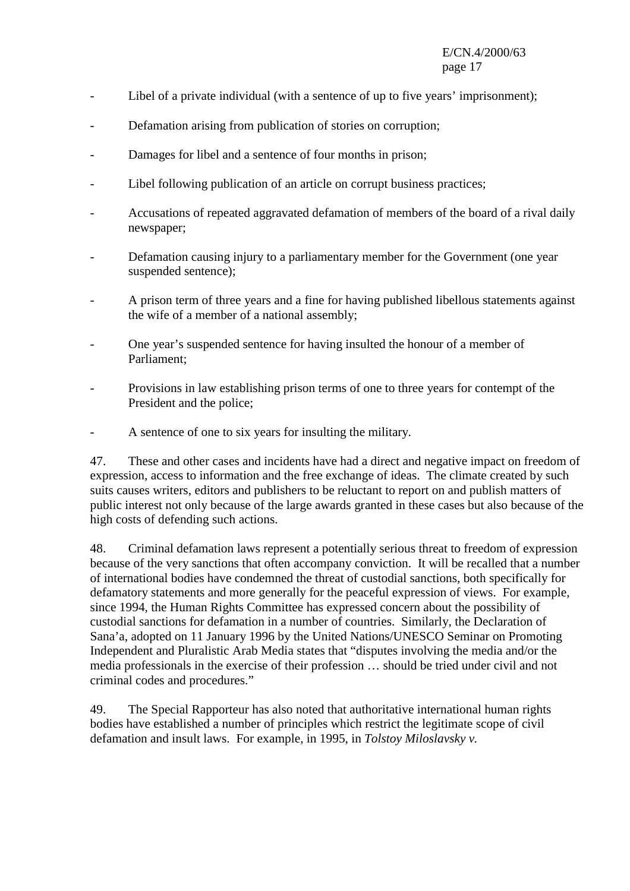- Libel of a private individual (with a sentence of up to five years' imprisonment);
- Defamation arising from publication of stories on corruption;
- Damages for libel and a sentence of four months in prison;
- Libel following publication of an article on corrupt business practices;
- Accusations of repeated aggravated defamation of members of the board of a rival daily newspaper;
- Defamation causing injury to a parliamentary member for the Government (one year suspended sentence);
- A prison term of three years and a fine for having published libellous statements against the wife of a member of a national assembly;
- One year's suspended sentence for having insulted the honour of a member of Parliament;
- Provisions in law establishing prison terms of one to three years for contempt of the President and the police;
- A sentence of one to six years for insulting the military.

47. These and other cases and incidents have had a direct and negative impact on freedom of expression, access to information and the free exchange of ideas. The climate created by such suits causes writers, editors and publishers to be reluctant to report on and publish matters of public interest not only because of the large awards granted in these cases but also because of the high costs of defending such actions.

48. Criminal defamation laws represent a potentially serious threat to freedom of expression because of the very sanctions that often accompany conviction. It will be recalled that a number of international bodies have condemned the threat of custodial sanctions, both specifically for defamatory statements and more generally for the peaceful expression of views. For example, since 1994, the Human Rights Committee has expressed concern about the possibility of custodial sanctions for defamation in a number of countries. Similarly, the Declaration of Sana'a, adopted on 11 January 1996 by the United Nations/UNESCO Seminar on Promoting Independent and Pluralistic Arab Media states that "disputes involving the media and/or the media professionals in the exercise of their profession … should be tried under civil and not criminal codes and procedures."

49. The Special Rapporteur has also noted that authoritative international human rights bodies have established a number of principles which restrict the legitimate scope of civil defamation and insult laws. For example, in 1995, in *Tolstoy Miloslavsky v.*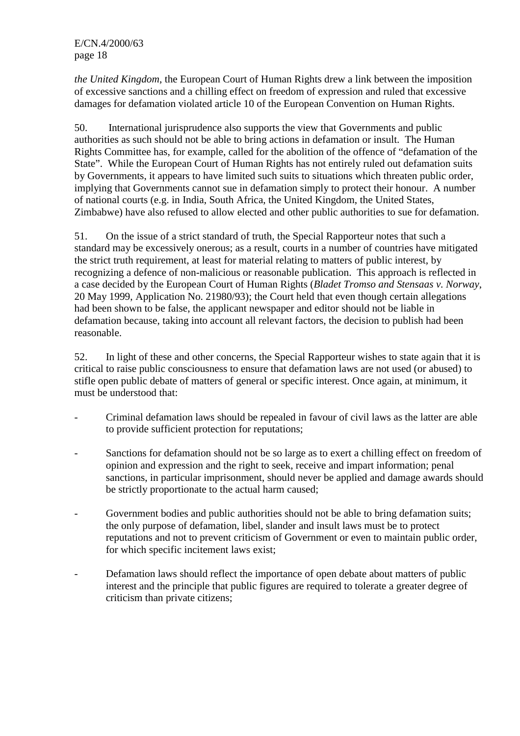*the United Kingdom*, the European Court of Human Rights drew a link between the imposition of excessive sanctions and a chilling effect on freedom of expression and ruled that excessive damages for defamation violated article 10 of the European Convention on Human Rights.

50. International jurisprudence also supports the view that Governments and public authorities as such should not be able to bring actions in defamation or insult. The Human Rights Committee has, for example, called for the abolition of the offence of "defamation of the State". While the European Court of Human Rights has not entirely ruled out defamation suits by Governments, it appears to have limited such suits to situations which threaten public order, implying that Governments cannot sue in defamation simply to protect their honour. A number of national courts (e.g. in India, South Africa, the United Kingdom, the United States, Zimbabwe) have also refused to allow elected and other public authorities to sue for defamation.

51. On the issue of a strict standard of truth, the Special Rapporteur notes that such a standard may be excessively onerous; as a result, courts in a number of countries have mitigated the strict truth requirement, at least for material relating to matters of public interest, by recognizing a defence of non-malicious or reasonable publication. This approach is reflected in a case decided by the European Court of Human Rights (*Bladet Tromso and Stensaas v. Norway*, 20 May 1999, Application No. 21980/93); the Court held that even though certain allegations had been shown to be false, the applicant newspaper and editor should not be liable in defamation because, taking into account all relevant factors, the decision to publish had been reasonable.

52. In light of these and other concerns, the Special Rapporteur wishes to state again that it is critical to raise public consciousness to ensure that defamation laws are not used (or abused) to stifle open public debate of matters of general or specific interest. Once again, at minimum, it must be understood that:

- Criminal defamation laws should be repealed in favour of civil laws as the latter are able to provide sufficient protection for reputations;

- Sanctions for defamation should not be so large as to exert a chilling effect on freedom of opinion and expression and the right to seek, receive and impart information; penal sanctions, in particular imprisonment, should never be applied and damage awards should be strictly proportionate to the actual harm caused;

- Government bodies and public authorities should not be able to bring defamation suits; the only purpose of defamation, libel, slander and insult laws must be to protect reputations and not to prevent criticism of Government or even to maintain public order, for which specific incitement laws exist;

- Defamation laws should reflect the importance of open debate about matters of public interest and the principle that public figures are required to tolerate a greater degree of criticism than private citizens;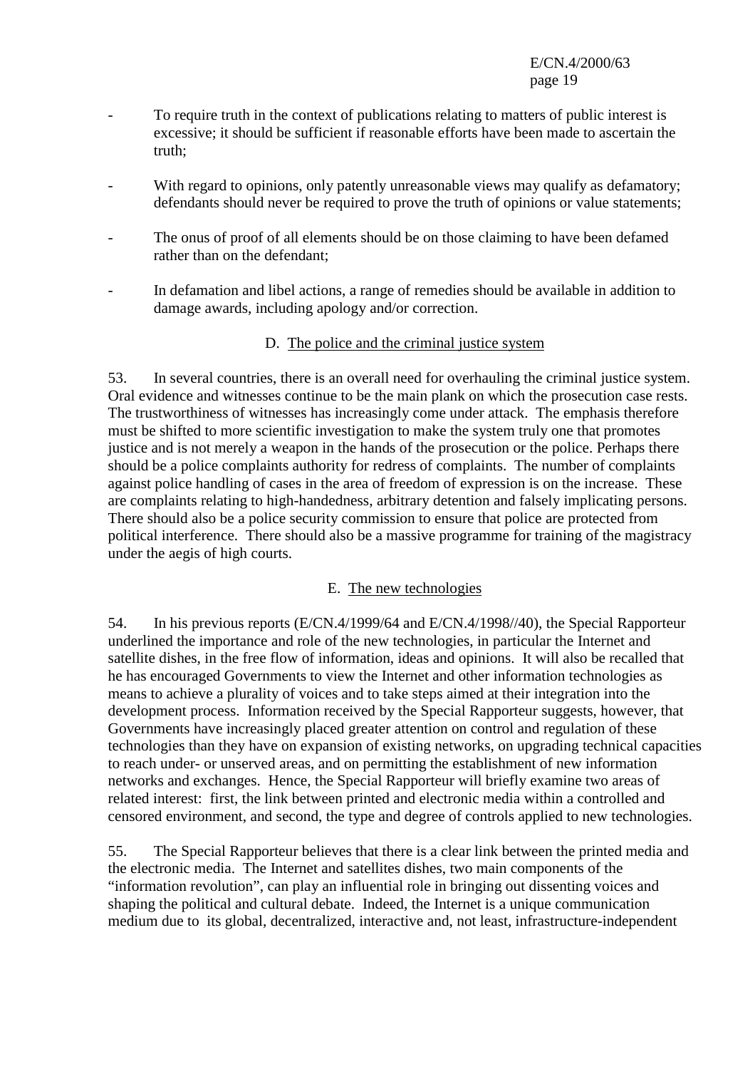- To require truth in the context of publications relating to matters of public interest is excessive; it should be sufficient if reasonable efforts have been made to ascertain the truth;

- With regard to opinions, only patently unreasonable views may qualify as defamatory; defendants should never be required to prove the truth of opinions or value statements;

- The onus of proof of all elements should be on those claiming to have been defamed rather than on the defendant;

- In defamation and libel actions, a range of remedies should be available in addition to damage awards, including apology and/or correction.

### D. The police and the criminal justice system

53. In several countries, there is an overall need for overhauling the criminal justice system. Oral evidence and witnesses continue to be the main plank on which the prosecution case rests. The trustworthiness of witnesses has increasingly come under attack. The emphasis therefore must be shifted to more scientific investigation to make the system truly one that promotes justice and is not merely a weapon in the hands of the prosecution or the police. Perhaps there should be a police complaints authority for redress of complaints. The number of complaints against police handling of cases in the area of freedom of expression is on the increase. These are complaints relating to high-handedness, arbitrary detention and falsely implicating persons. There should also be a police security commission to ensure that police are protected from political interference. There should also be a massive programme for training of the magistracy under the aegis of high courts.

### E. The new technologies

54. In his previous reports (E/CN.4/1999/64 and E/CN.4/1998//40), the Special Rapporteur underlined the importance and role of the new technologies, in particular the Internet and satellite dishes, in the free flow of information, ideas and opinions. It will also be recalled that he has encouraged Governments to view the Internet and other information technologies as means to achieve a plurality of voices and to take steps aimed at their integration into the development process. Information received by the Special Rapporteur suggests, however, that Governments have increasingly placed greater attention on control and regulation of these technologies than they have on expansion of existing networks, on upgrading technical capacities to reach under- or unserved areas, and on permitting the establishment of new information networks and exchanges. Hence, the Special Rapporteur will briefly examine two areas of related interest: first, the link between printed and electronic media within a controlled and censored environment, and second, the type and degree of controls applied to new technologies.

55. The Special Rapporteur believes that there is a clear link between the printed media and the electronic media. The Internet and satellites dishes, two main components of the "information revolution", can play an influential role in bringing out dissenting voices and shaping the political and cultural debate. Indeed, the Internet is a unique communication medium due to its global, decentralized, interactive and, not least, infrastructure-independent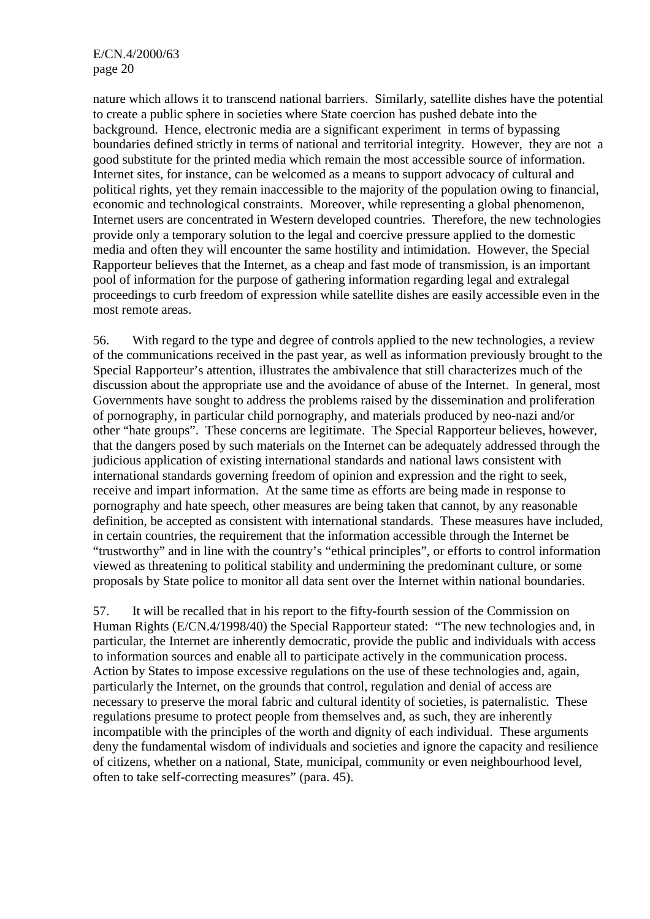nature which allows it to transcend national barriers. Similarly, satellite dishes have the potential to create a public sphere in societies where State coercion has pushed debate into the background. Hence, electronic media are a significant experiment in terms of bypassing boundaries defined strictly in terms of national and territorial integrity. However, they are not a good substitute for the printed media which remain the most accessible source of information. Internet sites, for instance, can be welcomed as a means to support advocacy of cultural and political rights, yet they remain inaccessible to the majority of the population owing to financial, economic and technological constraints. Moreover, while representing a global phenomenon, Internet users are concentrated in Western developed countries. Therefore, the new technologies provide only a temporary solution to the legal and coercive pressure applied to the domestic media and often they will encounter the same hostility and intimidation. However, the Special Rapporteur believes that the Internet, as a cheap and fast mode of transmission, is an important pool of information for the purpose of gathering information regarding legal and extralegal proceedings to curb freedom of expression while satellite dishes are easily accessible even in the most remote areas.

56. With regard to the type and degree of controls applied to the new technologies, a review of the communications received in the past year, as well as information previously brought to the Special Rapporteur's attention, illustrates the ambivalence that still characterizes much of the discussion about the appropriate use and the avoidance of abuse of the Internet. In general, most Governments have sought to address the problems raised by the dissemination and proliferation of pornography, in particular child pornography, and materials produced by neo-nazi and/or other "hate groups". These concerns are legitimate. The Special Rapporteur believes, however, that the dangers posed by such materials on the Internet can be adequately addressed through the judicious application of existing international standards and national laws consistent with international standards governing freedom of opinion and expression and the right to seek, receive and impart information. At the same time as efforts are being made in response to pornography and hate speech, other measures are being taken that cannot, by any reasonable definition, be accepted as consistent with international standards. These measures have included, in certain countries, the requirement that the information accessible through the Internet be "trustworthy" and in line with the country's "ethical principles", or efforts to control information viewed as threatening to political stability and undermining the predominant culture, or some proposals by State police to monitor all data sent over the Internet within national boundaries.

57. It will be recalled that in his report to the fifty-fourth session of the Commission on Human Rights (E/CN.4/1998/40) the Special Rapporteur stated: "The new technologies and, in particular, the Internet are inherently democratic, provide the public and individuals with access to information sources and enable all to participate actively in the communication process. Action by States to impose excessive regulations on the use of these technologies and, again, particularly the Internet, on the grounds that control, regulation and denial of access are necessary to preserve the moral fabric and cultural identity of societies, is paternalistic. These regulations presume to protect people from themselves and, as such, they are inherently incompatible with the principles of the worth and dignity of each individual. These arguments deny the fundamental wisdom of individuals and societies and ignore the capacity and resilience of citizens, whether on a national, State, municipal, community or even neighbourhood level, often to take self-correcting measures" (para. 45).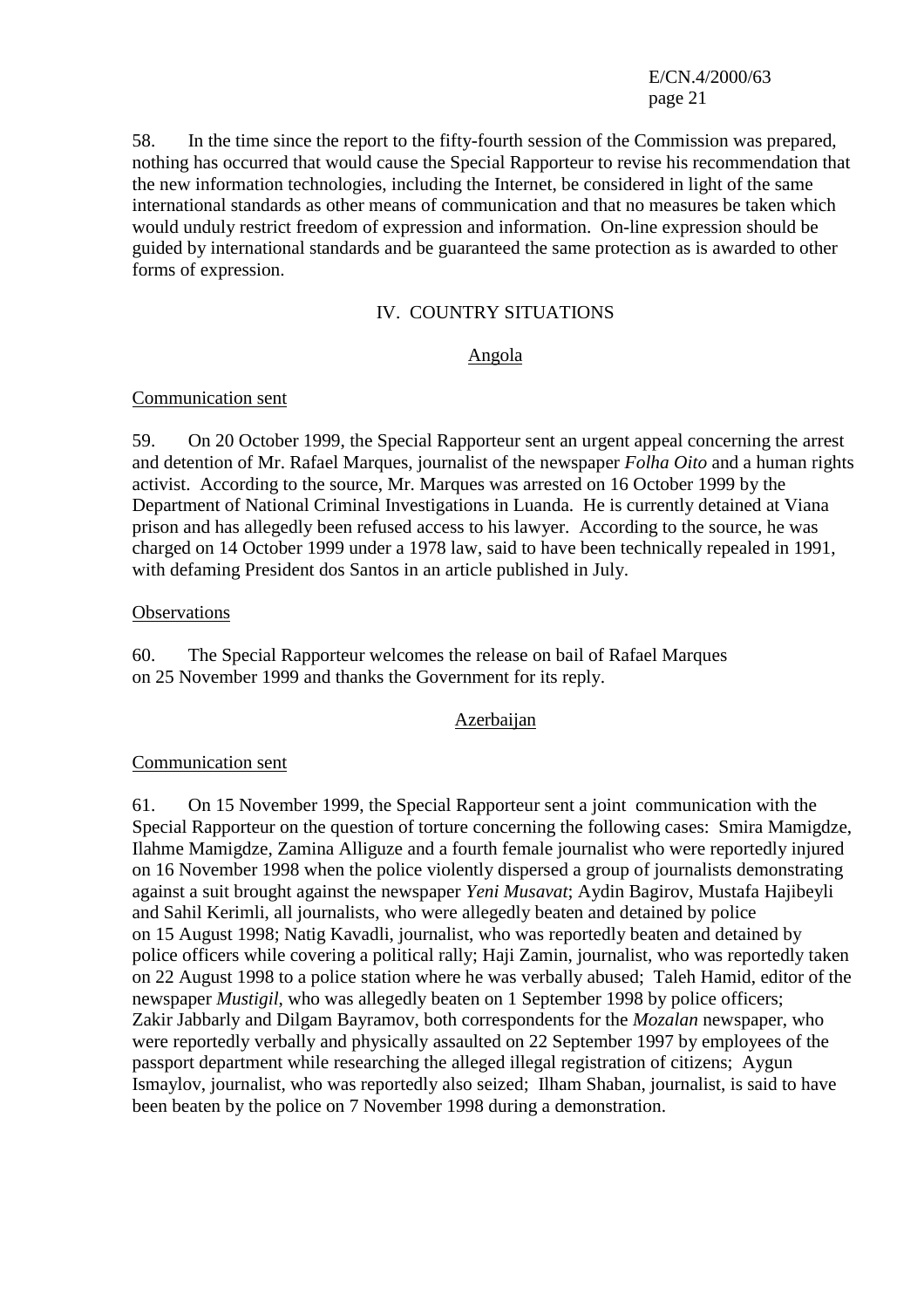58. In the time since the report to the fifty-fourth session of the Commission was prepared, nothing has occurred that would cause the Special Rapporteur to revise his recommendation that the new information technologies, including the Internet, be considered in light of the same international standards as other means of communication and that no measures be taken which would unduly restrict freedom of expression and information. On-line expression should be guided by international standards and be guaranteed the same protection as is awarded to other forms of expression.

## IV. COUNTRY SITUATIONS

### Angola

#### Communication sent

59. On 20 October 1999, the Special Rapporteur sent an urgent appeal concerning the arrest and detention of Mr. Rafael Marques, journalist of the newspaper *Folha Oito* and a human rights activist. According to the source, Mr. Marques was arrested on 16 October 1999 by the Department of National Criminal Investigations in Luanda. He is currently detained at Viana prison and has allegedly been refused access to his lawyer. According to the source, he was charged on 14 October 1999 under a 1978 law, said to have been technically repealed in 1991, with defaming President dos Santos in an article published in July.

#### Observations

60. The Special Rapporteur welcomes the release on bail of Rafael Marques on 25 November 1999 and thanks the Government for its reply.

### Azerbaijan

#### Communication sent

61. On 15 November 1999, the Special Rapporteur sent a joint communication with the Special Rapporteur on the question of torture concerning the following cases: Smira Mamigdze, Ilahme Mamigdze, Zamina Alliguze and a fourth female journalist who were reportedly injured on 16 November 1998 when the police violently dispersed a group of journalists demonstrating against a suit brought against the newspaper *Yeni Musavat*; Aydin Bagirov, Mustafa Hajibeyli and Sahil Kerimli, all journalists, who were allegedly beaten and detained by police on 15 August 1998; Natig Kavadli, journalist, who was reportedly beaten and detained by police officers while covering a political rally; Haji Zamin, journalist, who was reportedly taken on 22 August 1998 to a police station where he was verbally abused; Taleh Hamid, editor of the newspaper *Mustigil*, who was allegedly beaten on 1 September 1998 by police officers; Zakir Jabbarly and Dilgam Bayramov, both correspondents for the *Mozalan* newspaper, who were reportedly verbally and physically assaulted on 22 September 1997 by employees of the passport department while researching the alleged illegal registration of citizens; Aygun Ismaylov, journalist, who was reportedly also seized; Ilham Shaban, journalist, is said to have been beaten by the police on 7 November 1998 during a demonstration.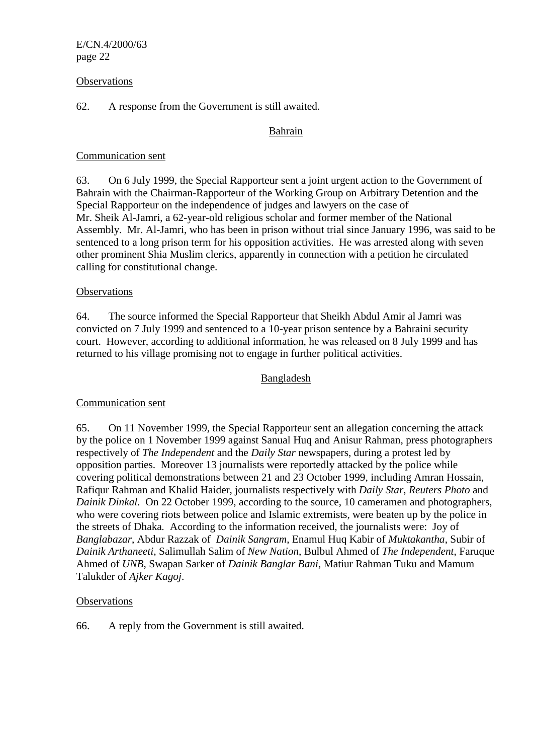Observations

62. A response from the Government is still awaited.

Bahrain

Communication sent

63. On 6 July 1999, the Special Rapporteur sent a joint urgent action to the Government of Bahrain with the Chairman-Rapporteur of the Working Group on Arbitrary Detention and the Special Rapporteur on the independence of judges and lawyers on the case of Mr. Sheik Al-Jamri, a 62-year-old religious scholar and former member of the National Assembly. Mr. Al-Jamri, who has been in prison without trial since January 1996, was said to be sentenced to a long prison term for his opposition activities. He was arrested along with seven other prominent Shia Muslim clerics, apparently in connection with a petition he circulated calling for constitutional change.

Observations

64. The source informed the Special Rapporteur that Sheikh Abdul Amir al Jamri was convicted on 7 July 1999 and sentenced to a 10-year prison sentence by a Bahraini security court. However, according to additional information, he was released on 8 July 1999 and has returned to his village promising not to engage in further political activities.

Bangladesh

Communication sent

65. On 11 November 1999, the Special Rapporteur sent an allegation concerning the attack by the police on 1 November 1999 against Sanual Huq and Anisur Rahman, press photographers respectively of *The Independent* and the *Daily Star* newspapers, during a protest led by opposition parties. Moreover 13 journalists were reportedly attacked by the police while covering political demonstrations between 21 and 23 October 1999, including Amran Hossain, Rafiqur Rahman and Khalid Haider, journalists respectively with *Daily Star*, *Reuters Photo* and *Dainik Dinkal.* On 22 October 1999, according to the source, 10 cameramen and photographers, who were covering riots between police and Islamic extremists, were beaten up by the police in the streets of Dhaka. According to the information received, the journalists were: Joy of *Banglabazar*, Abdur Razzak of *Dainik Sangram*, Enamul Huq Kabir of *Muktakantha*, Subir of *Dainik Arthaneeti*, Salimullah Salim of *New Nation*, Bulbul Ahmed of *The Independent*, Faruque Ahmed of *UNB*, Swapan Sarker of *Dainik Banglar Bani*, Matiur Rahman Tuku and Mamum Talukder of *Ajker Kagoj*.

Observations

66. A reply from the Government is still awaited.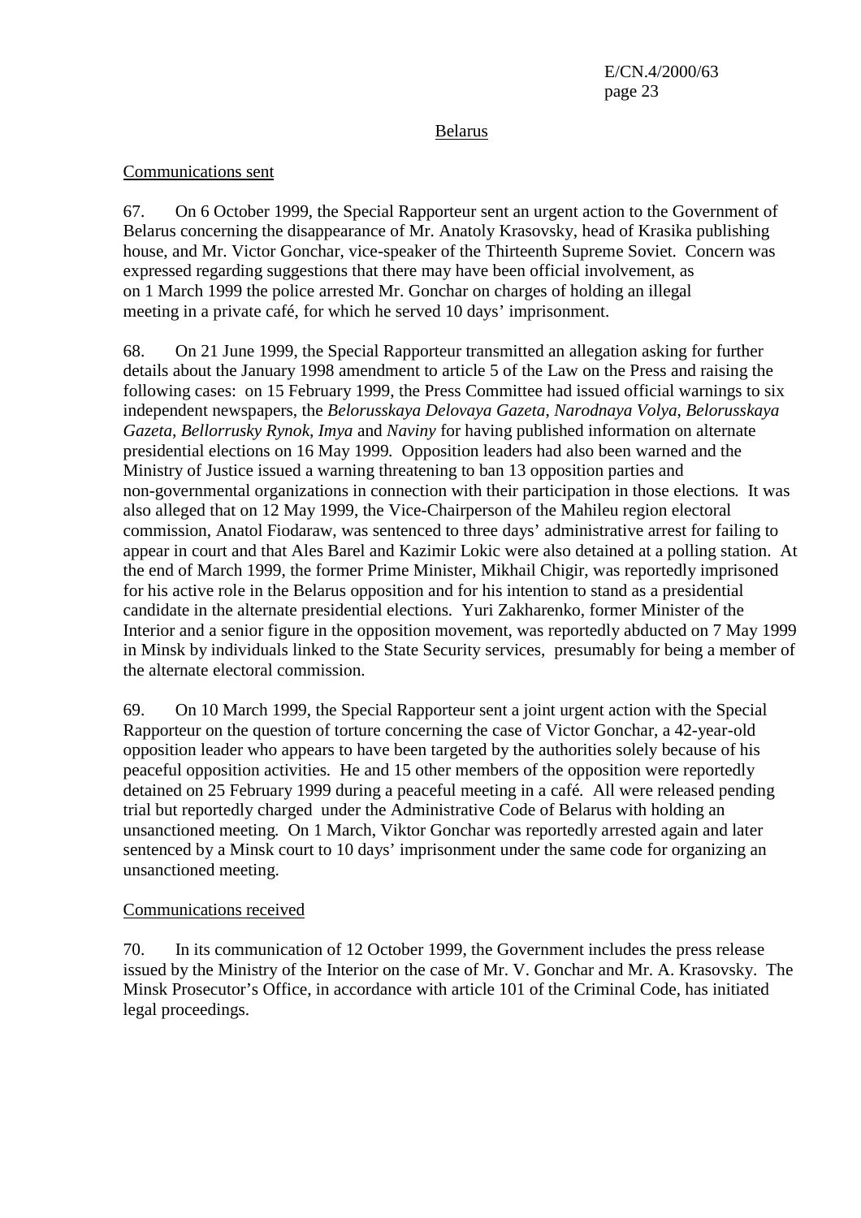## Belarus

### Communications sent

67. On 6 October 1999, the Special Rapporteur sent an urgent action to the Government of Belarus concerning the disappearance of Mr. Anatoly Krasovsky, head of Krasika publishing house, and Mr. Victor Gonchar, vice-speaker of the Thirteenth Supreme Soviet. Concern was expressed regarding suggestions that there may have been official involvement, as on 1 March 1999 the police arrested Mr. Gonchar on charges of holding an illegal meeting in a private café, for which he served 10 days' imprisonment.

68. On 21 June 1999, the Special Rapporteur transmitted an allegation asking for further details about the January 1998 amendment to article 5 of the Law on the Press and raising the following cases: on 15 February 1999, the Press Committee had issued official warnings to six independent newspapers, the *Belorusskaya Delovaya Gazeta*, *Narodnaya Volya*, *Belorusskaya Gazeta*, *Bellorrusky Rynok, Imya* and *Naviny* for having published information on alternate presidential elections on 16 May 1999. Opposition leaders had also been warned and the Ministry of Justice issued a warning threatening to ban 13 opposition parties and non-governmental organizations in connection with their participation in those elections. It was also alleged that on 12 May 1999, the Vice-Chairperson of the Mahileu region electoral commission, Anatol Fiodaraw, was sentenced to three days' administrative arrest for failing to appear in court and that Ales Barel and Kazimir Lokic were also detained at a polling station. At the end of March 1999, the former Prime Minister, Mikhail Chigir, was reportedly imprisoned for his active role in the Belarus opposition and for his intention to stand as a presidential candidate in the alternate presidential elections. Yuri Zakharenko, former Minister of the Interior and a senior figure in the opposition movement, was reportedly abducted on 7 May 1999 in Minsk by individuals linked to the State Security services, presumably for being a member of the alternate electoral commission.

69. On 10 March 1999, the Special Rapporteur sent a joint urgent action with the Special Rapporteur on the question of torture concerning the case of Victor Gonchar, a 42-year-old opposition leader who appears to have been targeted by the authorities solely because of his peaceful opposition activities. He and 15 other members of the opposition were reportedly detained on 25 February 1999 during a peaceful meeting in a café. All were released pending trial but reportedly charged under the Administrative Code of Belarus with holding an unsanctioned meeting. On 1 March, Viktor Gonchar was reportedly arrested again and later sentenced by a Minsk court to 10 days' imprisonment under the same code for organizing an unsanctioned meeting.

### Communications received

70. In its communication of 12 October 1999, the Government includes the press release issued by the Ministry of the Interior on the case of Mr. V. Gonchar and Mr. A. Krasovsky. The Minsk Prosecutor's Office, in accordance with article 101 of the Criminal Code, has initiated legal proceedings.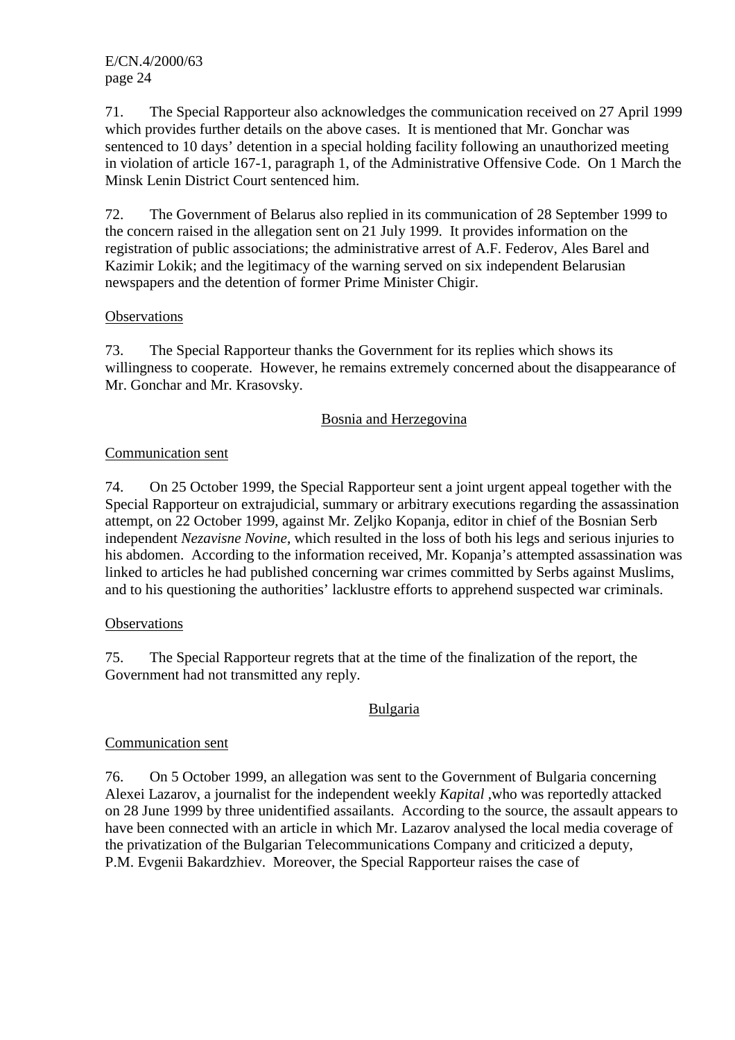71. The Special Rapporteur also acknowledges the communication received on 27 April 1999 which provides further details on the above cases. It is mentioned that Mr. Gonchar was sentenced to 10 days' detention in a special holding facility following an unauthorized meeting in violation of article 167-1, paragraph 1, of the Administrative Offensive Code. On 1 March the Minsk Lenin District Court sentenced him.

72. The Government of Belarus also replied in its communication of 28 September 1999 to the concern raised in the allegation sent on 21 July 1999. It provides information on the registration of public associations; the administrative arrest of A.F. Federov, Ales Barel and Kazimir Lokik; and the legitimacy of the warning served on six independent Belarusian newspapers and the detention of former Prime Minister Chigir.

Observations

73. The Special Rapporteur thanks the Government for its replies which shows its willingness to cooperate. However, he remains extremely concerned about the disappearance of Mr. Gonchar and Mr. Krasovsky.

## Bosnia and Herzegovina

Communication sent

74. On 25 October 1999, the Special Rapporteur sent a joint urgent appeal together with the Special Rapporteur on extrajudicial, summary or arbitrary executions regarding the assassination attempt, on 22 October 1999, against Mr. Zeljko Kopanja, editor in chief of the Bosnian Serb independent *Nezavisne Novine*, which resulted in the loss of both his legs and serious injuries to his abdomen. According to the information received, Mr. Kopanja's attempted assassination was linked to articles he had published concerning war crimes committed by Serbs against Muslims, and to his questioning the authorities' lacklustre efforts to apprehend suspected war criminals.

Observations

75. The Special Rapporteur regrets that at the time of the finalization of the report, the Government had not transmitted any reply.

## Bulgaria

Communication sent

76. On 5 October 1999, an allegation was sent to the Government of Bulgaria concerning Alexei Lazarov, a journalist for the independent weekly *Kapital* ,who was reportedly attacked on 28 June 1999 by three unidentified assailants. According to the source, the assault appears to have been connected with an article in which Mr. Lazarov analysed the local media coverage of the privatization of the Bulgarian Telecommunications Company and criticized a deputy, P.M. Evgenii Bakardzhiev. Moreover, the Special Rapporteur raises the case of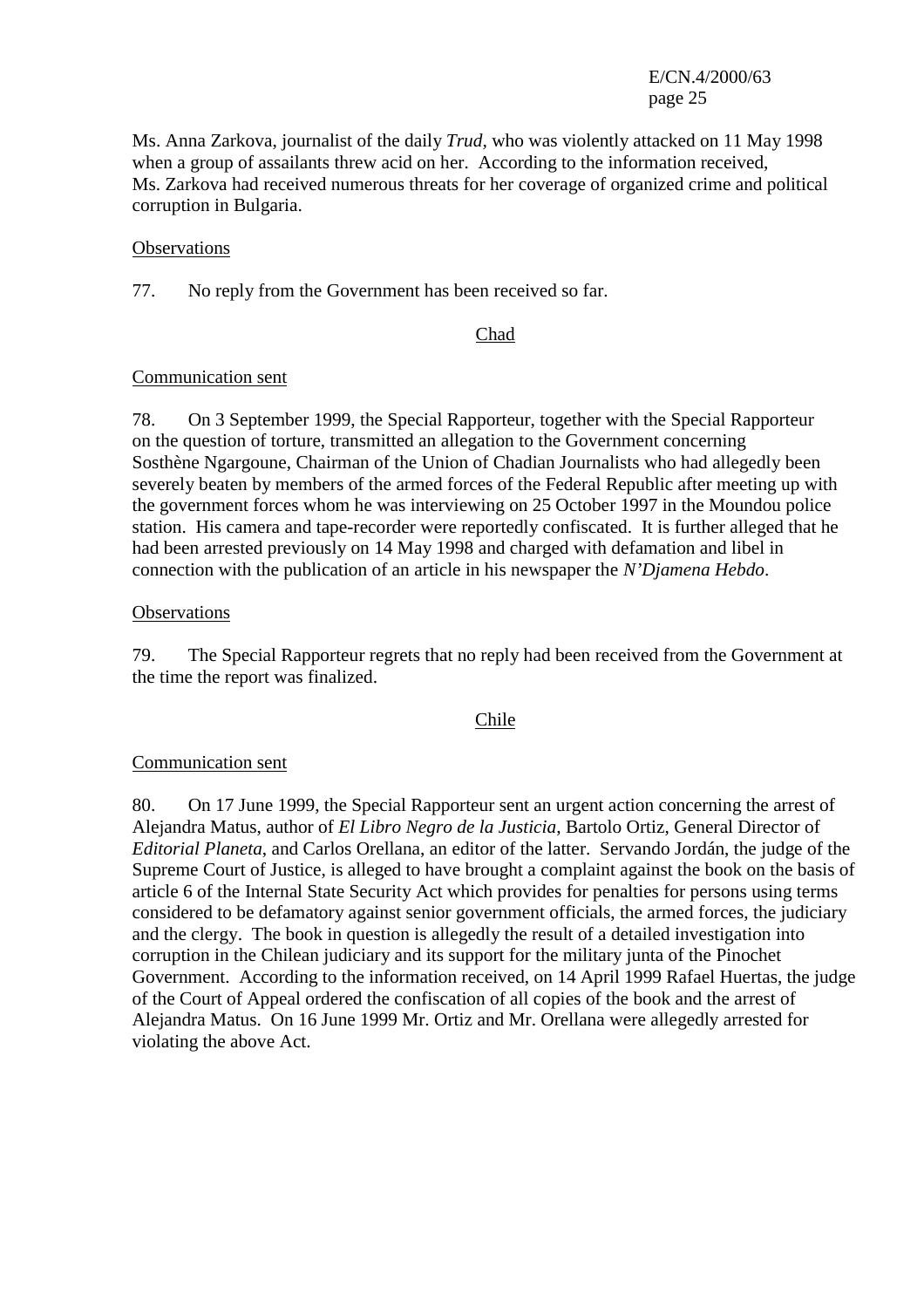Ms. Anna Zarkova, journalist of the daily *Trud*, who was violently attacked on 11 May 1998 when a group of assailants threw acid on her. According to the information received, Ms. Zarkova had received numerous threats for her coverage of organized crime and political corruption in Bulgaria.

Observations

77. No reply from the Government has been received so far.

## Chad

Communication sent

78. On 3 September 1999, the Special Rapporteur, together with the Special Rapporteur on the question of torture, transmitted an allegation to the Government concerning Sosthène Ngargoune, Chairman of the Union of Chadian Journalists who had allegedly been severely beaten by members of the armed forces of the Federal Republic after meeting up with the government forces whom he was interviewing on 25 October 1997 in the Moundou police station. His camera and tape-recorder were reportedly confiscated. It is further alleged that he had been arrested previously on 14 May 1998 and charged with defamation and libel in connection with the publication of an article in his newspaper the *N'Djamena Hebdo*.

Observations

79. The Special Rapporteur regrets that no reply had been received from the Government at the time the report was finalized.

## Chile

Communication sent

80. On 17 June 1999, the Special Rapporteur sent an urgent action concerning the arrest of Alejandra Matus, author of *El Libro Negro de la Justicia*, Bartolo Ortiz, General Director of *Editorial Planeta*, and Carlos Orellana, an editor of the latter. Servando Jordán, the judge of the Supreme Court of Justice, is alleged to have brought a complaint against the book on the basis of article 6 of the Internal State Security Act which provides for penalties for persons using terms considered to be defamatory against senior government officials, the armed forces, the judiciary and the clergy. The book in question is allegedly the result of a detailed investigation into corruption in the Chilean judiciary and its support for the military junta of the Pinochet Government. According to the information received, on 14 April 1999 Rafael Huertas, the judge of the Court of Appeal ordered the confiscation of all copies of the book and the arrest of Alejandra Matus. On 16 June 1999 Mr. Ortiz and Mr. Orellana were allegedly arrested for violating the above Act.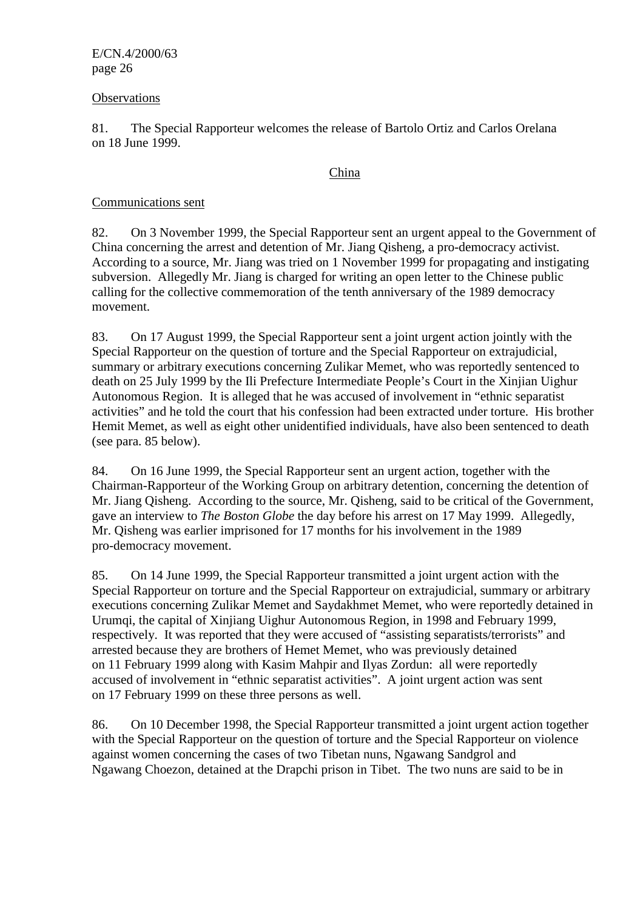Observations

81. The Special Rapporteur welcomes the release of Bartolo Ortiz and Carlos Orelana on 18 June 1999.

China

Communications sent

82. On 3 November 1999, the Special Rapporteur sent an urgent appeal to the Government of China concerning the arrest and detention of Mr. Jiang Qisheng, a pro-democracy activist. According to a source, Mr. Jiang was tried on 1 November 1999 for propagating and instigating subversion. Allegedly Mr. Jiang is charged for writing an open letter to the Chinese public calling for the collective commemoration of the tenth anniversary of the 1989 democracy movement.

83. On 17 August 1999, the Special Rapporteur sent a joint urgent action jointly with the Special Rapporteur on the question of torture and the Special Rapporteur on extrajudicial, summary or arbitrary executions concerning Zulikar Memet, who was reportedly sentenced to death on 25 July 1999 by the Ili Prefecture Intermediate People's Court in the Xinjian Uighur Autonomous Region. It is alleged that he was accused of involvement in "ethnic separatist activities" and he told the court that his confession had been extracted under torture. His brother Hemit Memet, as well as eight other unidentified individuals, have also been sentenced to death (see para. 85 below).

84. On 16 June 1999, the Special Rapporteur sent an urgent action, together with the Chairman-Rapporteur of the Working Group on arbitrary detention, concerning the detention of Mr. Jiang Qisheng. According to the source, Mr. Qisheng, said to be critical of the Government, gave an interview to *The Boston Globe* the day before his arrest on 17 May 1999. Allegedly, Mr. Qisheng was earlier imprisoned for 17 months for his involvement in the 1989 pro-democracy movement.

85. On 14 June 1999, the Special Rapporteur transmitted a joint urgent action with the Special Rapporteur on torture and the Special Rapporteur on extrajudicial, summary or arbitrary executions concerning Zulikar Memet and Saydakhmet Memet, who were reportedly detained in Urumqi, the capital of Xinjiang Uighur Autonomous Region, in 1998 and February 1999, respectively. It was reported that they were accused of "assisting separatists/terrorists" and arrested because they are brothers of Hemet Memet, who was previously detained on 11 February 1999 along with Kasim Mahpir and Ilyas Zordun: all were reportedly accused of involvement in "ethnic separatist activities". A joint urgent action was sent on 17 February 1999 on these three persons as well.

86. On 10 December 1998, the Special Rapporteur transmitted a joint urgent action together with the Special Rapporteur on the question of torture and the Special Rapporteur on violence against women concerning the cases of two Tibetan nuns, Ngawang Sandgrol and Ngawang Choezon, detained at the Drapchi prison in Tibet. The two nuns are said to be in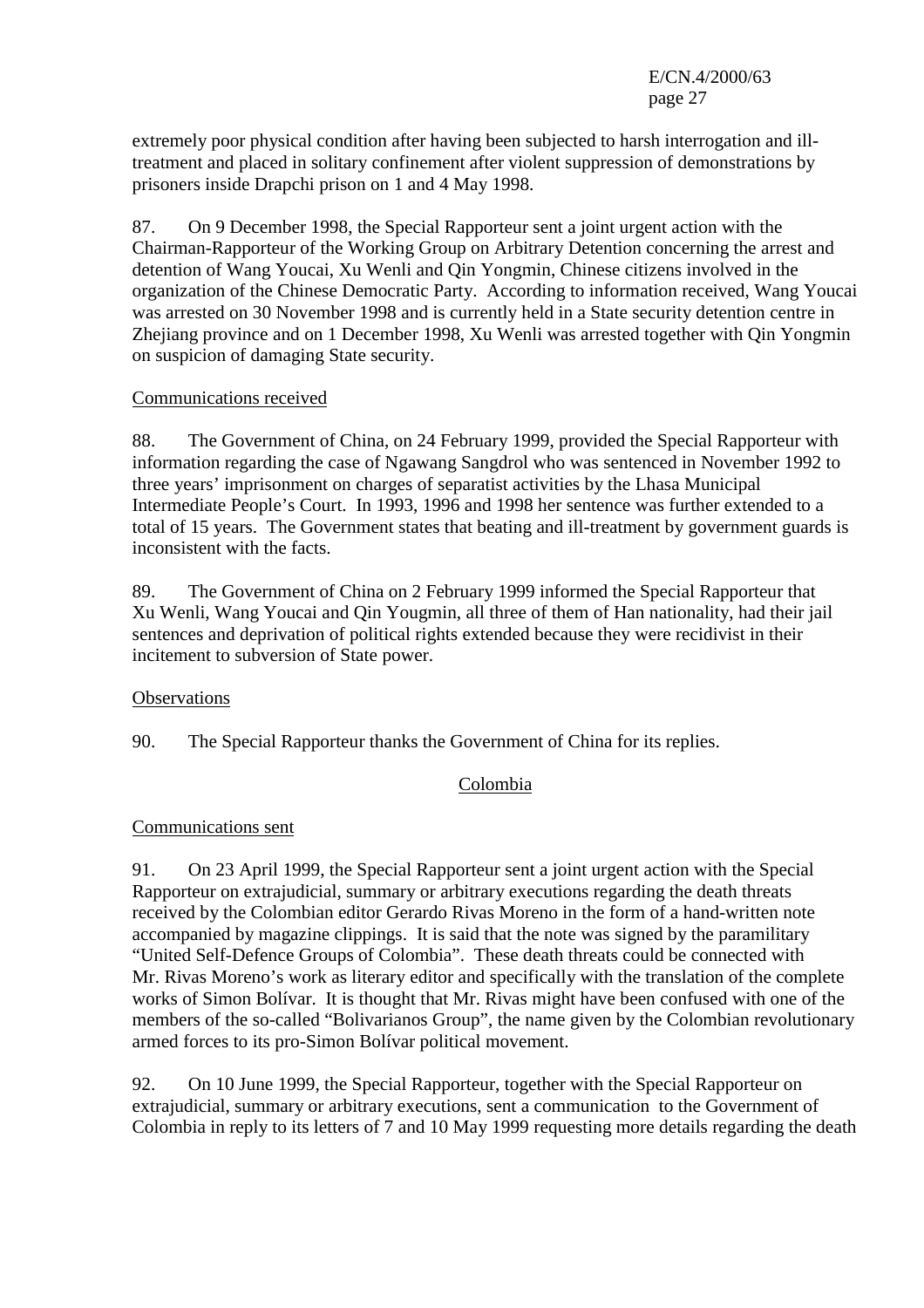extremely poor physical condition after having been subjected to harsh interrogation and ill-treatment and placed in solitary confinement after violent suppression of demonstrations by prisoners inside Drapchi prison on 1 and 4 May 1998.

87. On 9 December 1998, the Special Rapporteur sent a joint urgent action with the Chairman-Rapporteur of the Working Group on Arbitrary Detention concerning the arrest and detention of Wang Youcai, Xu Wenli and Qin Yongmin, Chinese citizens involved in the organization of the Chinese Democratic Party. According to information received, Wang Youcai was arrested on 30 November 1998 and is currently held in a State security detention centre in Zhejiang province and on 1 December 1998, Xu Wenli was arrested together with Qin Yongmin on suspicion of damaging State security.

Communications received

88. The Government of China, on 24 February 1999, provided the Special Rapporteur with information regarding the case of Ngawang Sangdrol who was sentenced in November 1992 to three years' imprisonment on charges of separatist activities by the Lhasa Municipal Intermediate People's Court. In 1993, 1996 and 1998 her sentence was further extended to a total of 15 years. The Government states that beating and ill-treatment by government guards is inconsistent with the facts.

89. The Government of China on 2 February 1999 informed the Special Rapporteur that Xu Wenli, Wang Youcai and Qin Yougmin, all three of them of Han nationality, had their jail sentences and deprivation of political rights extended because they were recidivist in their incitement to subversion of State power.

Observations

90. The Special Rapporteur thanks the Government of China for its replies.

## Colombia

Communications sent

91. On 23 April 1999, the Special Rapporteur sent a joint urgent action with the Special Rapporteur on extrajudicial, summary or arbitrary executions regarding the death threats received by the Colombian editor Gerardo Rivas Moreno in the form of a hand-written note accompanied by magazine clippings. It is said that the note was signed by the paramilitary "United Self-Defence Groups of Colombia". These death threats could be connected with Mr. Rivas Moreno's work as literary editor and specifically with the translation of the complete works of Simon Bolívar. It is thought that Mr. Rivas might have been confused with one of the members of the so-called "Bolivarianos Group", the name given by the Colombian revolutionary armed forces to its pro-Simon Bolívar political movement.

92. On 10 June 1999, the Special Rapporteur, together with the Special Rapporteur on extrajudicial, summary or arbitrary executions, sent a communication to the Government of Colombia in reply to its letters of 7 and 10 May 1999 requesting more details regarding the death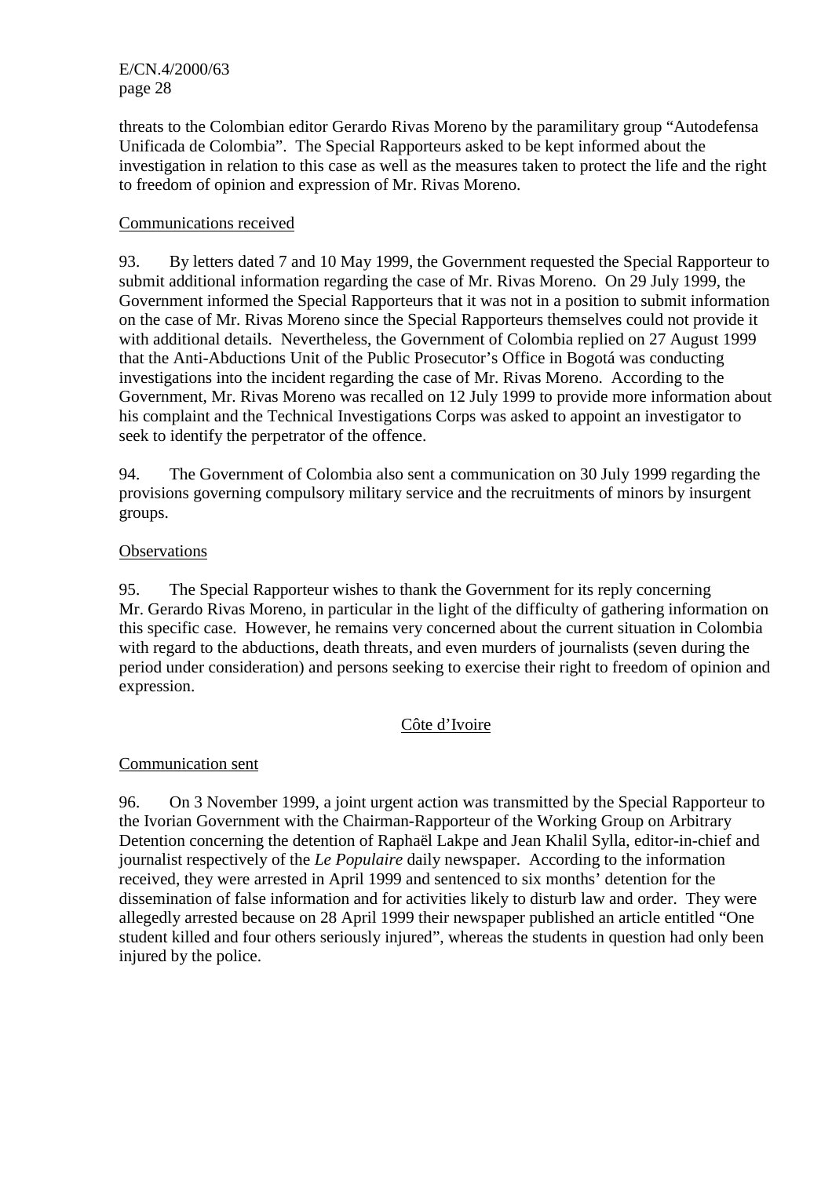threats to the Colombian editor Gerardo Rivas Moreno by the paramilitary group "Autodefensa Unificada de Colombia". The Special Rapporteurs asked to be kept informed about the investigation in relation to this case as well as the measures taken to protect the life and the right to freedom of opinion and expression of Mr. Rivas Moreno.

Communications received

93. By letters dated 7 and 10 May 1999, the Government requested the Special Rapporteur to submit additional information regarding the case of Mr. Rivas Moreno. On 29 July 1999, the Government informed the Special Rapporteurs that it was not in a position to submit information on the case of Mr. Rivas Moreno since the Special Rapporteurs themselves could not provide it with additional details. Nevertheless, the Government of Colombia replied on 27 August 1999 that the Anti-Abductions Unit of the Public Prosecutor's Office in Bogotá was conducting investigations into the incident regarding the case of Mr. Rivas Moreno. According to the Government, Mr. Rivas Moreno was recalled on 12 July 1999 to provide more information about his complaint and the Technical Investigations Corps was asked to appoint an investigator to seek to identify the perpetrator of the offence.

94. The Government of Colombia also sent a communication on 30 July 1999 regarding the provisions governing compulsory military service and the recruitments of minors by insurgent groups.

Observations

95. The Special Rapporteur wishes to thank the Government for its reply concerning Mr. Gerardo Rivas Moreno, in particular in the light of the difficulty of gathering information on this specific case. However, he remains very concerned about the current situation in Colombia with regard to the abductions, death threats, and even murders of journalists (seven during the period under consideration) and persons seeking to exercise their right to freedom of opinion and expression.

## Côte d'Ivoire

Communication sent

96. On 3 November 1999, a joint urgent action was transmitted by the Special Rapporteur to the Ivorian Government with the Chairman-Rapporteur of the Working Group on Arbitrary Detention concerning the detention of Raphaël Lakpe and Jean Khalil Sylla, editor-in-chief and journalist respectively of the *Le Populaire* daily newspaper. According to the information received, they were arrested in April 1999 and sentenced to six months' detention for the dissemination of false information and for activities likely to disturb law and order. They were allegedly arrested because on 28 April 1999 their newspaper published an article entitled "One student killed and four others seriously injured", whereas the students in question had only been injured by the police.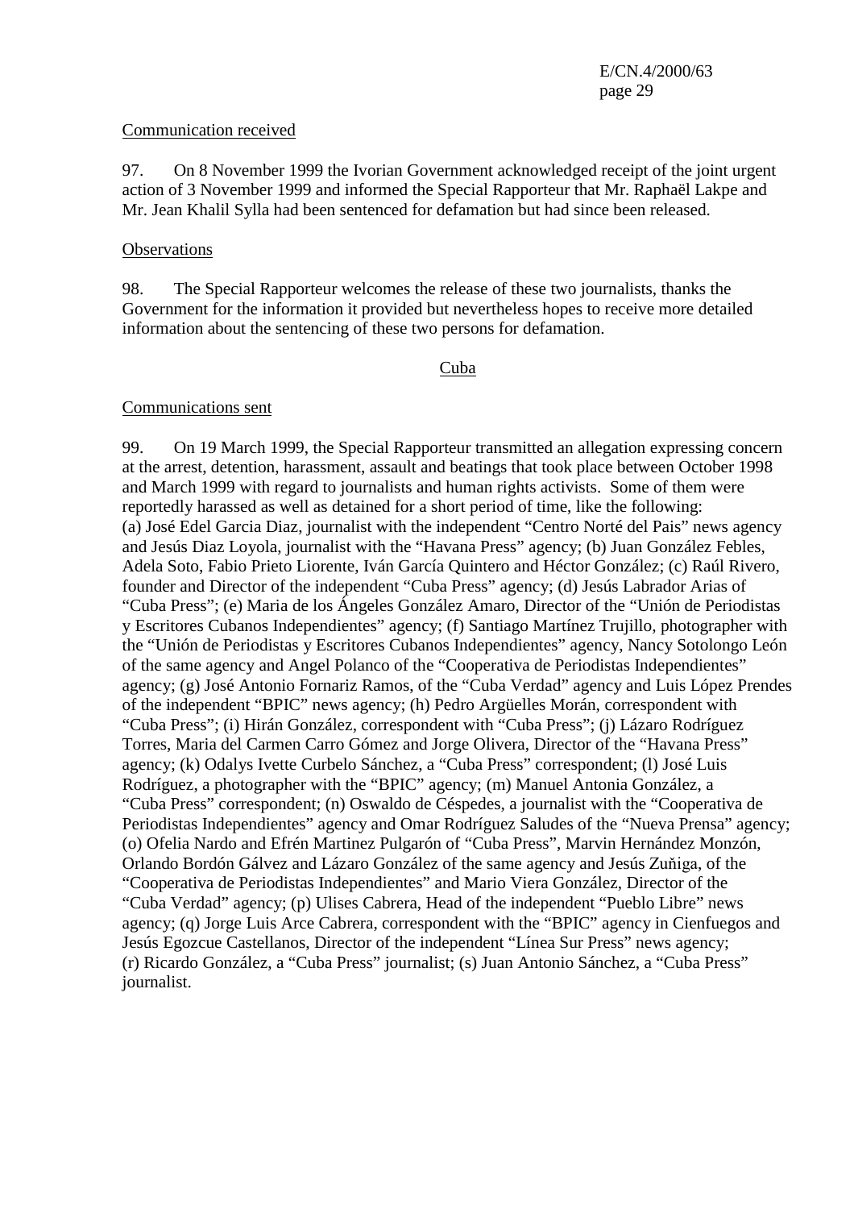Communication received

97. On 8 November 1999 the Ivorian Government acknowledged receipt of the joint urgent action of 3 November 1999 and informed the Special Rapporteur that Mr. Raphaël Lakpe and Mr. Jean Khalil Sylla had been sentenced for defamation but had since been released.

Observations

98. The Special Rapporteur welcomes the release of these two journalists, thanks the Government for the information it provided but nevertheless hopes to receive more detailed information about the sentencing of these two persons for defamation.

## Cuba

Communications sent

99. On 19 March 1999, the Special Rapporteur transmitted an allegation expressing concern at the arrest, detention, harassment, assault and beatings that took place between October 1998 and March 1999 with regard to journalists and human rights activists. Some of them were reportedly harassed as well as detained for a short period of time, like the following: (a) José Edel Garcia Diaz, journalist with the independent "Centro Norté del Pais" news agency and Jesús Diaz Loyola, journalist with the "Havana Press" agency; (b) Juan González Febles, Adela Soto, Fabio Prieto Liorente, Iván García Quintero and Héctor González; (c) Raúl Rivero, founder and Director of the independent "Cuba Press" agency; (d) Jesús Labrador Arias of "Cuba Press"; (e) Maria de los Ángeles González Amaro, Director of the "Unión de Periodistas y Escritores Cubanos Independientes" agency; (f) Santiago Martínez Trujillo, photographer with the "Unión de Periodistas y Escritores Cubanos Independientes" agency, Nancy Sotolongo León of the same agency and Angel Polanco of the "Cooperativa de Periodistas Independientes" agency; (g) José Antonio Fornariz Ramos, of the "Cuba Verdad" agency and Luis López Prendes of the independent "BPIC" news agency; (h) Pedro Argüelles Morán, correspondent with "Cuba Press"; (i) Hirán González, correspondent with "Cuba Press"; (j) Lázaro Rodríguez Torres, Maria del Carmen Carro Gómez and Jorge Olivera, Director of the "Havana Press" agency; (k) Odalys Ivette Curbelo Sánchez, a "Cuba Press" correspondent; (l) José Luis Rodríguez, a photographer with the "BPIC" agency; (m) Manuel Antonia González, a "Cuba Press" correspondent; (n) Oswaldo de Céspedes, a journalist with the "Cooperativa de Periodistas Independientes" agency and Omar Rodríguez Saludes of the "Nueva Prensa" agency; (o) Ofelia Nardo and Efrén Martinez Pulgarón of "Cuba Press", Marvin Hernández Monzón, Orlando Bordón Gálvez and Lázaro González of the same agency and Jesús Zuňiga, of the "Cooperativa de Periodistas Independientes" and Mario Viera González, Director of the "Cuba Verdad" agency; (p) Ulises Cabrera, Head of the independent "Pueblo Libre" news agency; (q) Jorge Luis Arce Cabrera, correspondent with the "BPIC" agency in Cienfuegos and Jesús Egozcue Castellanos, Director of the independent "Línea Sur Press" news agency; (r) Ricardo González, a "Cuba Press" journalist; (s) Juan Antonio Sánchez, a "Cuba Press" journalist.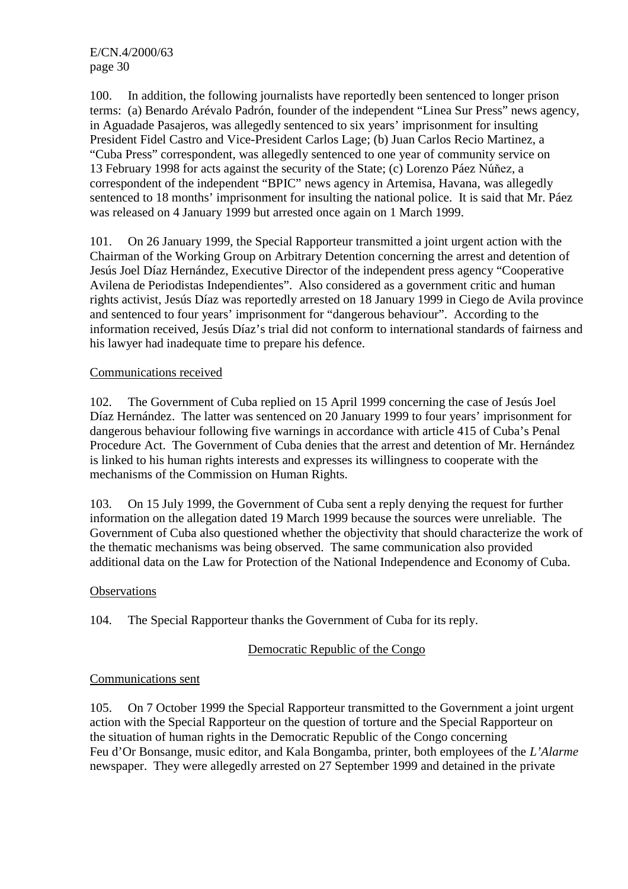100. In addition, the following journalists have reportedly been sentenced to longer prison terms: (a) Benardo Arévalo Padrón, founder of the independent "Linea Sur Press" news agency, in Aguadade Pasajeros, was allegedly sentenced to six years' imprisonment for insulting President Fidel Castro and Vice-President Carlos Lage; (b) Juan Carlos Recio Martinez, a "Cuba Press" correspondent, was allegedly sentenced to one year of community service on 13 February 1998 for acts against the security of the State; (c) Lorenzo Páez Núňez, a correspondent of the independent "BPIC" news agency in Artemisa, Havana, was allegedly sentenced to 18 months' imprisonment for insulting the national police. It is said that Mr. Páez was released on 4 January 1999 but arrested once again on 1 March 1999.

101. On 26 January 1999, the Special Rapporteur transmitted a joint urgent action with the Chairman of the Working Group on Arbitrary Detention concerning the arrest and detention of Jesús Joel Díaz Hernández, Executive Director of the independent press agency "Cooperative Avilena de Periodistas Independientes". Also considered as a government critic and human rights activist, Jesús Díaz was reportedly arrested on 18 January 1999 in Ciego de Avila province and sentenced to four years' imprisonment for "dangerous behaviour". According to the information received, Jesús Díaz's trial did not conform to international standards of fairness and his lawyer had inadequate time to prepare his defence.

Communications received

102. The Government of Cuba replied on 15 April 1999 concerning the case of Jesús Joel Díaz Hernández. The latter was sentenced on 20 January 1999 to four years' imprisonment for dangerous behaviour following five warnings in accordance with article 415 of Cuba's Penal Procedure Act. The Government of Cuba denies that the arrest and detention of Mr. Hernández is linked to his human rights interests and expresses its willingness to cooperate with the mechanisms of the Commission on Human Rights.

103. On 15 July 1999, the Government of Cuba sent a reply denying the request for further information on the allegation dated 19 March 1999 because the sources were unreliable. The Government of Cuba also questioned whether the objectivity that should characterize the work of the thematic mechanisms was being observed. The same communication also provided additional data on the Law for Protection of the National Independence and Economy of Cuba.

Observations

104. The Special Rapporteur thanks the Government of Cuba for its reply.

## Democratic Republic of the Congo

Communications sent

105. On 7 October 1999 the Special Rapporteur transmitted to the Government a joint urgent action with the Special Rapporteur on the question of torture and the Special Rapporteur on the situation of human rights in the Democratic Republic of the Congo concerning Feu d'Or Bonsange, music editor, and Kala Bongamba, printer, both employees of the *L'Alarme* newspaper. They were allegedly arrested on 27 September 1999 and detained in the private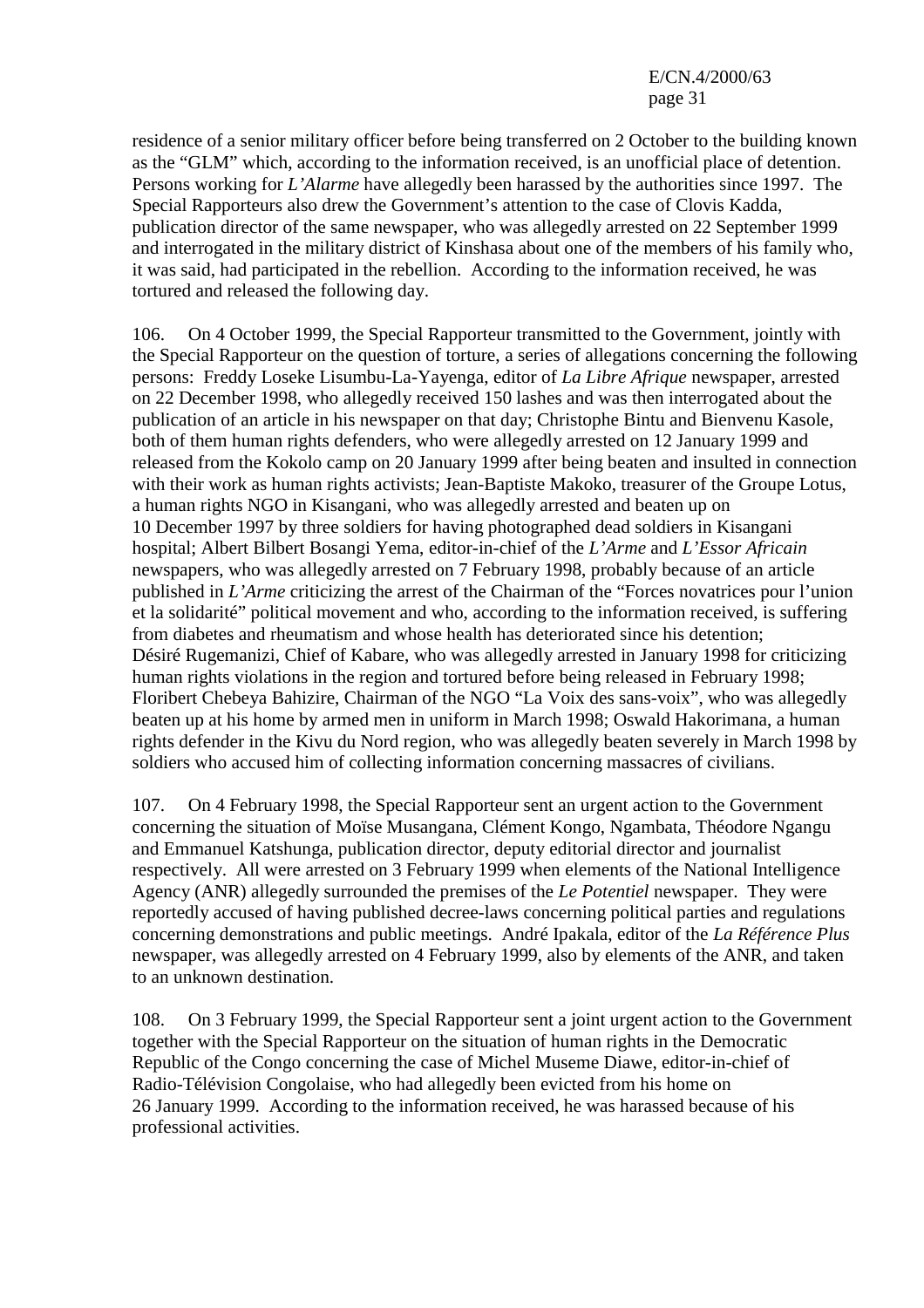residence of a senior military officer before being transferred on 2 October to the building known as the "GLM" which, according to the information received, is an unofficial place of detention. Persons working for *L'Alarme* have allegedly been harassed by the authorities since 1997. The Special Rapporteurs also drew the Government's attention to the case of Clovis Kadda, publication director of the same newspaper, who was allegedly arrested on 22 September 1999 and interrogated in the military district of Kinshasa about one of the members of his family who, it was said, had participated in the rebellion. According to the information received, he was tortured and released the following day.

106. On 4 October 1999, the Special Rapporteur transmitted to the Government, jointly with the Special Rapporteur on the question of torture, a series of allegations concerning the following persons: Freddy Loseke Lisumbu-La-Yayenga, editor of *La Libre Afrique* newspaper, arrested on 22 December 1998, who allegedly received 150 lashes and was then interrogated about the publication of an article in his newspaper on that day; Christophe Bintu and Bienvenu Kasole, both of them human rights defenders, who were allegedly arrested on 12 January 1999 and released from the Kokolo camp on 20 January 1999 after being beaten and insulted in connection with their work as human rights activists; Jean-Baptiste Makoko, treasurer of the Groupe Lotus, a human rights NGO in Kisangani, who was allegedly arrested and beaten up on 10 December 1997 by three soldiers for having photographed dead soldiers in Kisangani hospital; Albert Bilbert Bosangi Yema, editor-in-chief of the *L'Arme* and *L'Essor Africain* newspapers, who was allegedly arrested on 7 February 1998, probably because of an article published in *L'Arme* criticizing the arrest of the Chairman of the "Forces novatrices pour l'union et la solidarité" political movement and who, according to the information received, is suffering from diabetes and rheumatism and whose health has deteriorated since his detention; Désiré Rugemanizi, Chief of Kabare, who was allegedly arrested in January 1998 for criticizing human rights violations in the region and tortured before being released in February 1998; Floribert Chebeya Bahizire, Chairman of the NGO "La Voix des sans-voix", who was allegedly beaten up at his home by armed men in uniform in March 1998; Oswald Hakorimana, a human rights defender in the Kivu du Nord region, who was allegedly beaten severely in March 1998 by soldiers who accused him of collecting information concerning massacres of civilians.

107. On 4 February 1998, the Special Rapporteur sent an urgent action to the Government concerning the situation of Moïse Musangana, Clément Kongo, Ngambata, Théodore Ngangu and Emmanuel Katshunga, publication director, deputy editorial director and journalist respectively. All were arrested on 3 February 1999 when elements of the National Intelligence Agency (ANR) allegedly surrounded the premises of the *Le Potentiel* newspaper. They were reportedly accused of having published decree-laws concerning political parties and regulations concerning demonstrations and public meetings. André Ipakala, editor of the *La Référence Plus* newspaper, was allegedly arrested on 4 February 1999, also by elements of the ANR, and taken to an unknown destination.

108. On 3 February 1999, the Special Rapporteur sent a joint urgent action to the Government together with the Special Rapporteur on the situation of human rights in the Democratic Republic of the Congo concerning the case of Michel Museme Diawe, editor-in-chief of Radio-Télévision Congolaise, who had allegedly been evicted from his home on 26 January 1999. According to the information received, he was harassed because of his professional activities.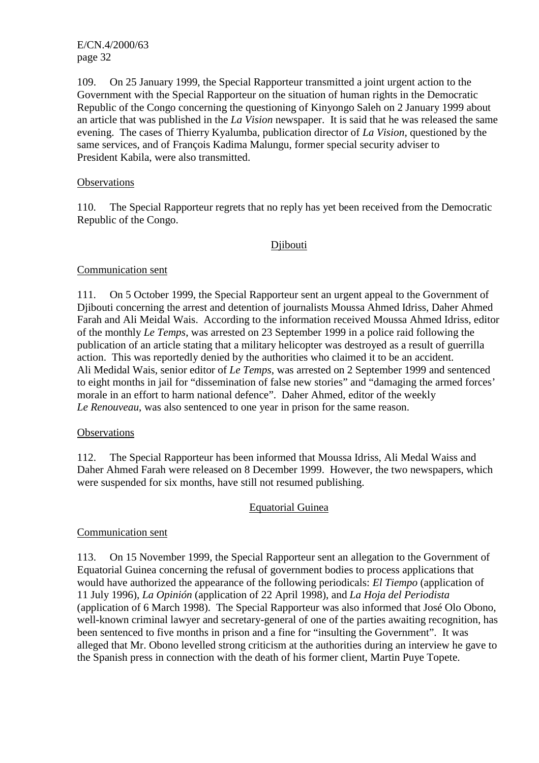109. On 25 January 1999, the Special Rapporteur transmitted a joint urgent action to the Government with the Special Rapporteur on the situation of human rights in the Democratic Republic of the Congo concerning the questioning of Kinyongo Saleh on 2 January 1999 about an article that was published in the *La Vision* newspaper. It is said that he was released the same evening. The cases of Thierry Kyalumba, publication director of *La Vision*, questioned by the same services, and of François Kadima Malungu, former special security adviser to President Kabila, were also transmitted.

Observations

110. The Special Rapporteur regrets that no reply has yet been received from the Democratic Republic of the Congo.

## Djibouti

Communication sent

111. On 5 October 1999, the Special Rapporteur sent an urgent appeal to the Government of Djibouti concerning the arrest and detention of journalists Moussa Ahmed Idriss, Daher Ahmed Farah and Ali Meidal Wais. According to the information received Moussa Ahmed Idriss, editor of the monthly *Le Temps*, was arrested on 23 September 1999 in a police raid following the publication of an article stating that a military helicopter was destroyed as a result of guerrilla action. This was reportedly denied by the authorities who claimed it to be an accident. Ali Medidal Wais, senior editor of *Le Temps*, was arrested on 2 September 1999 and sentenced to eight months in jail for "dissemination of false new stories" and "damaging the armed forces' morale in an effort to harm national defence". Daher Ahmed, editor of the weekly *Le Renouveau*, was also sentenced to one year in prison for the same reason.

Observations

112. The Special Rapporteur has been informed that Moussa Idriss, Ali Medal Waiss and Daher Ahmed Farah were released on 8 December 1999. However, the two newspapers, which were suspended for six months, have still not resumed publishing.

## Equatorial Guinea

Communication sent

113. On 15 November 1999, the Special Rapporteur sent an allegation to the Government of Equatorial Guinea concerning the refusal of government bodies to process applications that would have authorized the appearance of the following periodicals: *El Tiempo* (application of 11 July 1996), *La Opinión* (application of 22 April 1998), and *La Hoja del Periodista* (application of 6 March 1998). The Special Rapporteur was also informed that José Olo Obono, well-known criminal lawyer and secretary-general of one of the parties awaiting recognition, has been sentenced to five months in prison and a fine for "insulting the Government". It was alleged that Mr. Obono levelled strong criticism at the authorities during an interview he gave to the Spanish press in connection with the death of his former client, Martin Puye Topete.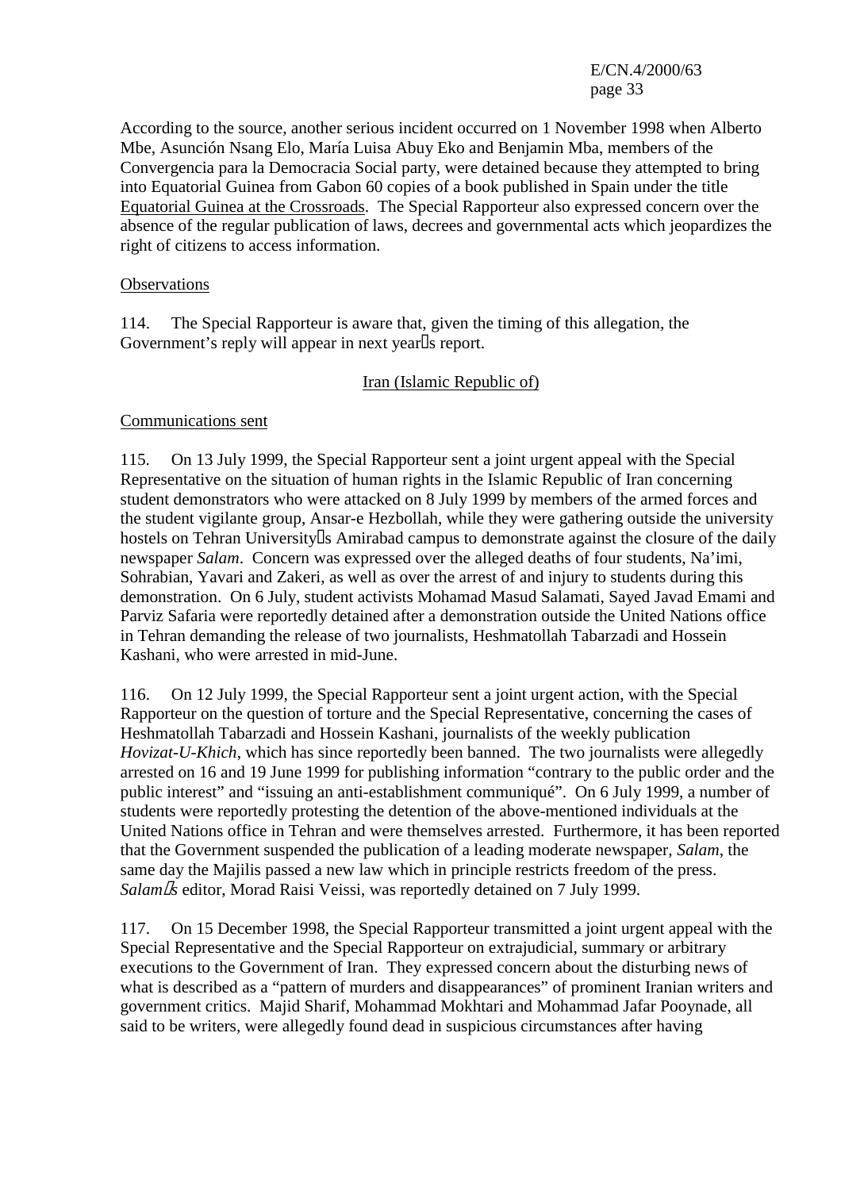According to the source, another serious incident occurred on 1 November 1998 when Alberto Mbe, Asunción Nsang Elo, María Luisa Abuy Eko and Benjamin Mba, members of the Convergencia para la Democracia Social party, were detained because they attempted to bring into Equatorial Guinea from Gabon 60 copies of a book published in Spain under the title Equatorial Guinea at the Crossroads. The Special Rapporteur also expressed concern over the absence of the regular publication of laws, decrees and governmental acts which jeopardizes the right of citizens to access information.

Observations

114. The Special Rapporteur is aware that, given the timing of this allegation, the Government's reply will appear in next year's report.

Iran (Islamic Republic of)

Communications sent

115. On 13 July 1999, the Special Rapporteur sent a joint urgent appeal with the Special Representative on the situation of human rights in the Islamic Republic of Iran concerning student demonstrators who were attacked on 8 July 1999 by members of the armed forces and the student vigilante group, Ansar-e Hezbollah, while they were gathering outside the university hostels on Tehran University's Amirabad campus to demonstrate against the closure of the daily newspaper *Salam*. Concern was expressed over the alleged deaths of four students, Na'imi, Sohrabian, Yavari and Zakeri, as well as over the arrest of and injury to students during this demonstration. On 6 July, student activists Mohamad Masud Salamati, Sayed Javad Emami and Parviz Safaria were reportedly detained after a demonstration outside the United Nations office in Tehran demanding the release of two journalists, Heshmatollah Tabarzadi and Hossein Kashani, who were arrested in mid-June.

116. On 12 July 1999, the Special Rapporteur sent a joint urgent action, with the Special Rapporteur on the question of torture and the Special Representative, concerning the cases of Heshmatollah Tabarzadi and Hossein Kashani, journalists of the weekly publication *Hovizat-U-Khich*, which has since reportedly been banned. The two journalists were allegedly arrested on 16 and 19 June 1999 for publishing information "contrary to the public order and the public interest" and "issuing an anti-establishment communiqué". On 6 July 1999, a number of students were reportedly protesting the detention of the above-mentioned individuals at the United Nations office in Tehran and were themselves arrested. Furthermore, it has been reported that the Government suspended the publication of a leading moderate newspaper, *Salam*, the same day the Majilis passed a new law which in principle restricts freedom of the press. *Salam's* editor, Morad Raisi Veissi, was reportedly detained on 7 July 1999.

117. On 15 December 1998, the Special Rapporteur transmitted a joint urgent appeal with the Special Representative and the Special Rapporteur on extrajudicial, summary or arbitrary executions to the Government of Iran. They expressed concern about the disturbing news of what is described as a "pattern of murders and disappearances" of prominent Iranian writers and government critics. Majid Sharif, Mohammad Mokhtari and Mohammad Jafar Pooynade, all said to be writers, were allegedly found dead in suspicious circumstances after having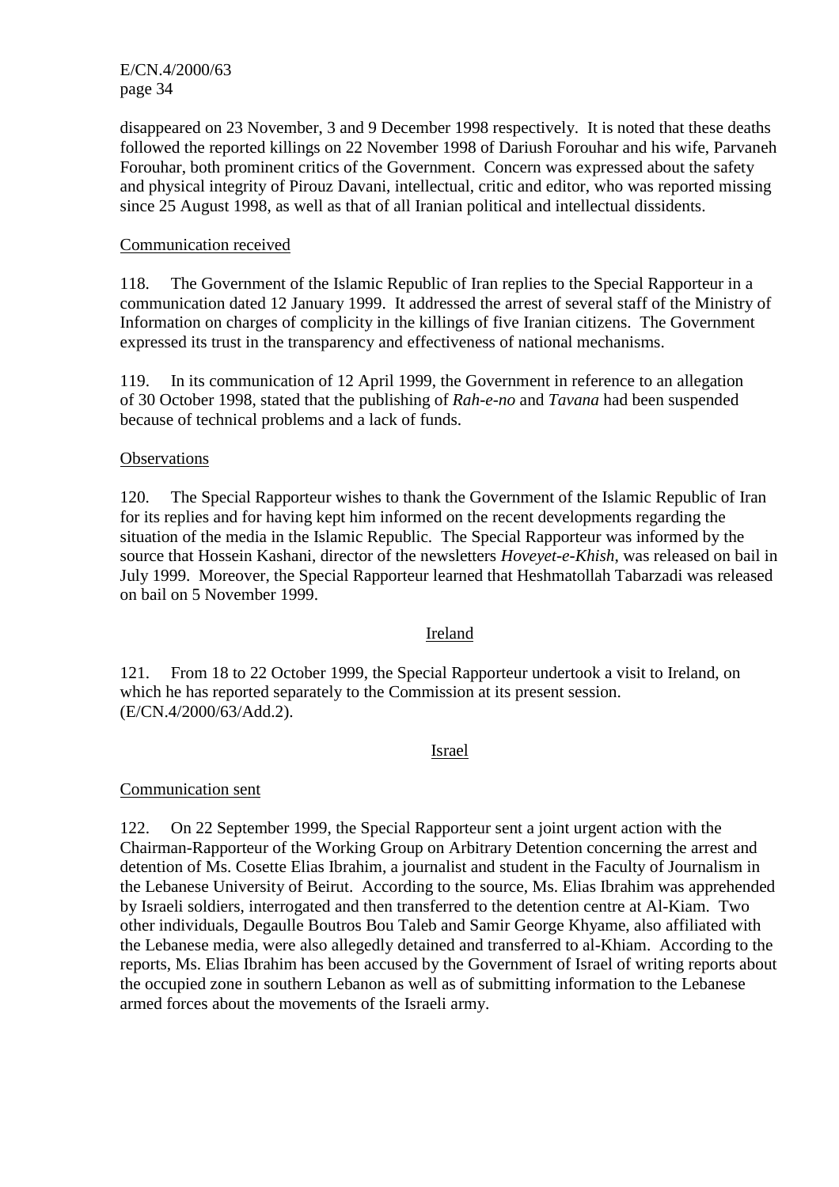disappeared on 23 November, 3 and 9 December 1998 respectively. It is noted that these deaths followed the reported killings on 22 November 1998 of Dariush Forouhar and his wife, Parvaneh Forouhar, both prominent critics of the Government. Concern was expressed about the safety and physical integrity of Pirouz Davani, intellectual, critic and editor, who was reported missing since 25 August 1998, as well as that of all Iranian political and intellectual dissidents.

Communication received

118. The Government of the Islamic Republic of Iran replies to the Special Rapporteur in a communication dated 12 January 1999. It addressed the arrest of several staff of the Ministry of Information on charges of complicity in the killings of five Iranian citizens. The Government expressed its trust in the transparency and effectiveness of national mechanisms.

119. In its communication of 12 April 1999, the Government in reference to an allegation of 30 October 1998, stated that the publishing of *Rah-e-no* and *Tavana* had been suspended because of technical problems and a lack of funds.

Observations

120. The Special Rapporteur wishes to thank the Government of the Islamic Republic of Iran for its replies and for having kept him informed on the recent developments regarding the situation of the media in the Islamic Republic. The Special Rapporteur was informed by the source that Hossein Kashani, director of the newsletters *Hoveyet-e-Khish*, was released on bail in July 1999. Moreover, the Special Rapporteur learned that Heshmatollah Tabarzadi was released on bail on 5 November 1999.

## Ireland

121. From 18 to 22 October 1999, the Special Rapporteur undertook a visit to Ireland, on which he has reported separately to the Commission at its present session. (E/CN.4/2000/63/Add.2).

## Israel

Communication sent

122. On 22 September 1999, the Special Rapporteur sent a joint urgent action with the Chairman-Rapporteur of the Working Group on Arbitrary Detention concerning the arrest and detention of Ms. Cosette Elias Ibrahim, a journalist and student in the Faculty of Journalism in the Lebanese University of Beirut. According to the source, Ms. Elias Ibrahim was apprehended by Israeli soldiers, interrogated and then transferred to the detention centre at Al-Kiam. Two other individuals, Degaulle Boutros Bou Taleb and Samir George Khyame, also affiliated with the Lebanese media, were also allegedly detained and transferred to al-Khiam. According to the reports, Ms. Elias Ibrahim has been accused by the Government of Israel of writing reports about the occupied zone in southern Lebanon as well as of submitting information to the Lebanese armed forces about the movements of the Israeli army.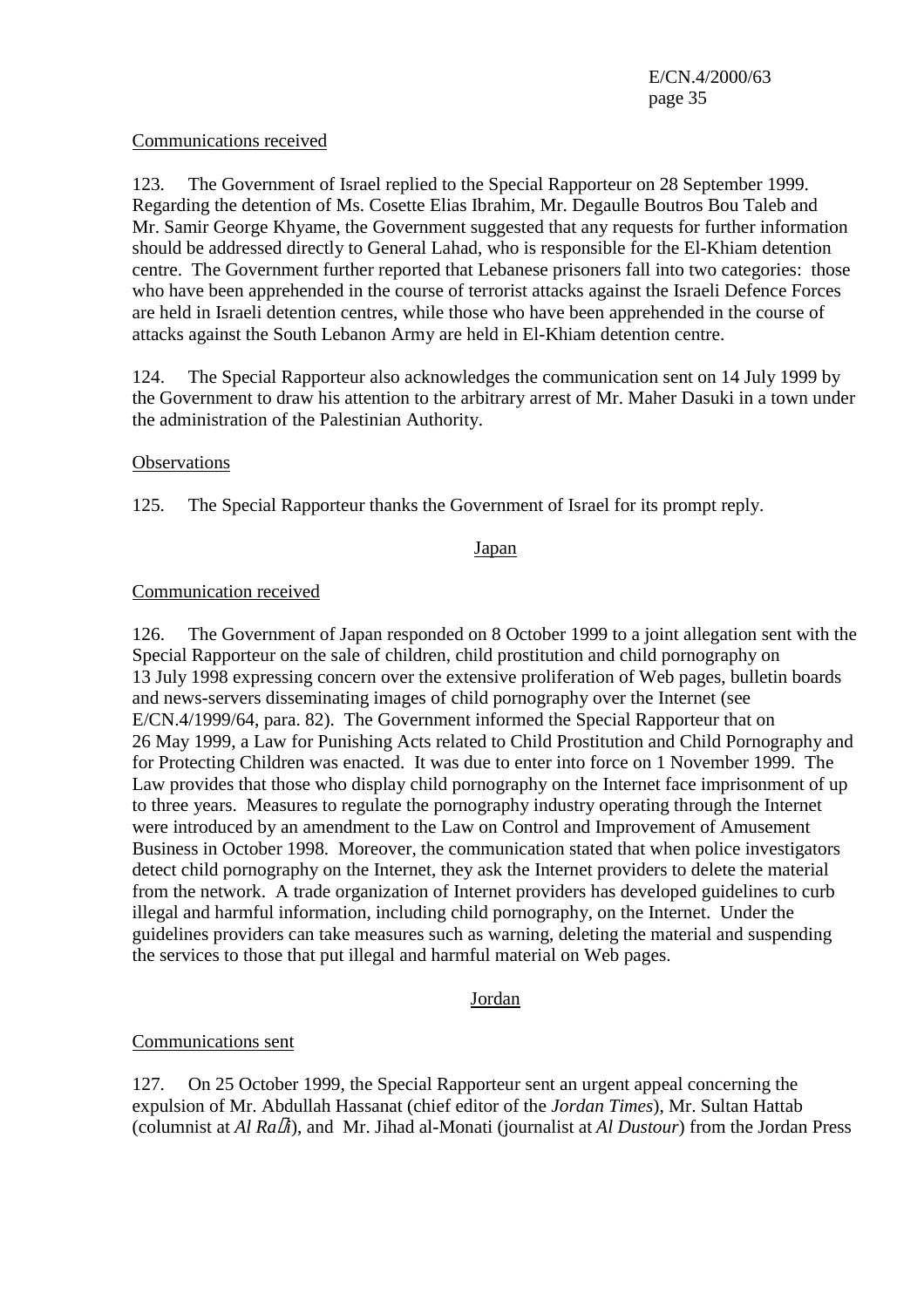Communications received

123. The Government of Israel replied to the Special Rapporteur on 28 September 1999. Regarding the detention of Ms. Cosette Elias Ibrahim, Mr. Degaulle Boutros Bou Taleb and Mr. Samir George Khyame, the Government suggested that any requests for further information should be addressed directly to General Lahad, who is responsible for the El-Khiam detention centre. The Government further reported that Lebanese prisoners fall into two categories: those who have been apprehended in the course of terrorist attacks against the Israeli Defence Forces are held in Israeli detention centres, while those who have been apprehended in the course of attacks against the South Lebanon Army are held in El-Khiam detention centre.

124. The Special Rapporteur also acknowledges the communication sent on 14 July 1999 by the Government to draw his attention to the arbitrary arrest of Mr. Maher Dasuki in a town under the administration of the Palestinian Authority.

Observations

125. The Special Rapporteur thanks the Government of Israel for its prompt reply.

## Japan

Communication received

126. The Government of Japan responded on 8 October 1999 to a joint allegation sent with the Special Rapporteur on the sale of children, child prostitution and child pornography on 13 July 1998 expressing concern over the extensive proliferation of Web pages, bulletin boards and news-servers disseminating images of child pornography over the Internet (see E/CN.4/1999/64, para. 82). The Government informed the Special Rapporteur that on 26 May 1999, a Law for Punishing Acts related to Child Prostitution and Child Pornography and for Protecting Children was enacted. It was due to enter into force on 1 November 1999. The Law provides that those who display child pornography on the Internet face imprisonment of up to three years. Measures to regulate the pornography industry operating through the Internet were introduced by an amendment to the Law on Control and Improvement of Amusement Business in October 1998. Moreover, the communication stated that when police investigators detect child pornography on the Internet, they ask the Internet providers to delete the material from the network. A trade organization of Internet providers has developed guidelines to curb illegal and harmful information, including child pornography, on the Internet. Under the guidelines providers can take measures such as warning, deleting the material and suspending the services to those that put illegal and harmful material on Web pages.

## Jordan

Communications sent

127. On 25 October 1999, the Special Rapporteur sent an urgent appeal concerning the expulsion of Mr. Abdullah Hassanat (chief editor of the *Jordan Times*), Mr. Sultan Hattab (columnist at *Al Ra'i*), and Mr. Jihad al-Monati (journalist at *Al Dustour*) from the Jordan Press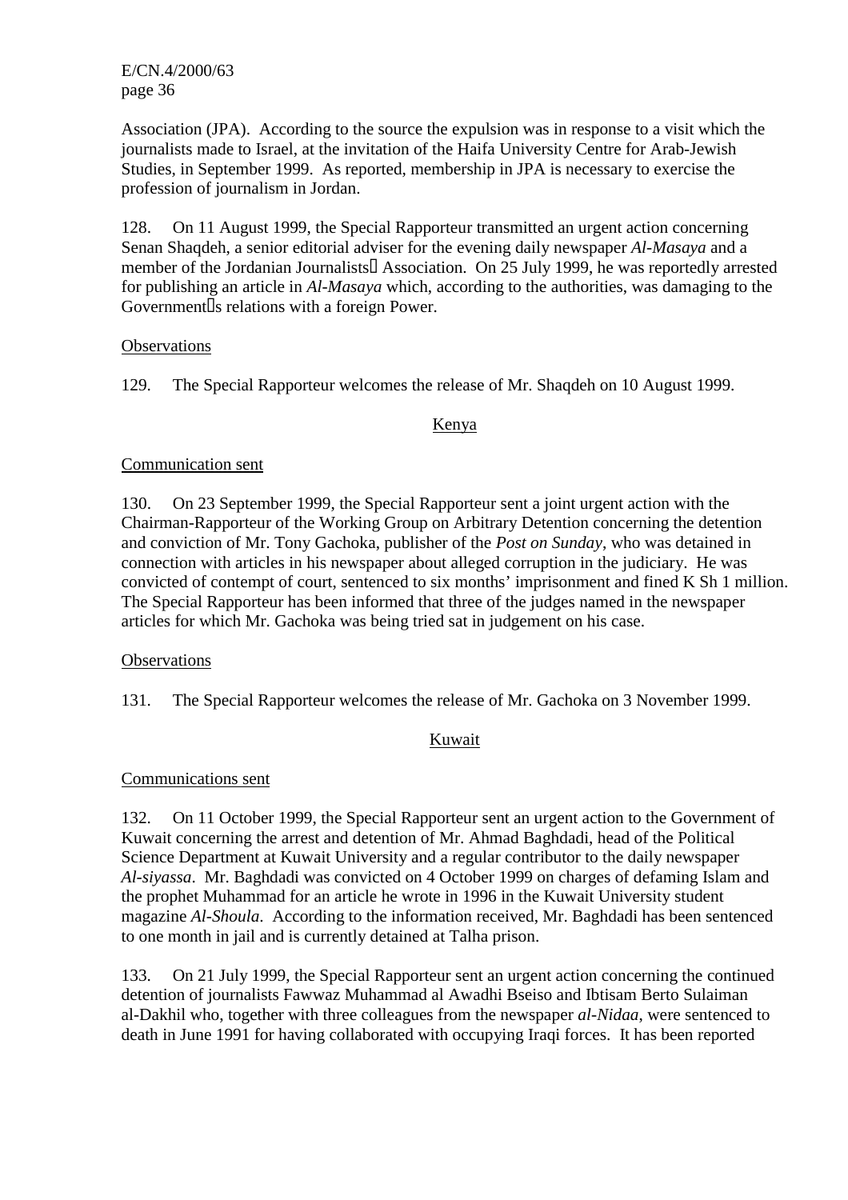Association (JPA). According to the source the expulsion was in response to a visit which the journalists made to Israel, at the invitation of the Haifa University Centre for Arab-Jewish Studies, in September 1999. As reported, membership in JPA is necessary to exercise the profession of journalism in Jordan.

128. On 11 August 1999, the Special Rapporteur transmitted an urgent action concerning Senan Shaqdeh, a senior editorial adviser for the evening daily newspaper *Al-Masaya* and a member of the Jordanian Journalists' Association. On 25 July 1999, he was reportedly arrested for publishing an article in *Al-Masaya* which, according to the authorities, was damaging to the Government's relations with a foreign Power.

Observations

129. The Special Rapporteur welcomes the release of Mr. Shaqdeh on 10 August 1999.

## Kenya

Communication sent

130. On 23 September 1999, the Special Rapporteur sent a joint urgent action with the Chairman-Rapporteur of the Working Group on Arbitrary Detention concerning the detention and conviction of Mr. Tony Gachoka, publisher of the *Post on Sunday*, who was detained in connection with articles in his newspaper about alleged corruption in the judiciary. He was convicted of contempt of court, sentenced to six months' imprisonment and fined K Sh 1 million. The Special Rapporteur has been informed that three of the judges named in the newspaper articles for which Mr. Gachoka was being tried sat in judgement on his case.

Observations

131. The Special Rapporteur welcomes the release of Mr. Gachoka on 3 November 1999.

## Kuwait

Communications sent

132. On 11 October 1999, the Special Rapporteur sent an urgent action to the Government of Kuwait concerning the arrest and detention of Mr. Ahmad Baghdadi, head of the Political Science Department at Kuwait University and a regular contributor to the daily newspaper *Al-siyassa*. Mr. Baghdadi was convicted on 4 October 1999 on charges of defaming Islam and the prophet Muhammad for an article he wrote in 1996 in the Kuwait University student magazine *Al-Shoula*. According to the information received, Mr. Baghdadi has been sentenced to one month in jail and is currently detained at Talha prison.

133. On 21 July 1999, the Special Rapporteur sent an urgent action concerning the continued detention of journalists Fawwaz Muhammad al Awadhi Bseiso and Ibtisam Berto Sulaiman al-Dakhil who, together with three colleagues from the newspaper *al-Nidaa*, were sentenced to death in June 1991 for having collaborated with occupying Iraqi forces. It has been reported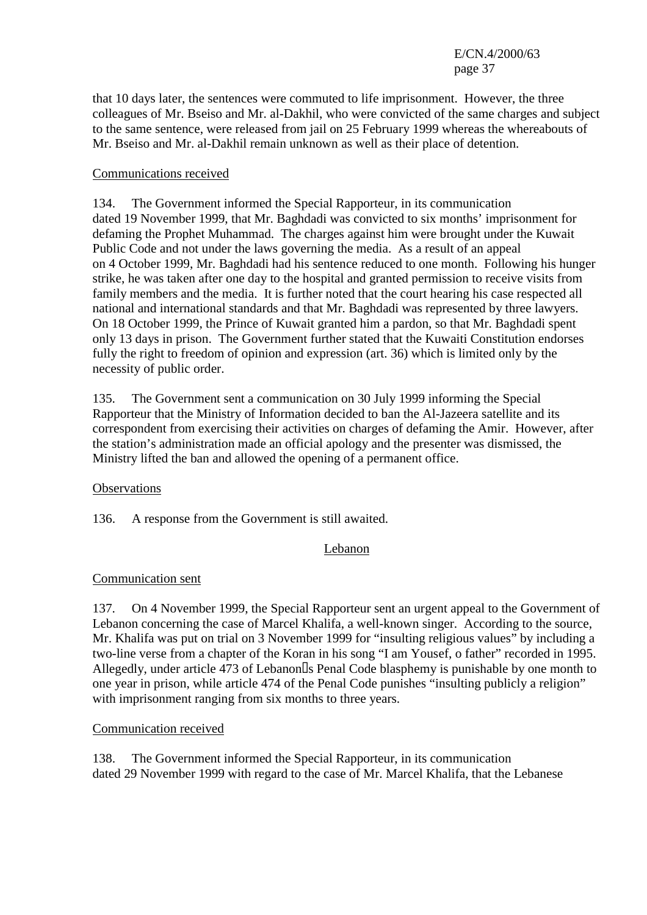that 10 days later, the sentences were commuted to life imprisonment. However, the three colleagues of Mr. Bseiso and Mr. al-Dakhil, who were convicted of the same charges and subject to the same sentence, were released from jail on 25 February 1999 whereas the whereabouts of Mr. Bseiso and Mr. al-Dakhil remain unknown as well as their place of detention.

Communications received

134. The Government informed the Special Rapporteur, in its communication dated 19 November 1999, that Mr. Baghdadi was convicted to six months' imprisonment for defaming the Prophet Muhammad. The charges against him were brought under the Kuwait Public Code and not under the laws governing the media. As a result of an appeal on 4 October 1999, Mr. Baghdadi had his sentence reduced to one month. Following his hunger strike, he was taken after one day to the hospital and granted permission to receive visits from family members and the media. It is further noted that the court hearing his case respected all national and international standards and that Mr. Baghdadi was represented by three lawyers. On 18 October 1999, the Prince of Kuwait granted him a pardon, so that Mr. Baghdadi spent only 13 days in prison. The Government further stated that the Kuwaiti Constitution endorses fully the right to freedom of opinion and expression (art. 36) which is limited only by the necessity of public order.

135. The Government sent a communication on 30 July 1999 informing the Special Rapporteur that the Ministry of Information decided to ban the Al-Jazeera satellite and its correspondent from exercising their activities on charges of defaming the Amir. However, after the station's administration made an official apology and the presenter was dismissed, the Ministry lifted the ban and allowed the opening of a permanent office.

Observations

136. A response from the Government is still awaited.

Lebanon

Communication sent

137. On 4 November 1999, the Special Rapporteur sent an urgent appeal to the Government of Lebanon concerning the case of Marcel Khalifa, a well-known singer. According to the source, Mr. Khalifa was put on trial on 3 November 1999 for "insulting religious values" by including a two-line verse from a chapter of the Koran in his song "I am Yousef, o father" recorded in 1995. Allegedly, under article 473 of Lebanon's Penal Code blasphemy is punishable by one month to one year in prison, while article 474 of the Penal Code punishes "insulting publicly a religion" with imprisonment ranging from six months to three years.

Communication received

138. The Government informed the Special Rapporteur, in its communication dated 29 November 1999 with regard to the case of Mr. Marcel Khalifa, that the Lebanese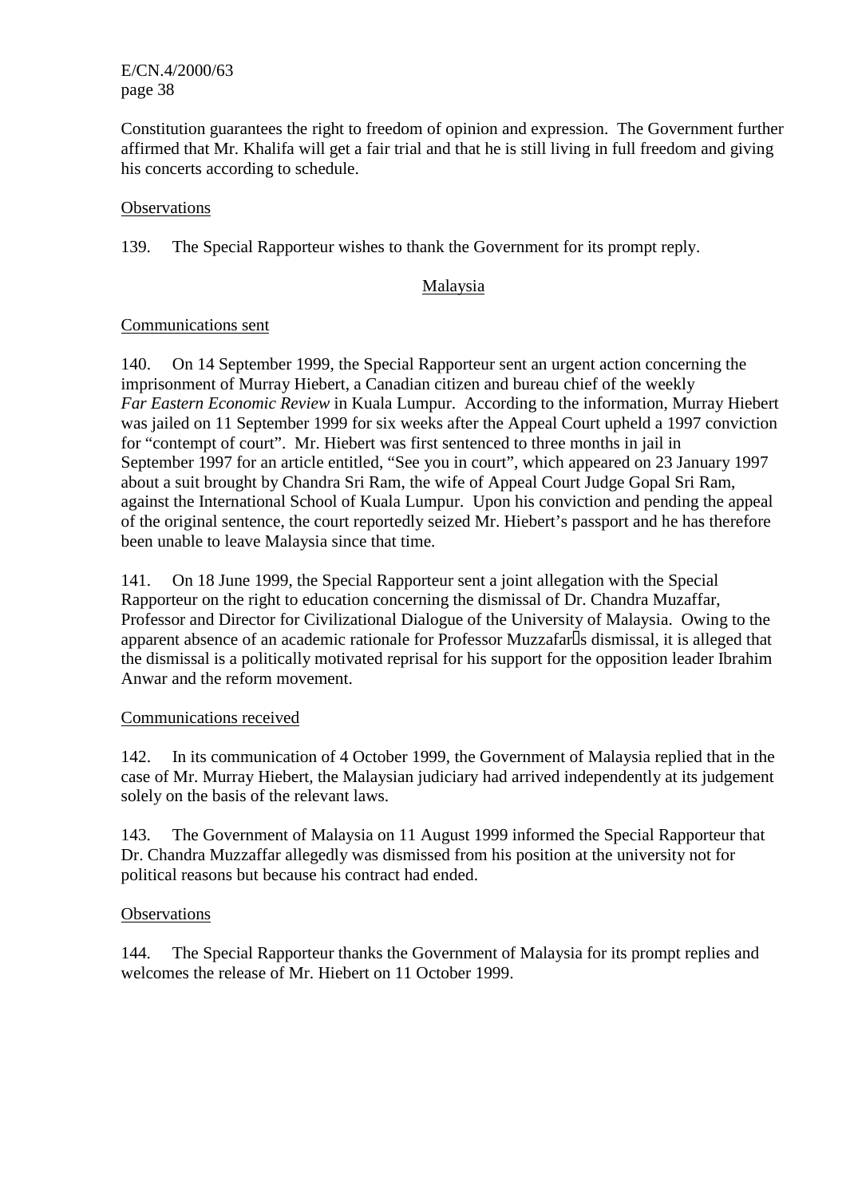Constitution guarantees the right to freedom of opinion and expression. The Government further affirmed that Mr. Khalifa will get a fair trial and that he is still living in full freedom and giving his concerts according to schedule.

Observations

139. The Special Rapporteur wishes to thank the Government for its prompt reply.

## Malaysia

Communications sent

140. On 14 September 1999, the Special Rapporteur sent an urgent action concerning the imprisonment of Murray Hiebert, a Canadian citizen and bureau chief of the weekly *Far Eastern Economic Review* in Kuala Lumpur. According to the information, Murray Hiebert was jailed on 11 September 1999 for six weeks after the Appeal Court upheld a 1997 conviction for "contempt of court". Mr. Hiebert was first sentenced to three months in jail in September 1997 for an article entitled, "See you in court", which appeared on 23 January 1997 about a suit brought by Chandra Sri Ram, the wife of Appeal Court Judge Gopal Sri Ram, against the International School of Kuala Lumpur. Upon his conviction and pending the appeal of the original sentence, the court reportedly seized Mr. Hiebert's passport and he has therefore been unable to leave Malaysia since that time.

141. On 18 June 1999, the Special Rapporteur sent a joint allegation with the Special Rapporteur on the right to education concerning the dismissal of Dr. Chandra Muzaffar, Professor and Director for Civilizational Dialogue of the University of Malaysia. Owing to the apparent absence of an academic rationale for Professor Muzzafar's dismissal, it is alleged that the dismissal is a politically motivated reprisal for his support for the opposition leader Ibrahim Anwar and the reform movement.

Communications received

142. In its communication of 4 October 1999, the Government of Malaysia replied that in the case of Mr. Murray Hiebert, the Malaysian judiciary had arrived independently at its judgement solely on the basis of the relevant laws.

143. The Government of Malaysia on 11 August 1999 informed the Special Rapporteur that Dr. Chandra Muzzaffar allegedly was dismissed from his position at the university not for political reasons but because his contract had ended.

Observations

144. The Special Rapporteur thanks the Government of Malaysia for its prompt replies and welcomes the release of Mr. Hiebert on 11 October 1999.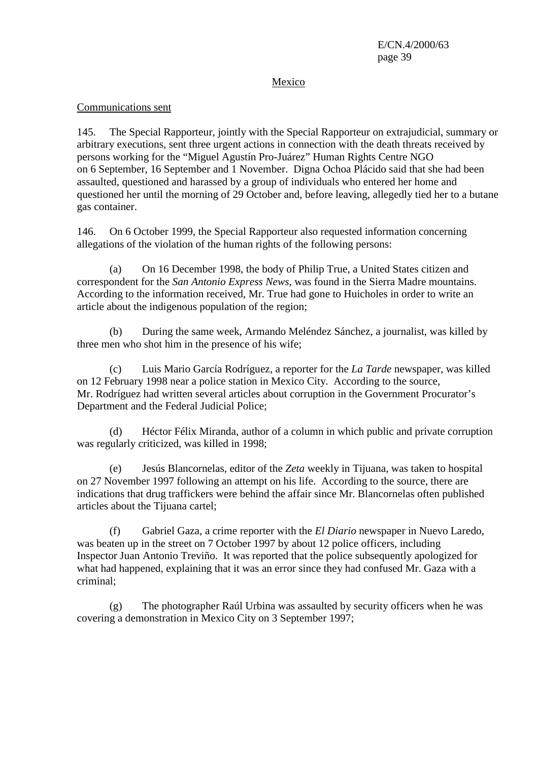## Mexico

### Communications sent

145. The Special Rapporteur, jointly with the Special Rapporteur on extrajudicial, summary or arbitrary executions, sent three urgent actions in connection with the death threats received by persons working for the "Miguel Agustín Pro-Juárez" Human Rights Centre NGO on 6 September, 16 September and 1 November. Digna Ochoa Plácido said that she had been assaulted, questioned and harassed by a group of individuals who entered her home and questioned her until the morning of 29 October and, before leaving, allegedly tied her to a butane gas container.

146. On 6 October 1999, the Special Rapporteur also requested information concerning allegations of the violation of the human rights of the following persons:

(a) On 16 December 1998, the body of Philip True, a United States citizen and correspondent for the *San Antonio Express News*, was found in the Sierra Madre mountains. According to the information received, Mr. True had gone to Huicholes in order to write an article about the indigenous population of the region;

(b) During the same week, Armando Meléndez Sánchez, a journalist, was killed by three men who shot him in the presence of his wife;

(c) Luis Mario García Rodríguez, a reporter for the *La Tarde* newspaper, was killed on 12 February 1998 near a police station in Mexico City. According to the source, Mr. Rodríguez had written several articles about corruption in the Government Procurator's Department and the Federal Judicial Police;

(d) Héctor Félix Miranda, author of a column in which public and private corruption was regularly criticized, was killed in 1998;

(e) Jesús Blancornelas, editor of the *Zeta* weekly in Tijuana, was taken to hospital on 27 November 1997 following an attempt on his life. According to the source, there are indications that drug traffickers were behind the affair since Mr. Blancornelas often published articles about the Tijuana cartel;

(f) Gabriel Gaza, a crime reporter with the *El Diario* newspaper in Nuevo Laredo, was beaten up in the street on 7 October 1997 by about 12 police officers, including Inspector Juan Antonio Treviño. It was reported that the police subsequently apologized for what had happened, explaining that it was an error since they had confused Mr. Gaza with a criminal;

(g) The photographer Raúl Urbina was assaulted by security officers when he was covering a demonstration in Mexico City on 3 September 1997;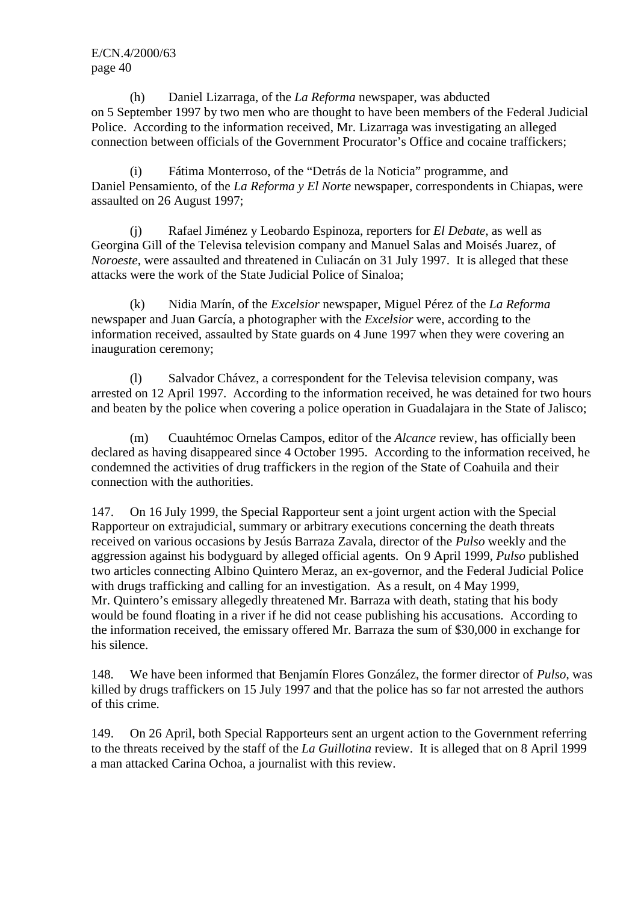(h) Daniel Lizarraga, of the *La Reforma* newspaper, was abducted on 5 September 1997 by two men who are thought to have been members of the Federal Judicial Police. According to the information received, Mr. Lizarraga was investigating an alleged connection between officials of the Government Procurator's Office and cocaine traffickers;

(i) Fátima Monterroso, of the "Detrás de la Noticia" programme, and Daniel Pensamiento, of the *La Reforma y El Norte* newspaper, correspondents in Chiapas, were assaulted on 26 August 1997;

(j) Rafael Jiménez y Leobardo Espinoza, reporters for *El Debate*, as well as Georgina Gill of the Televisa television company and Manuel Salas and Moisés Juarez, of *Noroeste*, were assaulted and threatened in Culiacán on 31 July 1997. It is alleged that these attacks were the work of the State Judicial Police of Sinaloa;

(k) Nidia Marín, of the *Excelsior* newspaper, Miguel Pérez of the *La Reforma* newspaper and Juan García, a photographer with the *Excelsior* were, according to the information received, assaulted by State guards on 4 June 1997 when they were covering an inauguration ceremony;

(l) Salvador Chávez, a correspondent for the Televisa television company, was arrested on 12 April 1997. According to the information received, he was detained for two hours and beaten by the police when covering a police operation in Guadalajara in the State of Jalisco;

(m) Cuauhtémoc Ornelas Campos, editor of the *Alcance* review, has officially been declared as having disappeared since 4 October 1995. According to the information received, he condemned the activities of drug traffickers in the region of the State of Coahuila and their connection with the authorities.

147. On 16 July 1999, the Special Rapporteur sent a joint urgent action with the Special Rapporteur on extrajudicial, summary or arbitrary executions concerning the death threats received on various occasions by Jesús Barraza Zavala, director of the *Pulso* weekly and the aggression against his bodyguard by alleged official agents. On 9 April 1999, *Pulso* published two articles connecting Albino Quintero Meraz, an ex-governor, and the Federal Judicial Police with drugs trafficking and calling for an investigation. As a result, on 4 May 1999, Mr. Quintero's emissary allegedly threatened Mr. Barraza with death, stating that his body would be found floating in a river if he did not cease publishing his accusations. According to the information received, the emissary offered Mr. Barraza the sum of $30,000 in exchange for his silence.

148. We have been informed that Benjamín Flores González, the former director of *Pulso*, was killed by drugs traffickers on 15 July 1997 and that the police has so far not arrested the authors of this crime.

149. On 26 April, both Special Rapporteurs sent an urgent action to the Government referring to the threats received by the staff of the *La Guillotina* review. It is alleged that on 8 April 1999 a man attacked Carina Ochoa, a journalist with this review.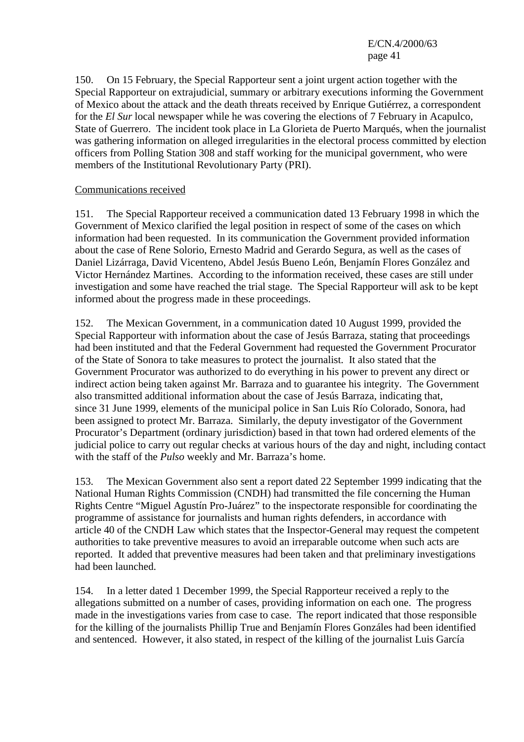150. On 15 February, the Special Rapporteur sent a joint urgent action together with the Special Rapporteur on extrajudicial, summary or arbitrary executions informing the Government of Mexico about the attack and the death threats received by Enrique Gutiérrez, a correspondent for the *El Sur* local newspaper while he was covering the elections of 7 February in Acapulco, State of Guerrero. The incident took place in La Glorieta de Puerto Marqués, when the journalist was gathering information on alleged irregularities in the electoral process committed by election officers from Polling Station 308 and staff working for the municipal government, who were members of the Institutional Revolutionary Party (PRI).

Communications received

151. The Special Rapporteur received a communication dated 13 February 1998 in which the Government of Mexico clarified the legal position in respect of some of the cases on which information had been requested. In its communication the Government provided information about the case of Rene Solorio, Ernesto Madrid and Gerardo Segura, as well as the cases of Daniel Lizárraga, David Vicenteno, Abdel Jesús Bueno León, Benjamín Flores González and Victor Hernández Martines. According to the information received, these cases are still under investigation and some have reached the trial stage. The Special Rapporteur will ask to be kept informed about the progress made in these proceedings.

152. The Mexican Government, in a communication dated 10 August 1999, provided the Special Rapporteur with information about the case of Jesús Barraza, stating that proceedings had been instituted and that the Federal Government had requested the Government Procurator of the State of Sonora to take measures to protect the journalist. It also stated that the Government Procurator was authorized to do everything in his power to prevent any direct or indirect action being taken against Mr. Barraza and to guarantee his integrity. The Government also transmitted additional information about the case of Jesús Barraza, indicating that, since 31 June 1999, elements of the municipal police in San Luis Río Colorado, Sonora, had been assigned to protect Mr. Barraza. Similarly, the deputy investigator of the Government Procurator's Department (ordinary jurisdiction) based in that town had ordered elements of the judicial police to carry out regular checks at various hours of the day and night, including contact with the staff of the *Pulso* weekly and Mr. Barraza's home.

153. The Mexican Government also sent a report dated 22 September 1999 indicating that the National Human Rights Commission (CNDH) had transmitted the file concerning the Human Rights Centre "Miguel Agustín Pro-Juárez" to the inspectorate responsible for coordinating the programme of assistance for journalists and human rights defenders, in accordance with article 40 of the CNDH Law which states that the Inspector-General may request the competent authorities to take preventive measures to avoid an irreparable outcome when such acts are reported. It added that preventive measures had been taken and that preliminary investigations had been launched.

154. In a letter dated 1 December 1999, the Special Rapporteur received a reply to the allegations submitted on a number of cases, providing information on each one. The progress made in the investigations varies from case to case. The report indicated that those responsible for the killing of the journalists Phillip True and Benjamín Flores Gonzáles had been identified and sentenced. However, it also stated, in respect of the killing of the journalist Luis García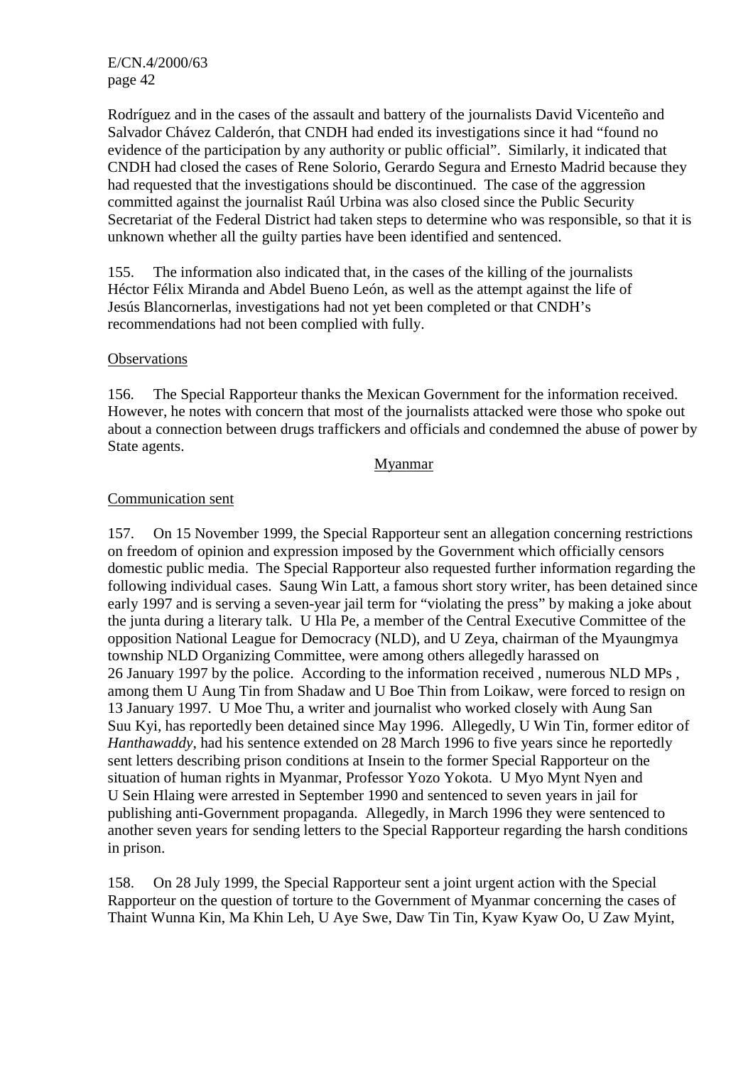Rodríguez and in the cases of the assault and battery of the journalists David Vicenteño and Salvador Chávez Calderón, that CNDH had ended its investigations since it had "found no evidence of the participation by any authority or public official". Similarly, it indicated that CNDH had closed the cases of Rene Solorio, Gerardo Segura and Ernesto Madrid because they had requested that the investigations should be discontinued. The case of the aggression committed against the journalist Raúl Urbina was also closed since the Public Security Secretariat of the Federal District had taken steps to determine who was responsible, so that it is unknown whether all the guilty parties have been identified and sentenced.

155. The information also indicated that, in the cases of the killing of the journalists Héctor Félix Miranda and Abdel Bueno León, as well as the attempt against the life of Jesús Blancornerlas, investigations had not yet been completed or that CNDH's recommendations had not been complied with fully.

Observations

156. The Special Rapporteur thanks the Mexican Government for the information received. However, he notes with concern that most of the journalists attacked were those who spoke out about a connection between drugs traffickers and officials and condemned the abuse of power by State agents.

## Myanmar

Communication sent

157. On 15 November 1999, the Special Rapporteur sent an allegation concerning restrictions on freedom of opinion and expression imposed by the Government which officially censors domestic public media. The Special Rapporteur also requested further information regarding the following individual cases. Saung Win Latt, a famous short story writer, has been detained since early 1997 and is serving a seven-year jail term for "violating the press" by making a joke about the junta during a literary talk. U Hla Pe, a member of the Central Executive Committee of the opposition National League for Democracy (NLD), and U Zeya, chairman of the Myaungmya township NLD Organizing Committee, were among others allegedly harassed on 26 January 1997 by the police. According to the information received , numerous NLD MPs , among them U Aung Tin from Shadaw and U Boe Thin from Loikaw, were forced to resign on 13 January 1997. U Moe Thu, a writer and journalist who worked closely with Aung San Suu Kyi, has reportedly been detained since May 1996. Allegedly, U Win Tin, former editor of *Hanthawaddy*, had his sentence extended on 28 March 1996 to five years since he reportedly sent letters describing prison conditions at Insein to the former Special Rapporteur on the situation of human rights in Myanmar, Professor Yozo Yokota. U Myo Mynt Nyen and U Sein Hlaing were arrested in September 1990 and sentenced to seven years in jail for publishing anti-Government propaganda. Allegedly, in March 1996 they were sentenced to another seven years for sending letters to the Special Rapporteur regarding the harsh conditions in prison.

158. On 28 July 1999, the Special Rapporteur sent a joint urgent action with the Special Rapporteur on the question of torture to the Government of Myanmar concerning the cases of Thaint Wunna Kin, Ma Khin Leh, U Aye Swe, Daw Tin Tin, Kyaw Kyaw Oo, U Zaw Myint,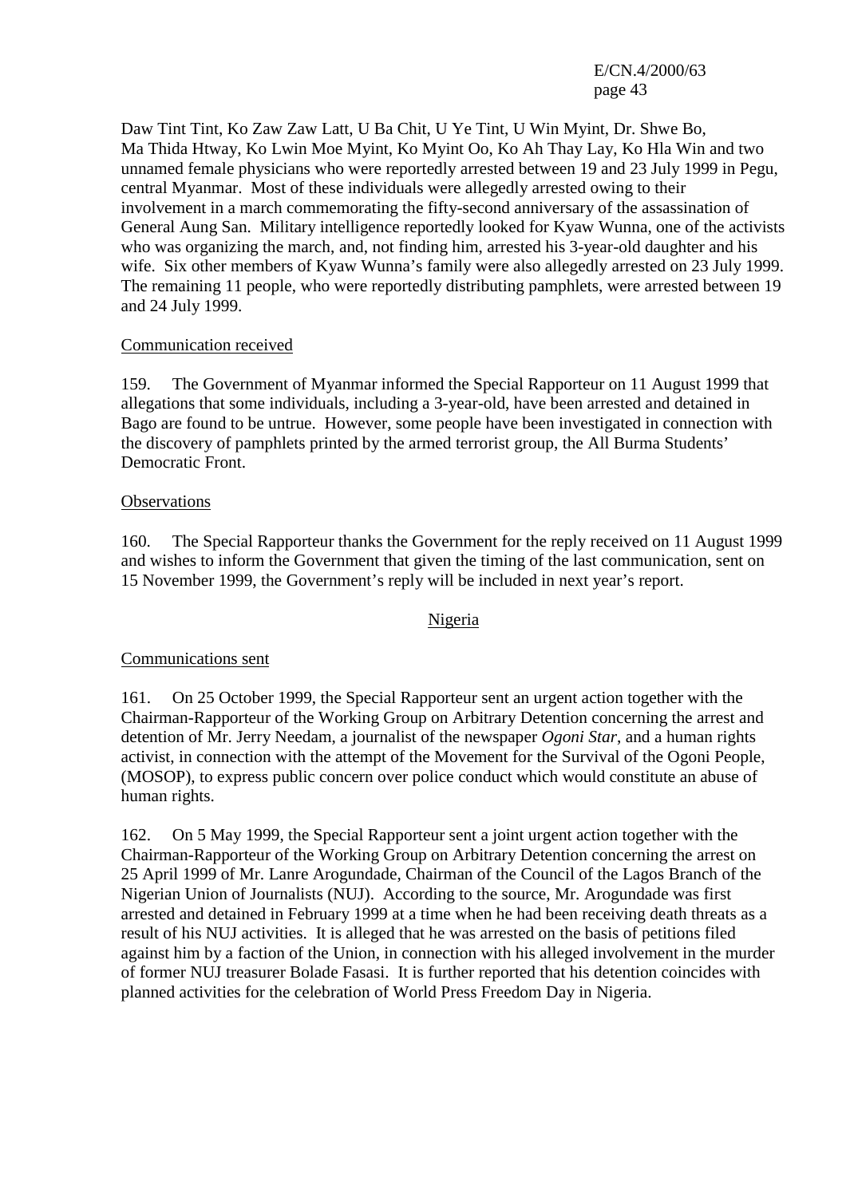Daw Tint Tint, Ko Zaw Zaw Latt, U Ba Chit, U Ye Tint, U Win Myint, Dr. Shwe Bo, Ma Thida Htway, Ko Lwin Moe Myint, Ko Myint Oo, Ko Ah Thay Lay, Ko Hla Win and two unnamed female physicians who were reportedly arrested between 19 and 23 July 1999 in Pegu, central Myanmar. Most of these individuals were allegedly arrested owing to their involvement in a march commemorating the fifty-second anniversary of the assassination of General Aung San. Military intelligence reportedly looked for Kyaw Wunna, one of the activists who was organizing the march, and, not finding him, arrested his 3-year-old daughter and his wife. Six other members of Kyaw Wunna's family were also allegedly arrested on 23 July 1999. The remaining 11 people, who were reportedly distributing pamphlets, were arrested between 19 and 24 July 1999.

Communication received

159. The Government of Myanmar informed the Special Rapporteur on 11 August 1999 that allegations that some individuals, including a 3-year-old, have been arrested and detained in Bago are found to be untrue. However, some people have been investigated in connection with the discovery of pamphlets printed by the armed terrorist group, the All Burma Students' Democratic Front.

Observations

160. The Special Rapporteur thanks the Government for the reply received on 11 August 1999 and wishes to inform the Government that given the timing of the last communication, sent on 15 November 1999, the Government's reply will be included in next year's report.

## Nigeria

Communications sent

161. On 25 October 1999, the Special Rapporteur sent an urgent action together with the Chairman-Rapporteur of the Working Group on Arbitrary Detention concerning the arrest and detention of Mr. Jerry Needam, a journalist of the newspaper *Ogoni Star*, and a human rights activist, in connection with the attempt of the Movement for the Survival of the Ogoni People, (MOSOP), to express public concern over police conduct which would constitute an abuse of human rights.

162. On 5 May 1999, the Special Rapporteur sent a joint urgent action together with the Chairman-Rapporteur of the Working Group on Arbitrary Detention concerning the arrest on 25 April 1999 of Mr. Lanre Arogundade, Chairman of the Council of the Lagos Branch of the Nigerian Union of Journalists (NUJ). According to the source, Mr. Arogundade was first arrested and detained in February 1999 at a time when he had been receiving death threats as a result of his NUJ activities. It is alleged that he was arrested on the basis of petitions filed against him by a faction of the Union, in connection with his alleged involvement in the murder of former NUJ treasurer Bolade Fasasi. It is further reported that his detention coincides with planned activities for the celebration of World Press Freedom Day in Nigeria.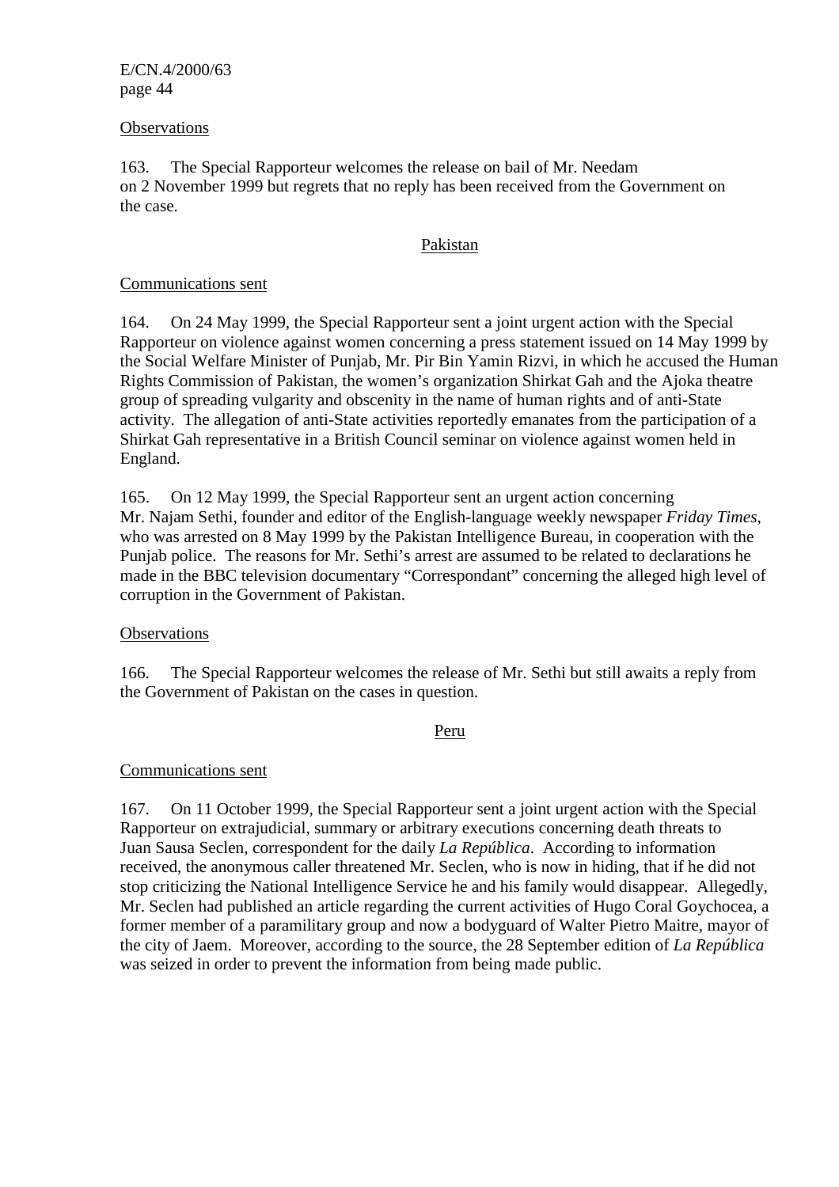Observations

163. The Special Rapporteur welcomes the release on bail of Mr. Needam on 2 November 1999 but regrets that no reply has been received from the Government on the case.

## Pakistan

Communications sent

164. On 24 May 1999, the Special Rapporteur sent a joint urgent action with the Special Rapporteur on violence against women concerning a press statement issued on 14 May 1999 by the Social Welfare Minister of Punjab, Mr. Pir Bin Yamin Rizvi, in which he accused the Human Rights Commission of Pakistan, the women's organization Shirkat Gah and the Ajoka theatre group of spreading vulgarity and obscenity in the name of human rights and of anti-State activity. The allegation of anti-State activities reportedly emanates from the participation of a Shirkat Gah representative in a British Council seminar on violence against women held in England.

165. On 12 May 1999, the Special Rapporteur sent an urgent action concerning Mr. Najam Sethi, founder and editor of the English-language weekly newspaper *Friday Times*, who was arrested on 8 May 1999 by the Pakistan Intelligence Bureau, in cooperation with the Punjab police. The reasons for Mr. Sethi's arrest are assumed to be related to declarations he made in the BBC television documentary "Correspondant" concerning the alleged high level of corruption in the Government of Pakistan.

Observations

166. The Special Rapporteur welcomes the release of Mr. Sethi but still awaits a reply from the Government of Pakistan on the cases in question.

## Peru

Communications sent

167. On 11 October 1999, the Special Rapporteur sent a joint urgent action with the Special Rapporteur on extrajudicial, summary or arbitrary executions concerning death threats to Juan Sausa Seclen, correspondent for the daily *La República*. According to information received, the anonymous caller threatened Mr. Seclen, who is now in hiding, that if he did not stop criticizing the National Intelligence Service he and his family would disappear. Allegedly, Mr. Seclen had published an article regarding the current activities of Hugo Coral Goychocea, a former member of a paramilitary group and now a bodyguard of Walter Pietro Maitre, mayor of the city of Jaem. Moreover, according to the source, the 28 September edition of *La República* was seized in order to prevent the information from being made public.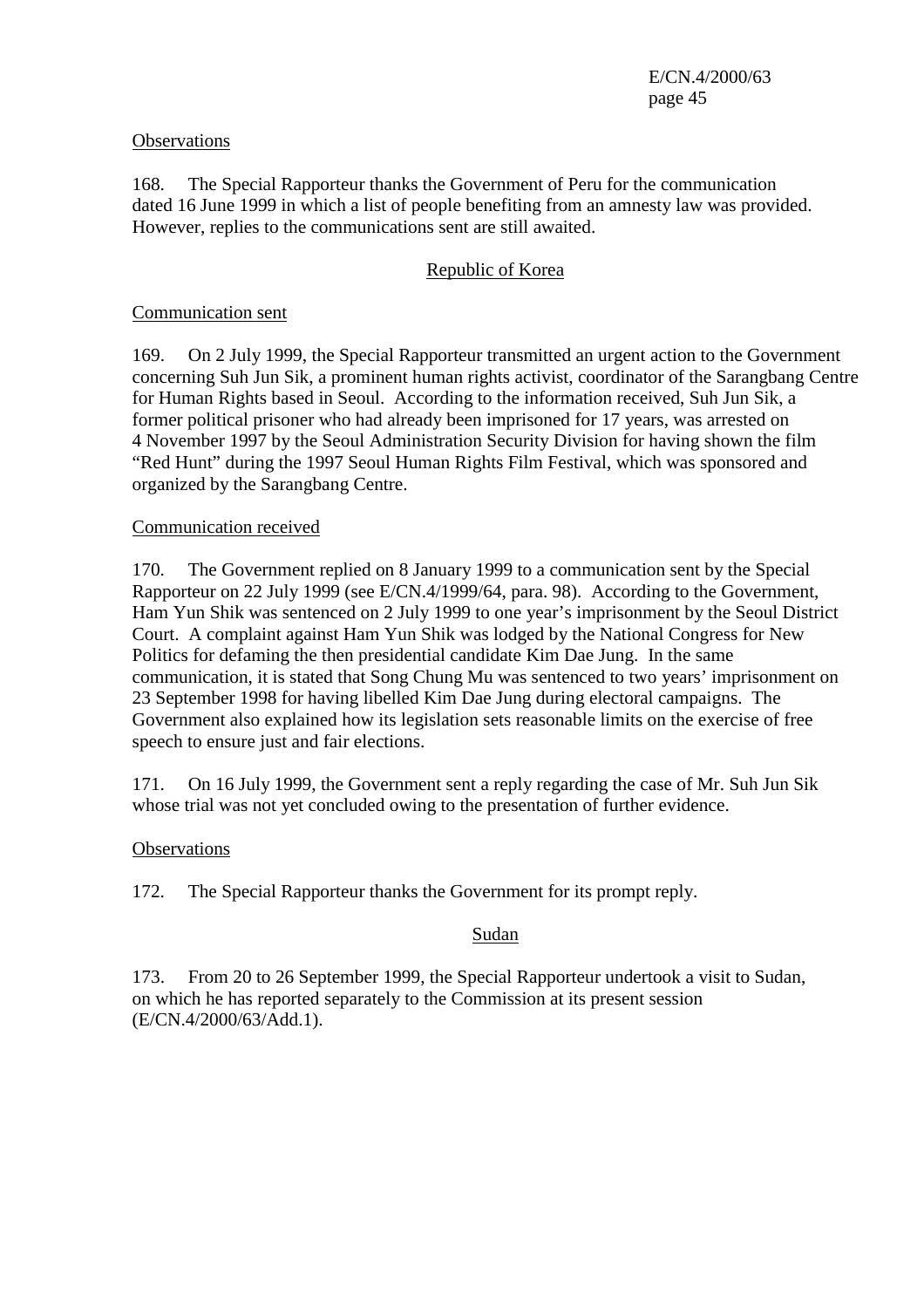Observations

168. The Special Rapporteur thanks the Government of Peru for the communication dated 16 June 1999 in which a list of people benefiting from an amnesty law was provided. However, replies to the communications sent are still awaited.

## Republic of Korea

Communication sent

169. On 2 July 1999, the Special Rapporteur transmitted an urgent action to the Government concerning Suh Jun Sik, a prominent human rights activist, coordinator of the Sarangbang Centre for Human Rights based in Seoul. According to the information received, Suh Jun Sik, a former political prisoner who had already been imprisoned for 17 years, was arrested on 4 November 1997 by the Seoul Administration Security Division for having shown the film "Red Hunt" during the 1997 Seoul Human Rights Film Festival, which was sponsored and organized by the Sarangbang Centre.

Communication received

170. The Government replied on 8 January 1999 to a communication sent by the Special Rapporteur on 22 July 1999 (see E/CN.4/1999/64, para. 98). According to the Government, Ham Yun Shik was sentenced on 2 July 1999 to one year's imprisonment by the Seoul District Court. A complaint against Ham Yun Shik was lodged by the National Congress for New Politics for defaming the then presidential candidate Kim Dae Jung. In the same communication, it is stated that Song Chung Mu was sentenced to two years' imprisonment on 23 September 1998 for having libelled Kim Dae Jung during electoral campaigns. The Government also explained how its legislation sets reasonable limits on the exercise of free speech to ensure just and fair elections.

171. On 16 July 1999, the Government sent a reply regarding the case of Mr. Suh Jun Sik whose trial was not yet concluded owing to the presentation of further evidence.

Observations

172. The Special Rapporteur thanks the Government for its prompt reply.

## Sudan

173. From 20 to 26 September 1999, the Special Rapporteur undertook a visit to Sudan, on which he has reported separately to the Commission at its present session (E/CN.4/2000/63/Add.1).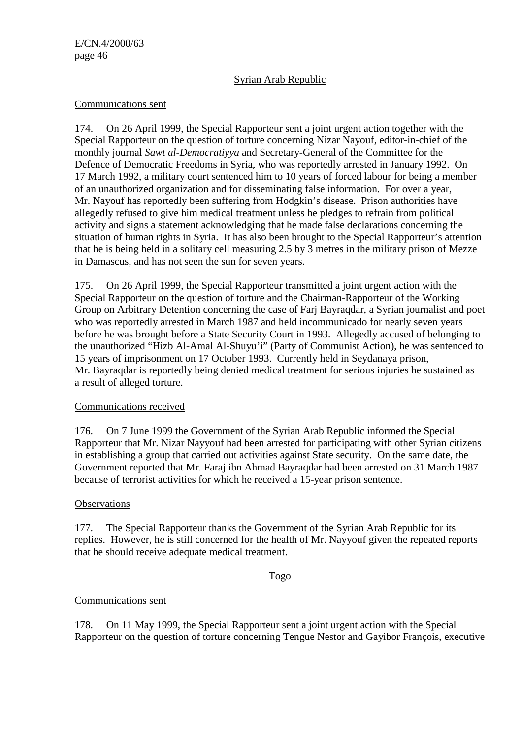## Syrian Arab Republic

### Communications sent

174. On 26 April 1999, the Special Rapporteur sent a joint urgent action together with the Special Rapporteur on the question of torture concerning Nizar Nayouf, editor-in-chief of the monthly journal *Sawt al-Democratiyya* and Secretary-General of the Committee for the Defence of Democratic Freedoms in Syria, who was reportedly arrested in January 1992. On 17 March 1992, a military court sentenced him to 10 years of forced labour for being a member of an unauthorized organization and for disseminating false information. For over a year, Mr. Nayouf has reportedly been suffering from Hodgkin's disease. Prison authorities have allegedly refused to give him medical treatment unless he pledges to refrain from political activity and signs a statement acknowledging that he made false declarations concerning the situation of human rights in Syria. It has also been brought to the Special Rapporteur's attention that he is being held in a solitary cell measuring 2.5 by 3 metres in the military prison of Mezze in Damascus, and has not seen the sun for seven years.

175. On 26 April 1999, the Special Rapporteur transmitted a joint urgent action with the Special Rapporteur on the question of torture and the Chairman-Rapporteur of the Working Group on Arbitrary Detention concerning the case of Farj Bayraqdar, a Syrian journalist and poet who was reportedly arrested in March 1987 and held incommunicado for nearly seven years before he was brought before a State Security Court in 1993. Allegedly accused of belonging to the unauthorized "Hizb Al-Amal Al-Shuyu'i" (Party of Communist Action), he was sentenced to 15 years of imprisonment on 17 October 1993. Currently held in Seydanaya prison, Mr. Bayraqdar is reportedly being denied medical treatment for serious injuries he sustained as a result of alleged torture.

### Communications received

176. On 7 June 1999 the Government of the Syrian Arab Republic informed the Special Rapporteur that Mr. Nizar Nayyouf had been arrested for participating with other Syrian citizens in establishing a group that carried out activities against State security. On the same date, the Government reported that Mr. Faraj ibn Ahmad Bayraqdar had been arrested on 31 March 1987 because of terrorist activities for which he received a 15-year prison sentence.

### Observations

177. The Special Rapporteur thanks the Government of the Syrian Arab Republic for its replies. However, he is still concerned for the health of Mr. Nayyouf given the repeated reports that he should receive adequate medical treatment.

## Togo

### Communications sent

178. On 11 May 1999, the Special Rapporteur sent a joint urgent action with the Special Rapporteur on the question of torture concerning Tengue Nestor and Gayibor François, executive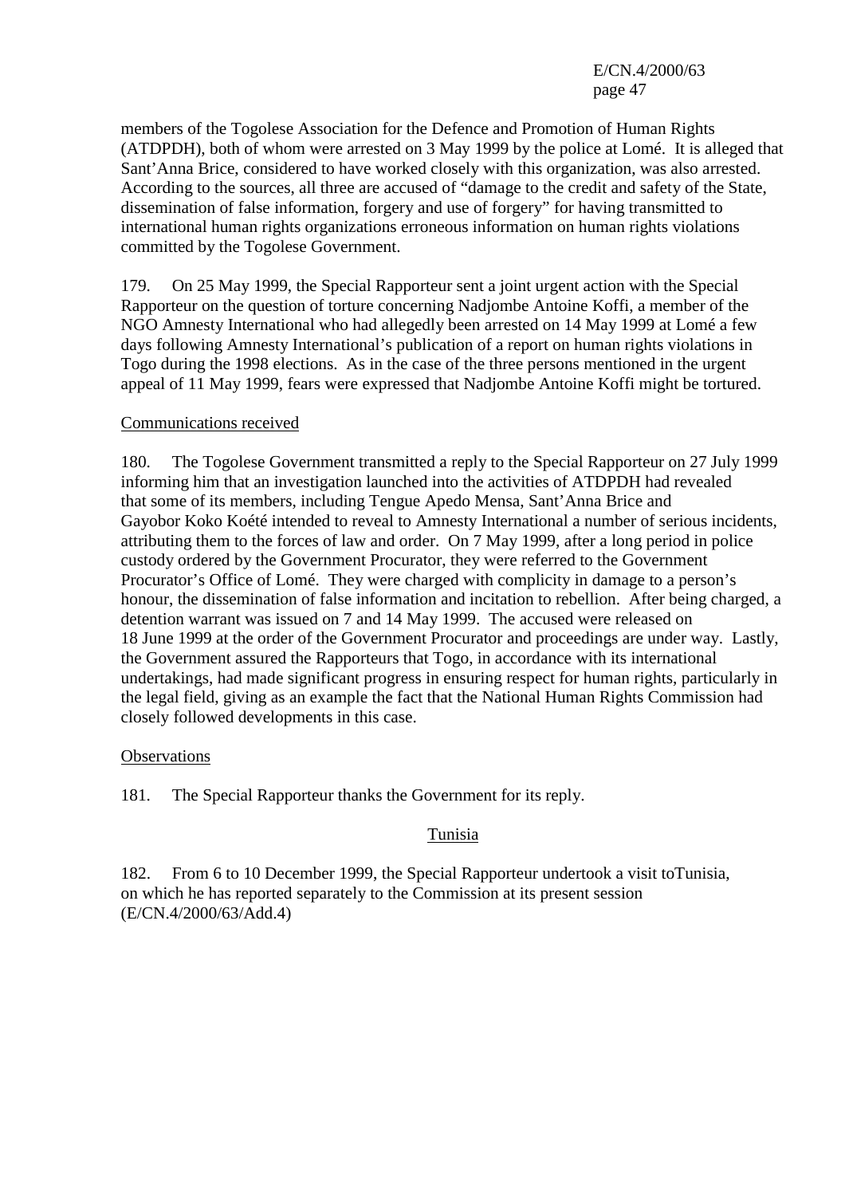members of the Togolese Association for the Defence and Promotion of Human Rights (ATDPDH), both of whom were arrested on 3 May 1999 by the police at Lomé. It is alleged that Sant'Anna Brice, considered to have worked closely with this organization, was also arrested. According to the sources, all three are accused of "damage to the credit and safety of the State, dissemination of false information, forgery and use of forgery" for having transmitted to international human rights organizations erroneous information on human rights violations committed by the Togolese Government.

179. On 25 May 1999, the Special Rapporteur sent a joint urgent action with the Special Rapporteur on the question of torture concerning Nadjombe Antoine Koffi, a member of the NGO Amnesty International who had allegedly been arrested on 14 May 1999 at Lomé a few days following Amnesty International's publication of a report on human rights violations in Togo during the 1998 elections. As in the case of the three persons mentioned in the urgent appeal of 11 May 1999, fears were expressed that Nadjombe Antoine Koffi might be tortured.

Communications received

180. The Togolese Government transmitted a reply to the Special Rapporteur on 27 July 1999 informing him that an investigation launched into the activities of ATDPDH had revealed that some of its members, including Tengue Apedo Mensa, Sant'Anna Brice and Gayobor Koko Koété intended to reveal to Amnesty International a number of serious incidents, attributing them to the forces of law and order. On 7 May 1999, after a long period in police custody ordered by the Government Procurator, they were referred to the Government Procurator's Office of Lomé. They were charged with complicity in damage to a person's honour, the dissemination of false information and incitation to rebellion. After being charged, a detention warrant was issued on 7 and 14 May 1999. The accused were released on 18 June 1999 at the order of the Government Procurator and proceedings are under way. Lastly, the Government assured the Rapporteurs that Togo, in accordance with its international undertakings, had made significant progress in ensuring respect for human rights, particularly in the legal field, giving as an example the fact that the National Human Rights Commission had closely followed developments in this case.

Observations

181. The Special Rapporteur thanks the Government for its reply.

## Tunisia

182. From 6 to 10 December 1999, the Special Rapporteur undertook a visit toTunisia, on which he has reported separately to the Commission at its present session (E/CN.4/2000/63/Add.4)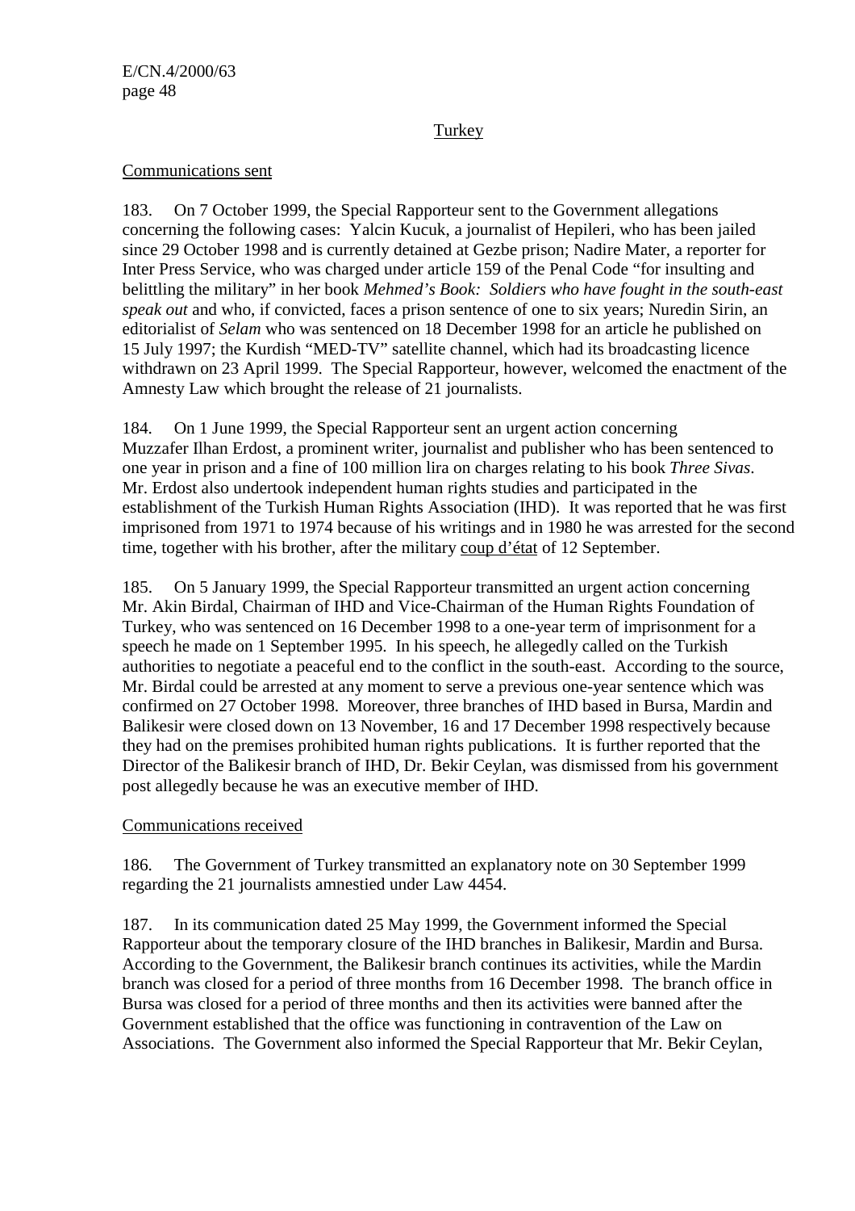## Turkey

### Communications sent

183. On 7 October 1999, the Special Rapporteur sent to the Government allegations concerning the following cases: Yalcin Kucuk, a journalist of Hepileri, who has been jailed since 29 October 1998 and is currently detained at Gezbe prison; Nadire Mater, a reporter for Inter Press Service, who was charged under article 159 of the Penal Code "for insulting and belittling the military" in her book *Mehmed's Book: Soldiers who have fought in the south-east speak out* and who, if convicted, faces a prison sentence of one to six years; Nuredin Sirin, an editorialist of *Selam* who was sentenced on 18 December 1998 for an article he published on 15 July 1997; the Kurdish "MED-TV" satellite channel, which had its broadcasting licence withdrawn on 23 April 1999. The Special Rapporteur, however, welcomed the enactment of the Amnesty Law which brought the release of 21 journalists.

184. On 1 June 1999, the Special Rapporteur sent an urgent action concerning Muzzafer Ilhan Erdost, a prominent writer, journalist and publisher who has been sentenced to one year in prison and a fine of 100 million lira on charges relating to his book *Three Sivas*. Mr. Erdost also undertook independent human rights studies and participated in the establishment of the Turkish Human Rights Association (IHD). It was reported that he was first imprisoned from 1971 to 1974 because of his writings and in 1980 he was arrested for the second time, together with his brother, after the military coup d'état of 12 September.

185. On 5 January 1999, the Special Rapporteur transmitted an urgent action concerning Mr. Akin Birdal, Chairman of IHD and Vice-Chairman of the Human Rights Foundation of Turkey, who was sentenced on 16 December 1998 to a one-year term of imprisonment for a speech he made on 1 September 1995. In his speech, he allegedly called on the Turkish authorities to negotiate a peaceful end to the conflict in the south-east. According to the source, Mr. Birdal could be arrested at any moment to serve a previous one-year sentence which was confirmed on 27 October 1998. Moreover, three branches of IHD based in Bursa, Mardin and Balikesir were closed down on 13 November, 16 and 17 December 1998 respectively because they had on the premises prohibited human rights publications. It is further reported that the Director of the Balikesir branch of IHD, Dr. Bekir Ceylan, was dismissed from his government post allegedly because he was an executive member of IHD.

### Communications received

186. The Government of Turkey transmitted an explanatory note on 30 September 1999 regarding the 21 journalists amnestied under Law 4454.

187. In its communication dated 25 May 1999, the Government informed the Special Rapporteur about the temporary closure of the IHD branches in Balikesir, Mardin and Bursa. According to the Government, the Balikesir branch continues its activities, while the Mardin branch was closed for a period of three months from 16 December 1998. The branch office in Bursa was closed for a period of three months and then its activities were banned after the Government established that the office was functioning in contravention of the Law on Associations. The Government also informed the Special Rapporteur that Mr. Bekir Ceylan,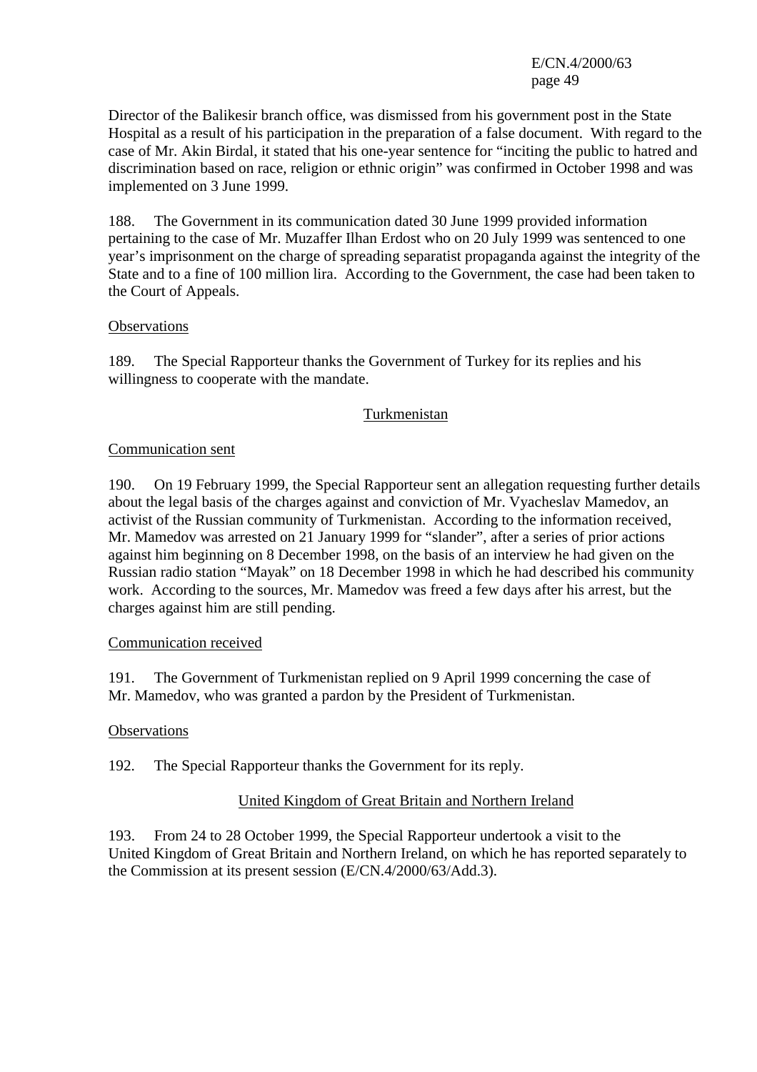Director of the Balikesir branch office, was dismissed from his government post in the State Hospital as a result of his participation in the preparation of a false document. With regard to the case of Mr. Akin Birdal, it stated that his one-year sentence for “inciting the public to hatred and discrimination based on race, religion or ethnic origin” was confirmed in October 1998 and was implemented on 3 June 1999.

188. The Government in its communication dated 30 June 1999 provided information pertaining to the case of Mr. Muzaffer Ilhan Erdost who on 20 July 1999 was sentenced to one year’s imprisonment on the charge of spreading separatist propaganda against the integrity of the State and to a fine of 100 million lira. According to the Government, the case had been taken to the Court of Appeals.

Observations

189. The Special Rapporteur thanks the Government of Turkey for its replies and his willingness to cooperate with the mandate.

## Turkmenistan

Communication sent

190. On 19 February 1999, the Special Rapporteur sent an allegation requesting further details about the legal basis of the charges against and conviction of Mr. Vyacheslav Mamedov, an activist of the Russian community of Turkmenistan. According to the information received, Mr. Mamedov was arrested on 21 January 1999 for “slander”, after a series of prior actions against him beginning on 8 December 1998, on the basis of an interview he had given on the Russian radio station “Mayak” on 18 December 1998 in which he had described his community work. According to the sources, Mr. Mamedov was freed a few days after his arrest, but the charges against him are still pending.

Communication received

191. The Government of Turkmenistan replied on 9 April 1999 concerning the case of Mr. Mamedov, who was granted a pardon by the President of Turkmenistan.

Observations

192. The Special Rapporteur thanks the Government for its reply.

## United Kingdom of Great Britain and Northern Ireland

193. From 24 to 28 October 1999, the Special Rapporteur undertook a visit to the United Kingdom of Great Britain and Northern Ireland, on which he has reported separately to the Commission at its present session (E/CN.4/2000/63/Add.3).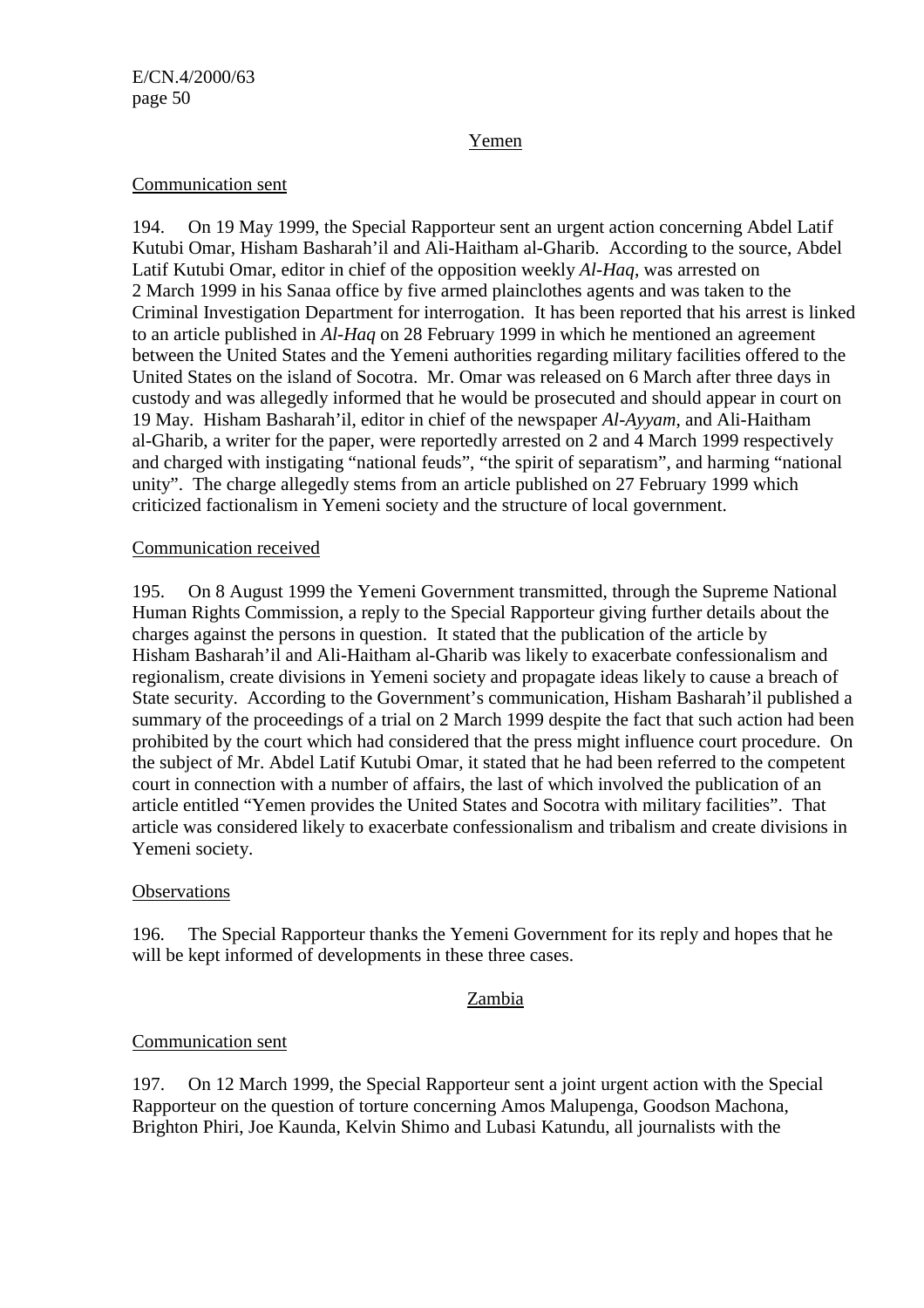## Yemen

Communication sent

194. On 19 May 1999, the Special Rapporteur sent an urgent action concerning Abdel Latif Kutubi Omar, Hisham Basharah'il and Ali-Haitham al-Gharib. According to the source, Abdel Latif Kutubi Omar, editor in chief of the opposition weekly *Al-Haq*, was arrested on 2 March 1999 in his Sanaa office by five armed plainclothes agents and was taken to the Criminal Investigation Department for interrogation. It has been reported that his arrest is linked to an article published in *Al-Haq* on 28 February 1999 in which he mentioned an agreement between the United States and the Yemeni authorities regarding military facilities offered to the United States on the island of Socotra. Mr. Omar was released on 6 March after three days in custody and was allegedly informed that he would be prosecuted and should appear in court on 19 May. Hisham Basharah'il, editor in chief of the newspaper *Al-Ayyam*, and Ali-Haitham al-Gharib, a writer for the paper, were reportedly arrested on 2 and 4 March 1999 respectively and charged with instigating "national feuds", "the spirit of separatism", and harming "national unity". The charge allegedly stems from an article published on 27 February 1999 which criticized factionalism in Yemeni society and the structure of local government.

Communication received

195. On 8 August 1999 the Yemeni Government transmitted, through the Supreme National Human Rights Commission, a reply to the Special Rapporteur giving further details about the charges against the persons in question. It stated that the publication of the article by Hisham Basharah'il and Ali-Haitham al-Gharib was likely to exacerbate confessionalism and regionalism, create divisions in Yemeni society and propagate ideas likely to cause a breach of State security. According to the Government's communication, Hisham Basharah'il published a summary of the proceedings of a trial on 2 March 1999 despite the fact that such action had been prohibited by the court which had considered that the press might influence court procedure. On the subject of Mr. Abdel Latif Kutubi Omar, it stated that he had been referred to the competent court in connection with a number of affairs, the last of which involved the publication of an article entitled "Yemen provides the United States and Socotra with military facilities". That article was considered likely to exacerbate confessionalism and tribalism and create divisions in Yemeni society.

Observations

196. The Special Rapporteur thanks the Yemeni Government for its reply and hopes that he will be kept informed of developments in these three cases.

## Zambia

Communication sent

197. On 12 March 1999, the Special Rapporteur sent a joint urgent action with the Special Rapporteur on the question of torture concerning Amos Malupenga, Goodson Machona, Brighton Phiri, Joe Kaunda, Kelvin Shimo and Lubasi Katundu, all journalists with the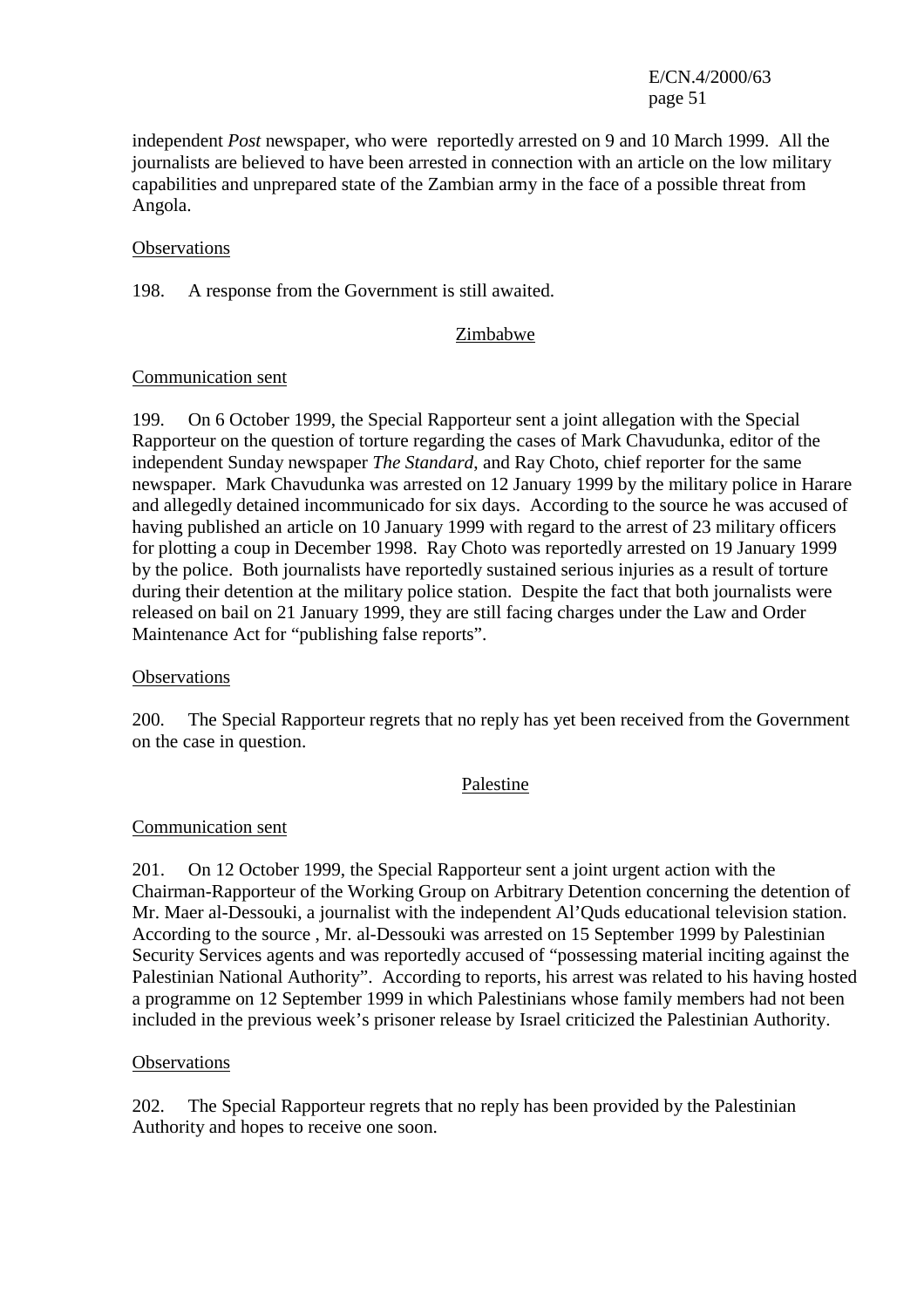independent *Post* newspaper, who were reportedly arrested on 9 and 10 March 1999. All the journalists are believed to have been arrested in connection with an article on the low military capabilities and unprepared state of the Zambian army in the face of a possible threat from Angola.

Observations

198. A response from the Government is still awaited.

## Zimbabwe

Communication sent

199. On 6 October 1999, the Special Rapporteur sent a joint allegation with the Special Rapporteur on the question of torture regarding the cases of Mark Chavudunka, editor of the independent Sunday newspaper *The Standard*, and Ray Choto, chief reporter for the same newspaper. Mark Chavudunka was arrested on 12 January 1999 by the military police in Harare and allegedly detained incommunicado for six days. According to the source he was accused of having published an article on 10 January 1999 with regard to the arrest of 23 military officers for plotting a coup in December 1998. Ray Choto was reportedly arrested on 19 January 1999 by the police. Both journalists have reportedly sustained serious injuries as a result of torture during their detention at the military police station. Despite the fact that both journalists were released on bail on 21 January 1999, they are still facing charges under the Law and Order Maintenance Act for "publishing false reports".

Observations

200. The Special Rapporteur regrets that no reply has yet been received from the Government on the case in question.

## Palestine

Communication sent

201. On 12 October 1999, the Special Rapporteur sent a joint urgent action with the Chairman-Rapporteur of the Working Group on Arbitrary Detention concerning the detention of Mr. Maer al-Dessouki, a journalist with the independent Al'Quds educational television station. According to the source , Mr. al-Dessouki was arrested on 15 September 1999 by Palestinian Security Services agents and was reportedly accused of "possessing material inciting against the Palestinian National Authority". According to reports, his arrest was related to his having hosted a programme on 12 September 1999 in which Palestinians whose family members had not been included in the previous week's prisoner release by Israel criticized the Palestinian Authority.

Observations

202. The Special Rapporteur regrets that no reply has been provided by the Palestinian Authority and hopes to receive one soon.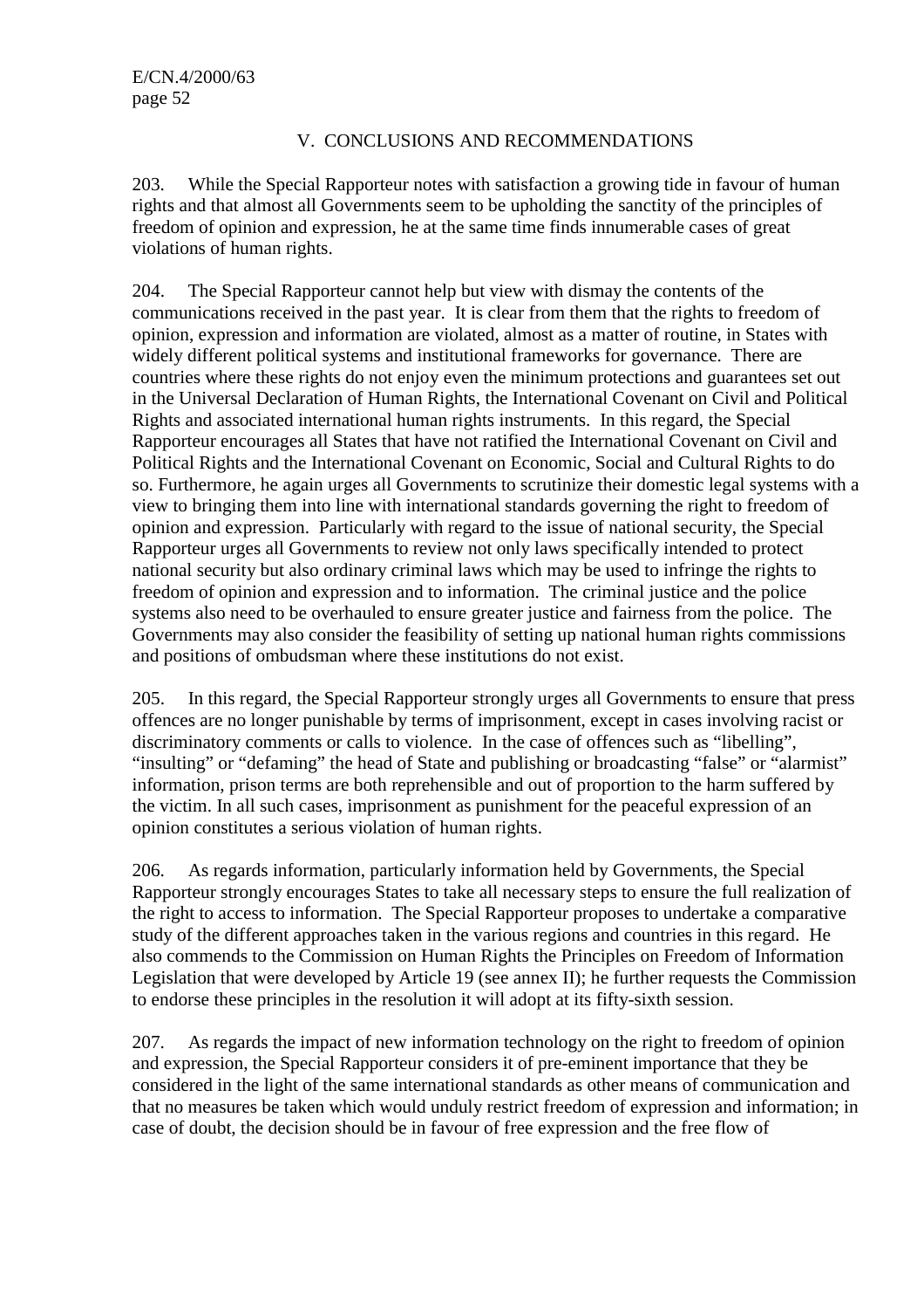## V. CONCLUSIONS AND RECOMMENDATIONS

203. While the Special Rapporteur notes with satisfaction a growing tide in favour of human rights and that almost all Governments seem to be upholding the sanctity of the principles of freedom of opinion and expression, he at the same time finds innumerable cases of great violations of human rights.

204. The Special Rapporteur cannot help but view with dismay the contents of the communications received in the past year. It is clear from them that the rights to freedom of opinion, expression and information are violated, almost as a matter of routine, in States with widely different political systems and institutional frameworks for governance. There are countries where these rights do not enjoy even the minimum protections and guarantees set out in the Universal Declaration of Human Rights, the International Covenant on Civil and Political Rights and associated international human rights instruments. In this regard, the Special Rapporteur encourages all States that have not ratified the International Covenant on Civil and Political Rights and the International Covenant on Economic, Social and Cultural Rights to do so. Furthermore, he again urges all Governments to scrutinize their domestic legal systems with a view to bringing them into line with international standards governing the right to freedom of opinion and expression. Particularly with regard to the issue of national security, the Special Rapporteur urges all Governments to review not only laws specifically intended to protect national security but also ordinary criminal laws which may be used to infringe the rights to freedom of opinion and expression and to information. The criminal justice and the police systems also need to be overhauled to ensure greater justice and fairness from the police. The Governments may also consider the feasibility of setting up national human rights commissions and positions of ombudsman where these institutions do not exist.

205. In this regard, the Special Rapporteur strongly urges all Governments to ensure that press offences are no longer punishable by terms of imprisonment, except in cases involving racist or discriminatory comments or calls to violence. In the case of offences such as "libelling", "insulting" or "defaming" the head of State and publishing or broadcasting "false" or "alarmist" information, prison terms are both reprehensible and out of proportion to the harm suffered by the victim. In all such cases, imprisonment as punishment for the peaceful expression of an opinion constitutes a serious violation of human rights.

206. As regards information, particularly information held by Governments, the Special Rapporteur strongly encourages States to take all necessary steps to ensure the full realization of the right to access to information. The Special Rapporteur proposes to undertake a comparative study of the different approaches taken in the various regions and countries in this regard. He also commends to the Commission on Human Rights the Principles on Freedom of Information Legislation that were developed by Article 19 (see annex II); he further requests the Commission to endorse these principles in the resolution it will adopt at its fifty-sixth session.

207. As regards the impact of new information technology on the right to freedom of opinion and expression, the Special Rapporteur considers it of pre-eminent importance that they be considered in the light of the same international standards as other means of communication and that no measures be taken which would unduly restrict freedom of expression and information; in case of doubt, the decision should be in favour of free expression and the free flow of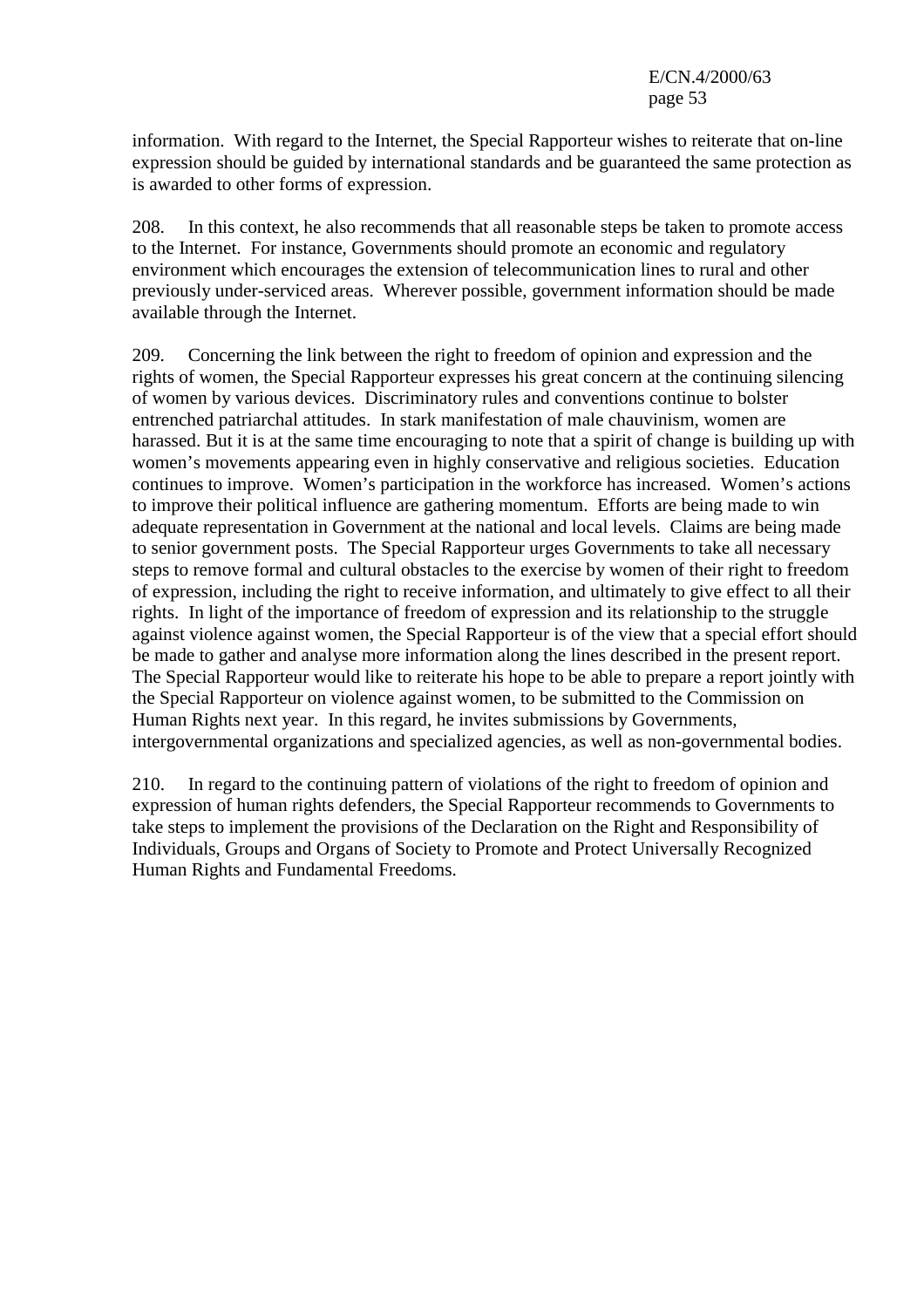information. With regard to the Internet, the Special Rapporteur wishes to reiterate that on-line expression should be guided by international standards and be guaranteed the same protection as is awarded to other forms of expression.

208. In this context, he also recommends that all reasonable steps be taken to promote access to the Internet. For instance, Governments should promote an economic and regulatory environment which encourages the extension of telecommunication lines to rural and other previously under-serviced areas. Wherever possible, government information should be made available through the Internet.

209. Concerning the link between the right to freedom of opinion and expression and the rights of women, the Special Rapporteur expresses his great concern at the continuing silencing of women by various devices. Discriminatory rules and conventions continue to bolster entrenched patriarchal attitudes. In stark manifestation of male chauvinism, women are harassed. But it is at the same time encouraging to note that a spirit of change is building up with women's movements appearing even in highly conservative and religious societies. Education continues to improve. Women's participation in the workforce has increased. Women's actions to improve their political influence are gathering momentum. Efforts are being made to win adequate representation in Government at the national and local levels. Claims are being made to senior government posts. The Special Rapporteur urges Governments to take all necessary steps to remove formal and cultural obstacles to the exercise by women of their right to freedom of expression, including the right to receive information, and ultimately to give effect to all their rights. In light of the importance of freedom of expression and its relationship to the struggle against violence against women, the Special Rapporteur is of the view that a special effort should be made to gather and analyse more information along the lines described in the present report. The Special Rapporteur would like to reiterate his hope to be able to prepare a report jointly with the Special Rapporteur on violence against women, to be submitted to the Commission on Human Rights next year. In this regard, he invites submissions by Governments, intergovernmental organizations and specialized agencies, as well as non-governmental bodies.

210. In regard to the continuing pattern of violations of the right to freedom of opinion and expression of human rights defenders, the Special Rapporteur recommends to Governments to take steps to implement the provisions of the Declaration on the Right and Responsibility of Individuals, Groups and Organs of Society to Promote and Protect Universally Recognized Human Rights and Fundamental Freedoms.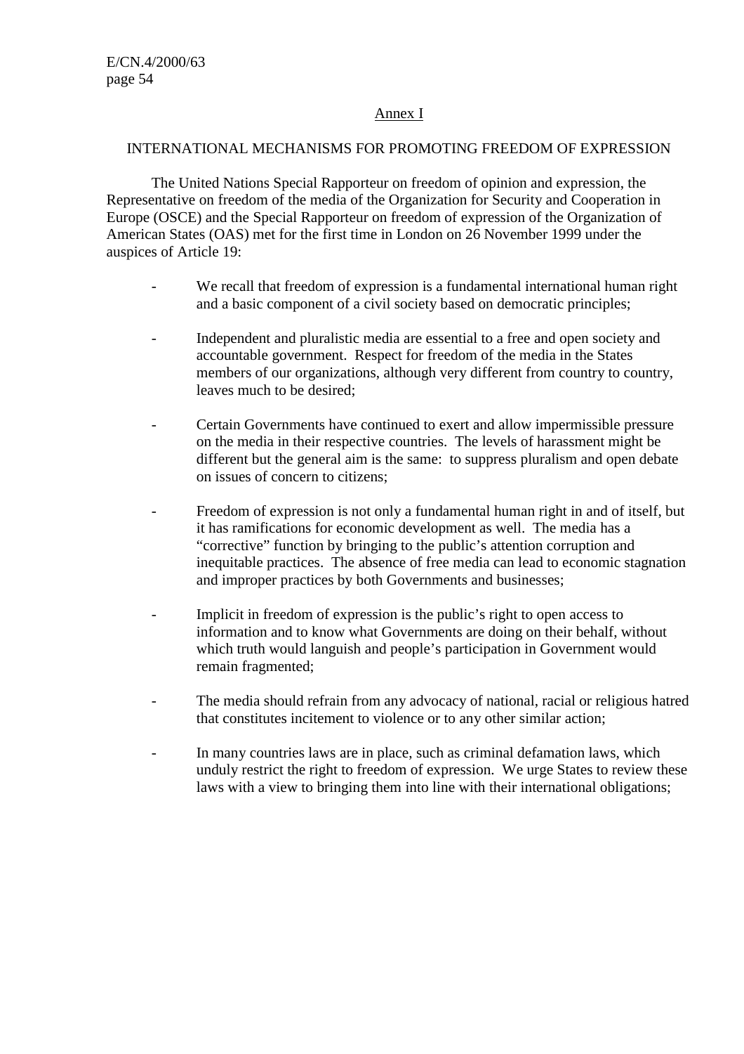## Annex I

### INTERNATIONAL MECHANISMS FOR PROMOTING FREEDOM OF EXPRESSION

The United Nations Special Rapporteur on freedom of opinion and expression, the Representative on freedom of the media of the Organization for Security and Cooperation in Europe (OSCE) and the Special Rapporteur on freedom of expression of the Organization of American States (OAS) met for the first time in London on 26 November 1999 under the auspices of Article 19:

- We recall that freedom of expression is a fundamental international human right and a basic component of a civil society based on democratic principles;

- Independent and pluralistic media are essential to a free and open society and accountable government. Respect for freedom of the media in the States members of our organizations, although very different from country to country, leaves much to be desired;

- Certain Governments have continued to exert and allow impermissible pressure on the media in their respective countries. The levels of harassment might be different but the general aim is the same: to suppress pluralism and open debate on issues of concern to citizens;

- Freedom of expression is not only a fundamental human right in and of itself, but it has ramifications for economic development as well. The media has a "corrective" function by bringing to the public's attention corruption and inequitable practices. The absence of free media can lead to economic stagnation and improper practices by both Governments and businesses;

- Implicit in freedom of expression is the public's right to open access to information and to know what Governments are doing on their behalf, without which truth would languish and people's participation in Government would remain fragmented;

- The media should refrain from any advocacy of national, racial or religious hatred that constitutes incitement to violence or to any other similar action;

- In many countries laws are in place, such as criminal defamation laws, which unduly restrict the right to freedom of expression. We urge States to review these laws with a view to bringing them into line with their international obligations;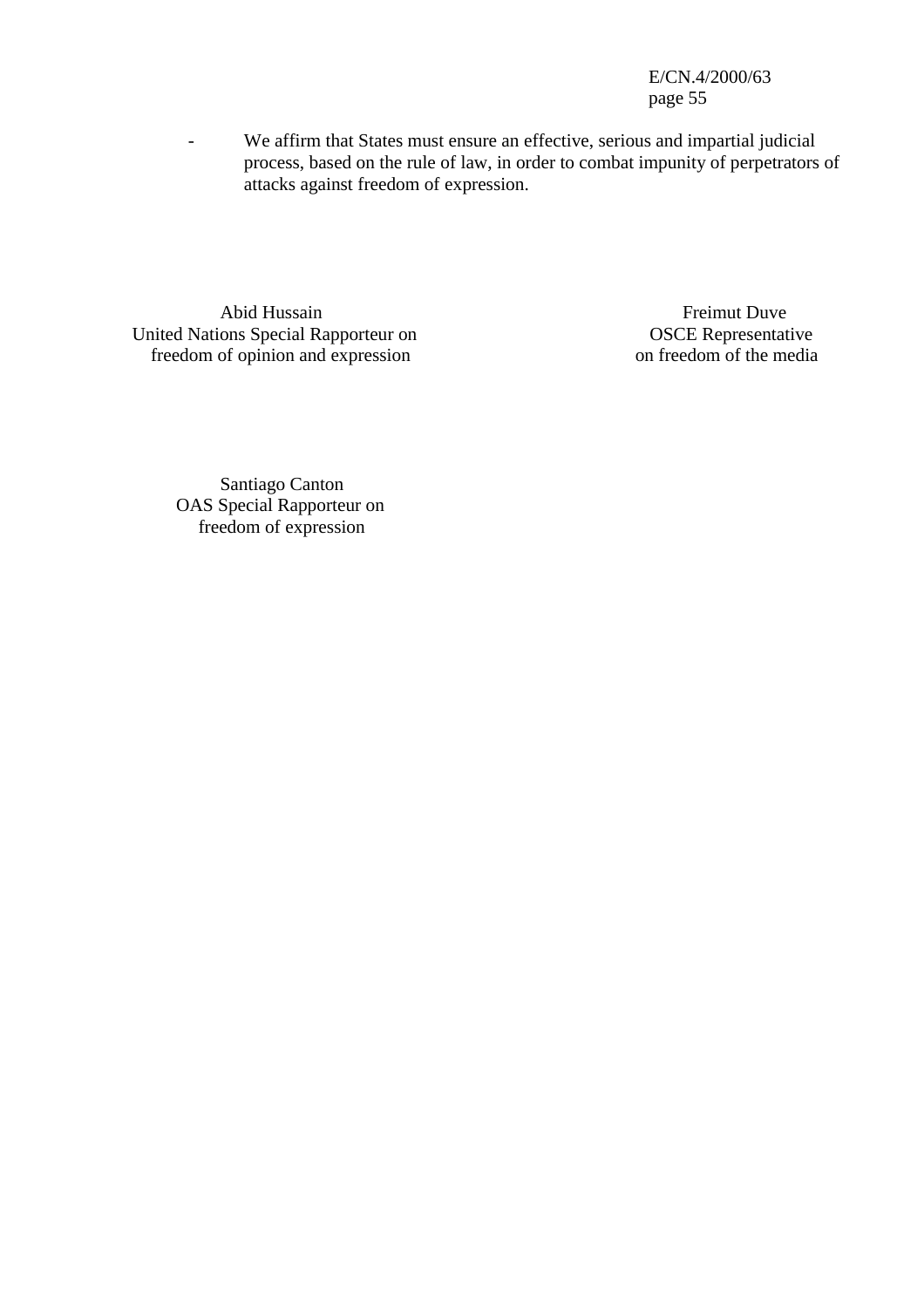- We affirm that States must ensure an effective, serious and impartial judicial process, based on the rule of law, in order to combat impunity of perpetrators of attacks against freedom of expression.

Abid Hussain
United Nations Special Rapporteur on freedom of opinion and expression

Freimut Duve
OSCE Representative on freedom of the media

Santiago Canton
OAS Special Rapporteur on freedom of expression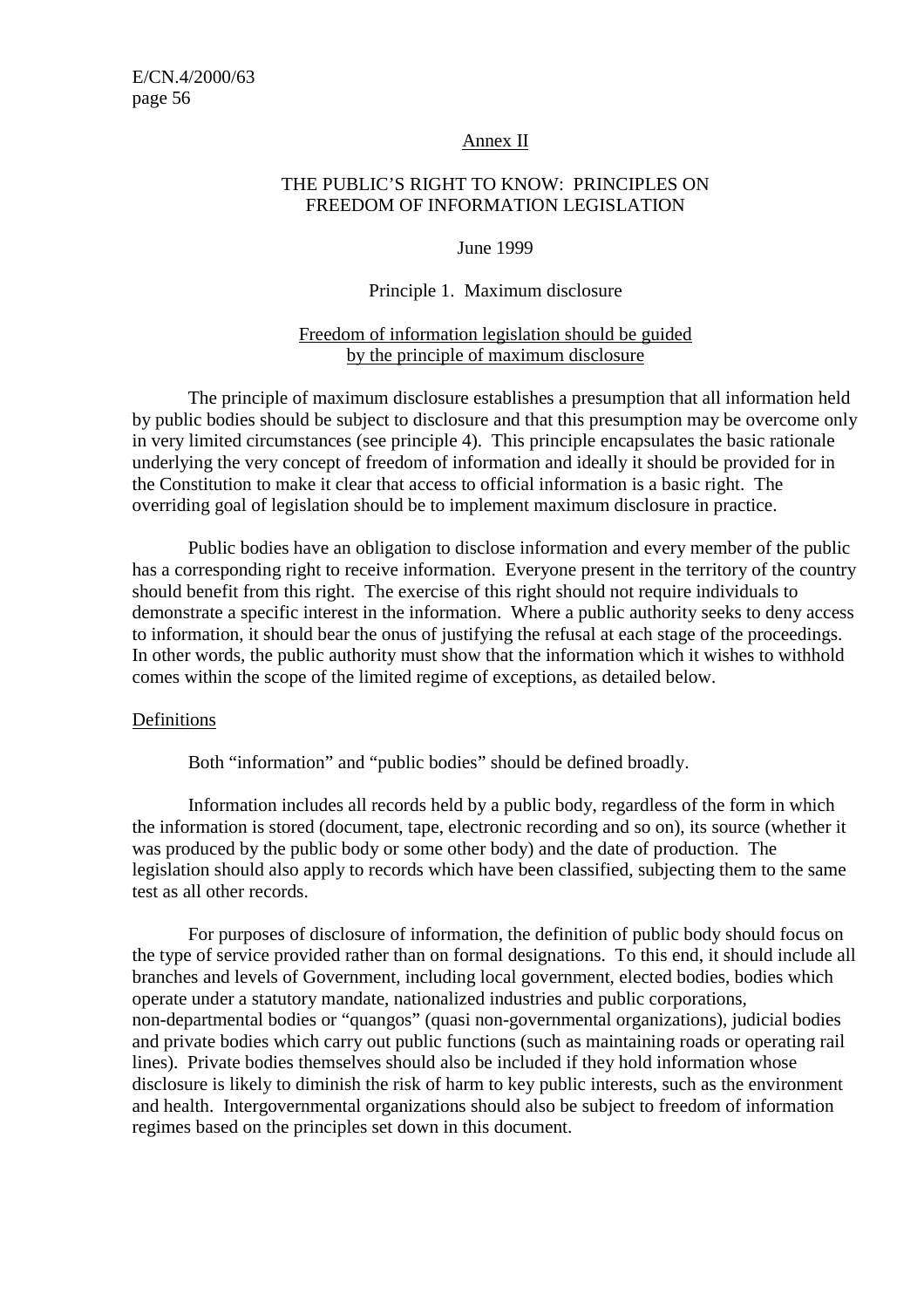## Annex II

# THE PUBLIC'S RIGHT TO KNOW: PRINCIPLES ON FREEDOM OF INFORMATION LEGISLATION

June 1999

### Principle 1. Maximum disclosure

Freedom of information legislation should be guided by the principle of maximum disclosure

The principle of maximum disclosure establishes a presumption that all information held by public bodies should be subject to disclosure and that this presumption may be overcome only in very limited circumstances (see principle 4). This principle encapsulates the basic rationale underlying the very concept of freedom of information and ideally it should be provided for in the Constitution to make it clear that access to official information is a basic right. The overriding goal of legislation should be to implement maximum disclosure in practice.

Public bodies have an obligation to disclose information and every member of the public has a corresponding right to receive information. Everyone present in the territory of the country should benefit from this right. The exercise of this right should not require individuals to demonstrate a specific interest in the information. Where a public authority seeks to deny access to information, it should bear the onus of justifying the refusal at each stage of the proceedings. In other words, the public authority must show that the information which it wishes to withhold comes within the scope of the limited regime of exceptions, as detailed below.

#### Definitions

Both "information" and "public bodies" should be defined broadly.

Information includes all records held by a public body, regardless of the form in which the information is stored (document, tape, electronic recording and so on), its source (whether it was produced by the public body or some other body) and the date of production. The legislation should also apply to records which have been classified, subjecting them to the same test as all other records.

For purposes of disclosure of information, the definition of public body should focus on the type of service provided rather than on formal designations. To this end, it should include all branches and levels of Government, including local government, elected bodies, bodies which operate under a statutory mandate, nationalized industries and public corporations, non-departmental bodies or "quangos" (quasi non-governmental organizations), judicial bodies and private bodies which carry out public functions (such as maintaining roads or operating rail lines). Private bodies themselves should also be included if they hold information whose disclosure is likely to diminish the risk of harm to key public interests, such as the environment and health. Intergovernmental organizations should also be subject to freedom of information regimes based on the principles set down in this document.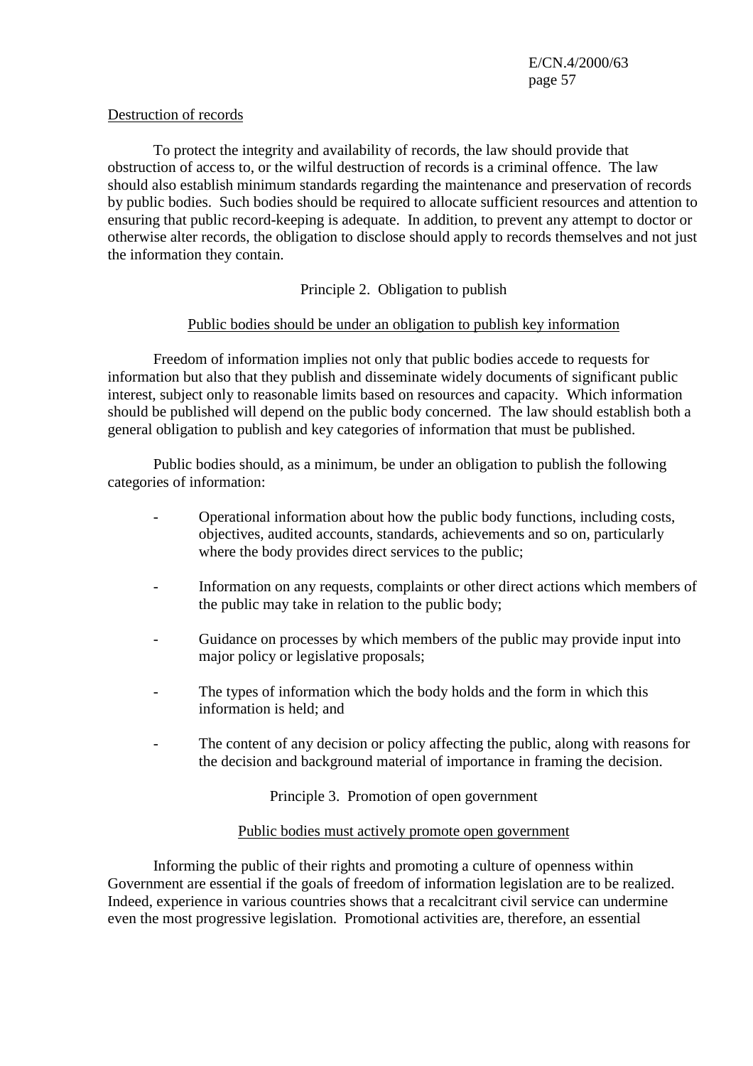Destruction of records

To protect the integrity and availability of records, the law should provide that obstruction of access to, or the wilful destruction of records is a criminal offence. The law should also establish minimum standards regarding the maintenance and preservation of records by public bodies. Such bodies should be required to allocate sufficient resources and attention to ensuring that public record-keeping is adequate. In addition, to prevent any attempt to doctor or otherwise alter records, the obligation to disclose should apply to records themselves and not just the information they contain.

### Principle 2. Obligation to publish

Public bodies should be under an obligation to publish key information

Freedom of information implies not only that public bodies accede to requests for information but also that they publish and disseminate widely documents of significant public interest, subject only to reasonable limits based on resources and capacity. Which information should be published will depend on the public body concerned. The law should establish both a general obligation to publish and key categories of information that must be published.

Public bodies should, as a minimum, be under an obligation to publish the following categories of information:

- Operational information about how the public body functions, including costs, objectives, audited accounts, standards, achievements and so on, particularly where the body provides direct services to the public;
- Information on any requests, complaints or other direct actions which members of the public may take in relation to the public body;
- Guidance on processes by which members of the public may provide input into major policy or legislative proposals;
- The types of information which the body holds and the form in which this information is held; and
- The content of any decision or policy affecting the public, along with reasons for the decision and background material of importance in framing the decision.

### Principle 3. Promotion of open government

Public bodies must actively promote open government

Informing the public of their rights and promoting a culture of openness within Government are essential if the goals of freedom of information legislation are to be realized. Indeed, experience in various countries shows that a recalcitrant civil service can undermine even the most progressive legislation. Promotional activities are, therefore, an essential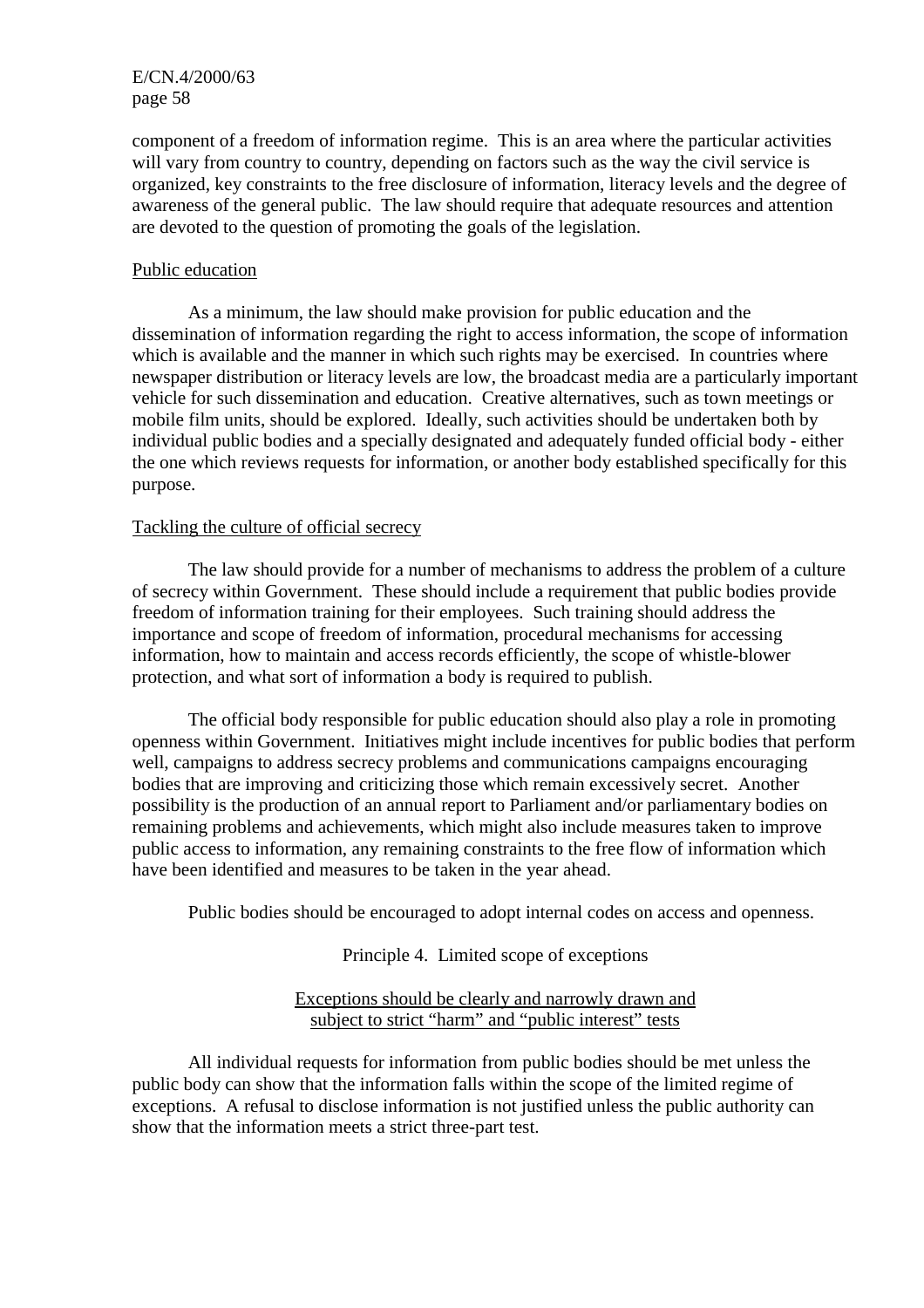component of a freedom of information regime. This is an area where the particular activities will vary from country to country, depending on factors such as the way the civil service is organized, key constraints to the free disclosure of information, literacy levels and the degree of awareness of the general public. The law should require that adequate resources and attention are devoted to the question of promoting the goals of the legislation.

### Public education

As a minimum, the law should make provision for public education and the dissemination of information regarding the right to access information, the scope of information which is available and the manner in which such rights may be exercised. In countries where newspaper distribution or literacy levels are low, the broadcast media are a particularly important vehicle for such dissemination and education. Creative alternatives, such as town meetings or mobile film units, should be explored. Ideally, such activities should be undertaken both by individual public bodies and a specially designated and adequately funded official body - either the one which reviews requests for information, or another body established specifically for this purpose.

### Tackling the culture of official secrecy

The law should provide for a number of mechanisms to address the problem of a culture of secrecy within Government. These should include a requirement that public bodies provide freedom of information training for their employees. Such training should address the importance and scope of freedom of information, procedural mechanisms for accessing information, how to maintain and access records efficiently, the scope of whistle-blower protection, and what sort of information a body is required to publish.

The official body responsible for public education should also play a role in promoting openness within Government. Initiatives might include incentives for public bodies that perform well, campaigns to address secrecy problems and communications campaigns encouraging bodies that are improving and criticizing those which remain excessively secret. Another possibility is the production of an annual report to Parliament and/or parliamentary bodies on remaining problems and achievements, which might also include measures taken to improve public access to information, any remaining constraints to the free flow of information which have been identified and measures to be taken in the year ahead.

Public bodies should be encouraged to adopt internal codes on access and openness.

## Principle 4. Limited scope of exceptions

### Exceptions should be clearly and narrowly drawn and subject to strict "harm" and "public interest" tests

All individual requests for information from public bodies should be met unless the public body can show that the information falls within the scope of the limited regime of exceptions. A refusal to disclose information is not justified unless the public authority can show that the information meets a strict three-part test.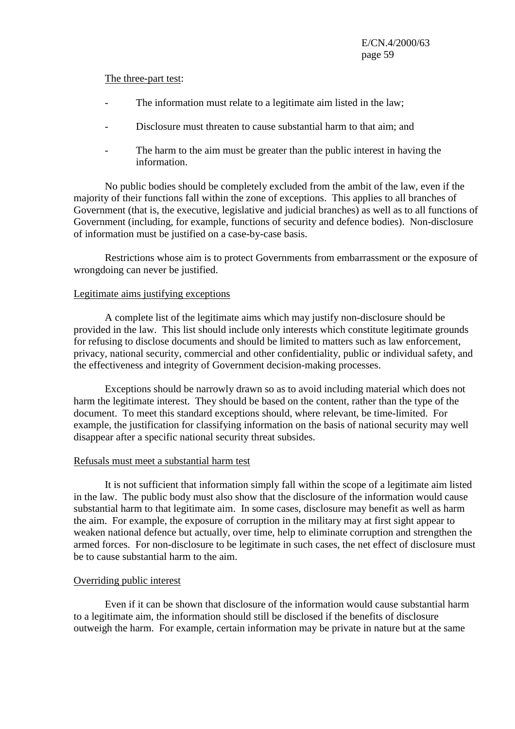The three-part test:

- The information must relate to a legitimate aim listed in the law;
- Disclosure must threaten to cause substantial harm to that aim; and
- The harm to the aim must be greater than the public interest in having the information.

No public bodies should be completely excluded from the ambit of the law, even if the majority of their functions fall within the zone of exceptions. This applies to all branches of Government (that is, the executive, legislative and judicial branches) as well as to all functions of Government (including, for example, functions of security and defence bodies). Non-disclosure of information must be justified on a case-by-case basis.

Restrictions whose aim is to protect Governments from embarrassment or the exposure of wrongdoing can never be justified.

Legitimate aims justifying exceptions

A complete list of the legitimate aims which may justify non-disclosure should be provided in the law. This list should include only interests which constitute legitimate grounds for refusing to disclose documents and should be limited to matters such as law enforcement, privacy, national security, commercial and other confidentiality, public or individual safety, and the effectiveness and integrity of Government decision-making processes.

Exceptions should be narrowly drawn so as to avoid including material which does not harm the legitimate interest. They should be based on the content, rather than the type of the document. To meet this standard exceptions should, where relevant, be time-limited. For example, the justification for classifying information on the basis of national security may well disappear after a specific national security threat subsides.

Refusals must meet a substantial harm test

It is not sufficient that information simply fall within the scope of a legitimate aim listed in the law. The public body must also show that the disclosure of the information would cause substantial harm to that legitimate aim. In some cases, disclosure may benefit as well as harm the aim. For example, the exposure of corruption in the military may at first sight appear to weaken national defence but actually, over time, help to eliminate corruption and strengthen the armed forces. For non-disclosure to be legitimate in such cases, the net effect of disclosure must be to cause substantial harm to the aim.

Overriding public interest

Even if it can be shown that disclosure of the information would cause substantial harm to a legitimate aim, the information should still be disclosed if the benefits of disclosure outweigh the harm. For example, certain information may be private in nature but at the same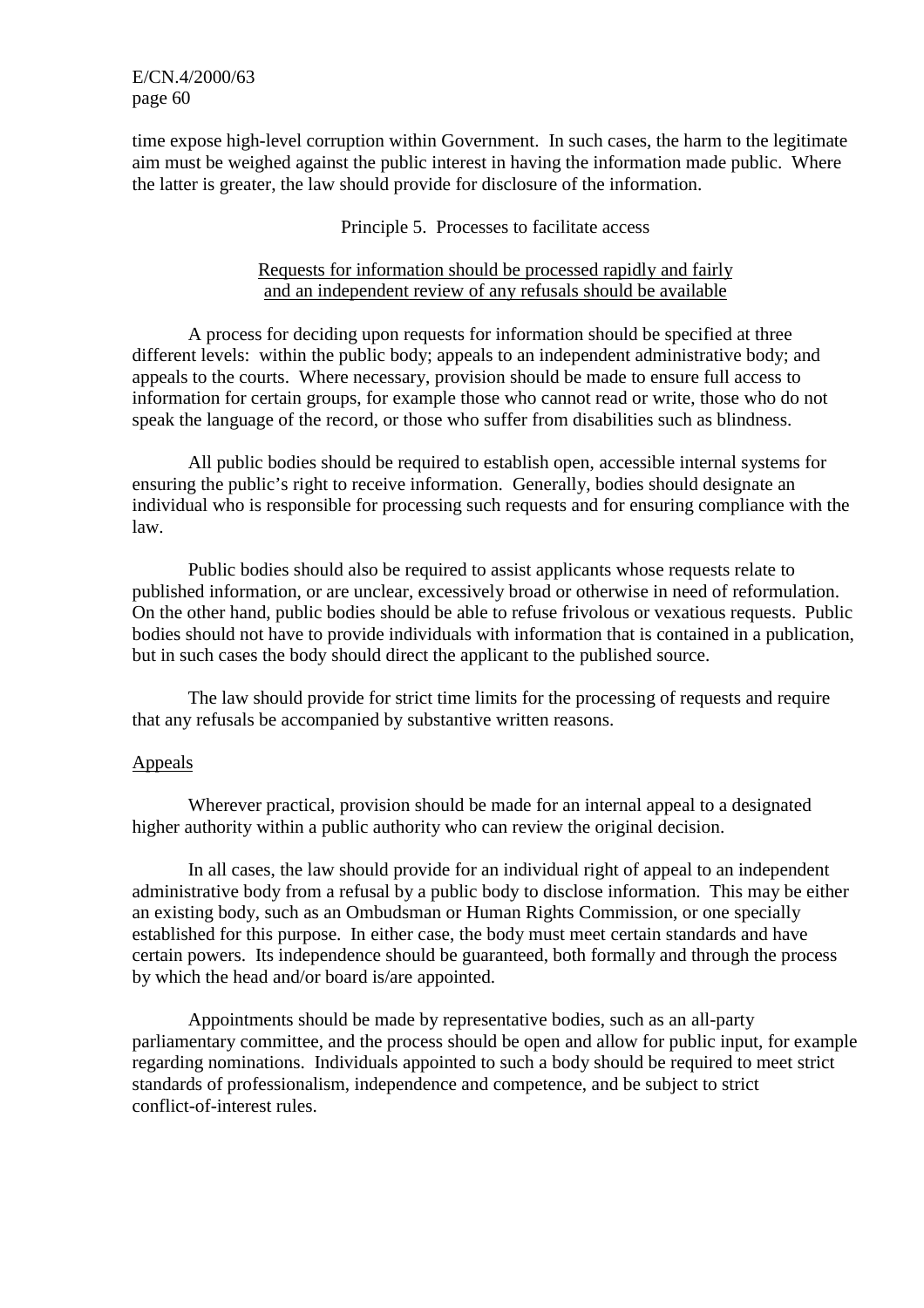time expose high-level corruption within Government. In such cases, the harm to the legitimate aim must be weighed against the public interest in having the information made public. Where the latter is greater, the law should provide for disclosure of the information.

Principle 5. Processes to facilitate access

Requests for information should be processed rapidly and fairly and an independent review of any refusals should be available

A process for deciding upon requests for information should be specified at three different levels: within the public body; appeals to an independent administrative body; and appeals to the courts. Where necessary, provision should be made to ensure full access to information for certain groups, for example those who cannot read or write, those who do not speak the language of the record, or those who suffer from disabilities such as blindness.

All public bodies should be required to establish open, accessible internal systems for ensuring the public's right to receive information. Generally, bodies should designate an individual who is responsible for processing such requests and for ensuring compliance with the law.

Public bodies should also be required to assist applicants whose requests relate to published information, or are unclear, excessively broad or otherwise in need of reformulation. On the other hand, public bodies should be able to refuse frivolous or vexatious requests. Public bodies should not have to provide individuals with information that is contained in a publication, but in such cases the body should direct the applicant to the published source.

The law should provide for strict time limits for the processing of requests and require that any refusals be accompanied by substantive written reasons.

Appeals

Wherever practical, provision should be made for an internal appeal to a designated higher authority within a public authority who can review the original decision.

In all cases, the law should provide for an individual right of appeal to an independent administrative body from a refusal by a public body to disclose information. This may be either an existing body, such as an Ombudsman or Human Rights Commission, or one specially established for this purpose. In either case, the body must meet certain standards and have certain powers. Its independence should be guaranteed, both formally and through the process by which the head and/or board is/are appointed.

Appointments should be made by representative bodies, such as an all-party parliamentary committee, and the process should be open and allow for public input, for example regarding nominations. Individuals appointed to such a body should be required to meet strict standards of professionalism, independence and competence, and be subject to strict conflict-of-interest rules.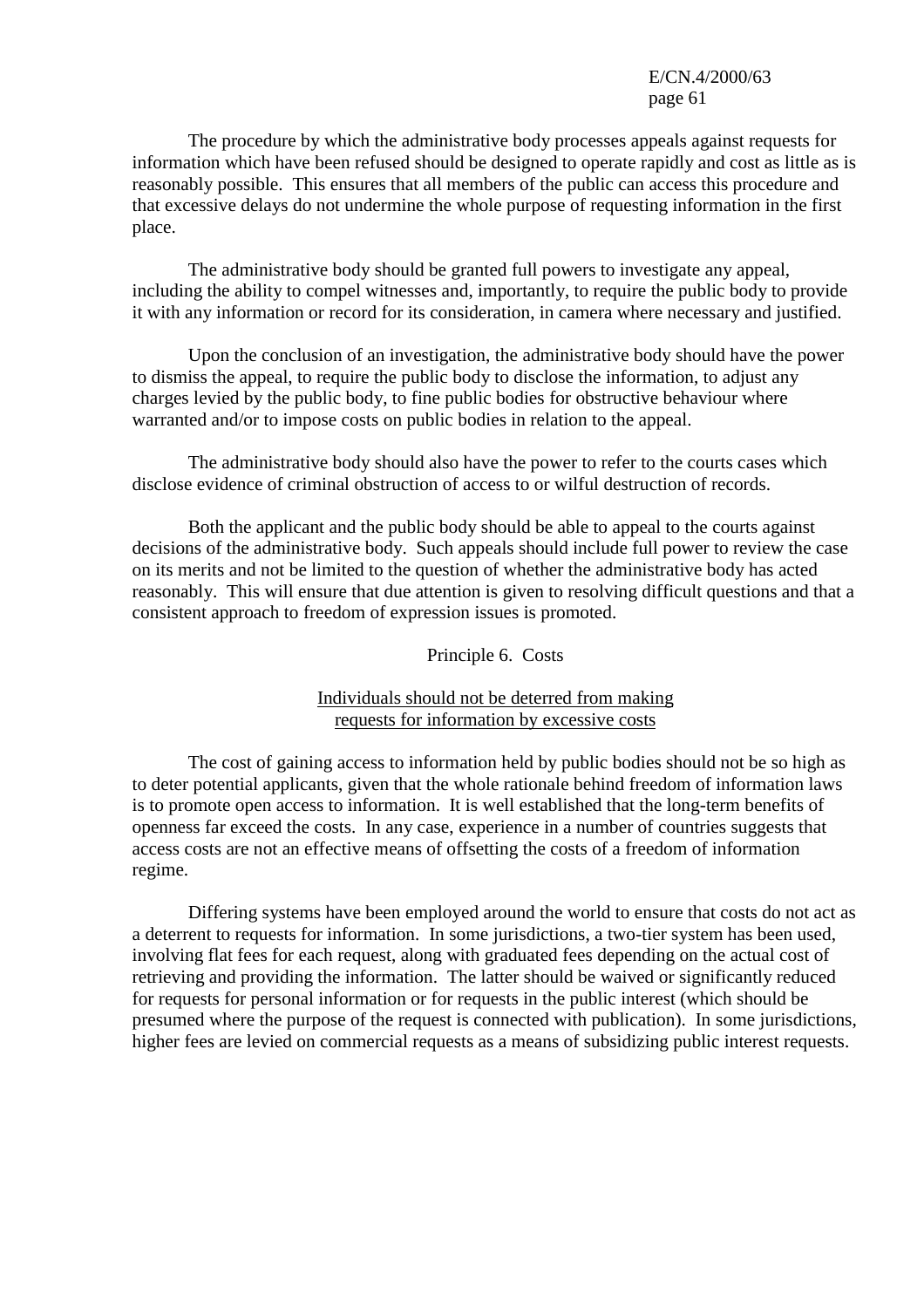The procedure by which the administrative body processes appeals against requests for information which have been refused should be designed to operate rapidly and cost as little as is reasonably possible. This ensures that all members of the public can access this procedure and that excessive delays do not undermine the whole purpose of requesting information in the first place.

The administrative body should be granted full powers to investigate any appeal, including the ability to compel witnesses and, importantly, to require the public body to provide it with any information or record for its consideration, in camera where necessary and justified.

Upon the conclusion of an investigation, the administrative body should have the power to dismiss the appeal, to require the public body to disclose the information, to adjust any charges levied by the public body, to fine public bodies for obstructive behaviour where warranted and/or to impose costs on public bodies in relation to the appeal.

The administrative body should also have the power to refer to the courts cases which disclose evidence of criminal obstruction of access to or wilful destruction of records.

Both the applicant and the public body should be able to appeal to the courts against decisions of the administrative body. Such appeals should include full power to review the case on its merits and not be limited to the question of whether the administrative body has acted reasonably. This will ensure that due attention is given to resolving difficult questions and that a consistent approach to freedom of expression issues is promoted.

### Principle 6. Costs

<u>Individuals should not be deterred from making requests for information by excessive costs</u>

The cost of gaining access to information held by public bodies should not be so high as to deter potential applicants, given that the whole rationale behind freedom of information laws is to promote open access to information. It is well established that the long-term benefits of openness far exceed the costs. In any case, experience in a number of countries suggests that access costs are not an effective means of offsetting the costs of a freedom of information regime.

Differing systems have been employed around the world to ensure that costs do not act as a deterrent to requests for information. In some jurisdictions, a two-tier system has been used, involving flat fees for each request, along with graduated fees depending on the actual cost of retrieving and providing the information. The latter should be waived or significantly reduced for requests for personal information or for requests in the public interest (which should be presumed where the purpose of the request is connected with publication). In some jurisdictions, higher fees are levied on commercial requests as a means of subsidizing public interest requests.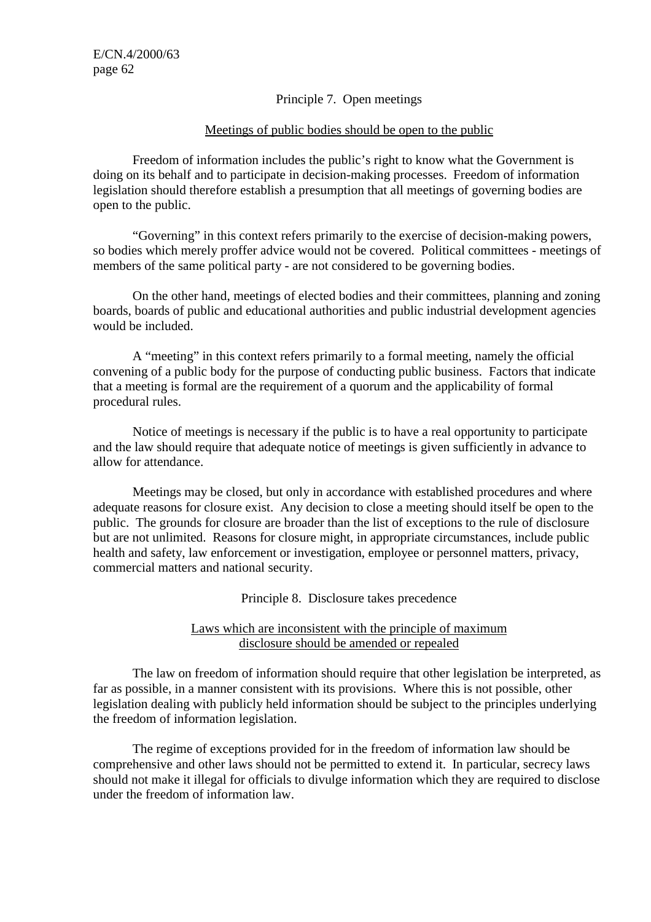### Principle 7. Open meetings

Meetings of public bodies should be open to the public

Freedom of information includes the public's right to know what the Government is doing on its behalf and to participate in decision-making processes. Freedom of information legislation should therefore establish a presumption that all meetings of governing bodies are open to the public.

"Governing" in this context refers primarily to the exercise of decision-making powers, so bodies which merely proffer advice would not be covered. Political committees - meetings of members of the same political party - are not considered to be governing bodies.

On the other hand, meetings of elected bodies and their committees, planning and zoning boards, boards of public and educational authorities and public industrial development agencies would be included.

A "meeting" in this context refers primarily to a formal meeting, namely the official convening of a public body for the purpose of conducting public business. Factors that indicate that a meeting is formal are the requirement of a quorum and the applicability of formal procedural rules.

Notice of meetings is necessary if the public is to have a real opportunity to participate and the law should require that adequate notice of meetings is given sufficiently in advance to allow for attendance.

Meetings may be closed, but only in accordance with established procedures and where adequate reasons for closure exist. Any decision to close a meeting should itself be open to the public. The grounds for closure are broader than the list of exceptions to the rule of disclosure but are not unlimited. Reasons for closure might, in appropriate circumstances, include public health and safety, law enforcement or investigation, employee or personnel matters, privacy, commercial matters and national security.

### Principle 8. Disclosure takes precedence

Laws which are inconsistent with the principle of maximum disclosure should be amended or repealed

The law on freedom of information should require that other legislation be interpreted, as far as possible, in a manner consistent with its provisions. Where this is not possible, other legislation dealing with publicly held information should be subject to the principles underlying the freedom of information legislation.

The regime of exceptions provided for in the freedom of information law should be comprehensive and other laws should not be permitted to extend it. In particular, secrecy laws should not make it illegal for officials to divulge information which they are required to disclose under the freedom of information law.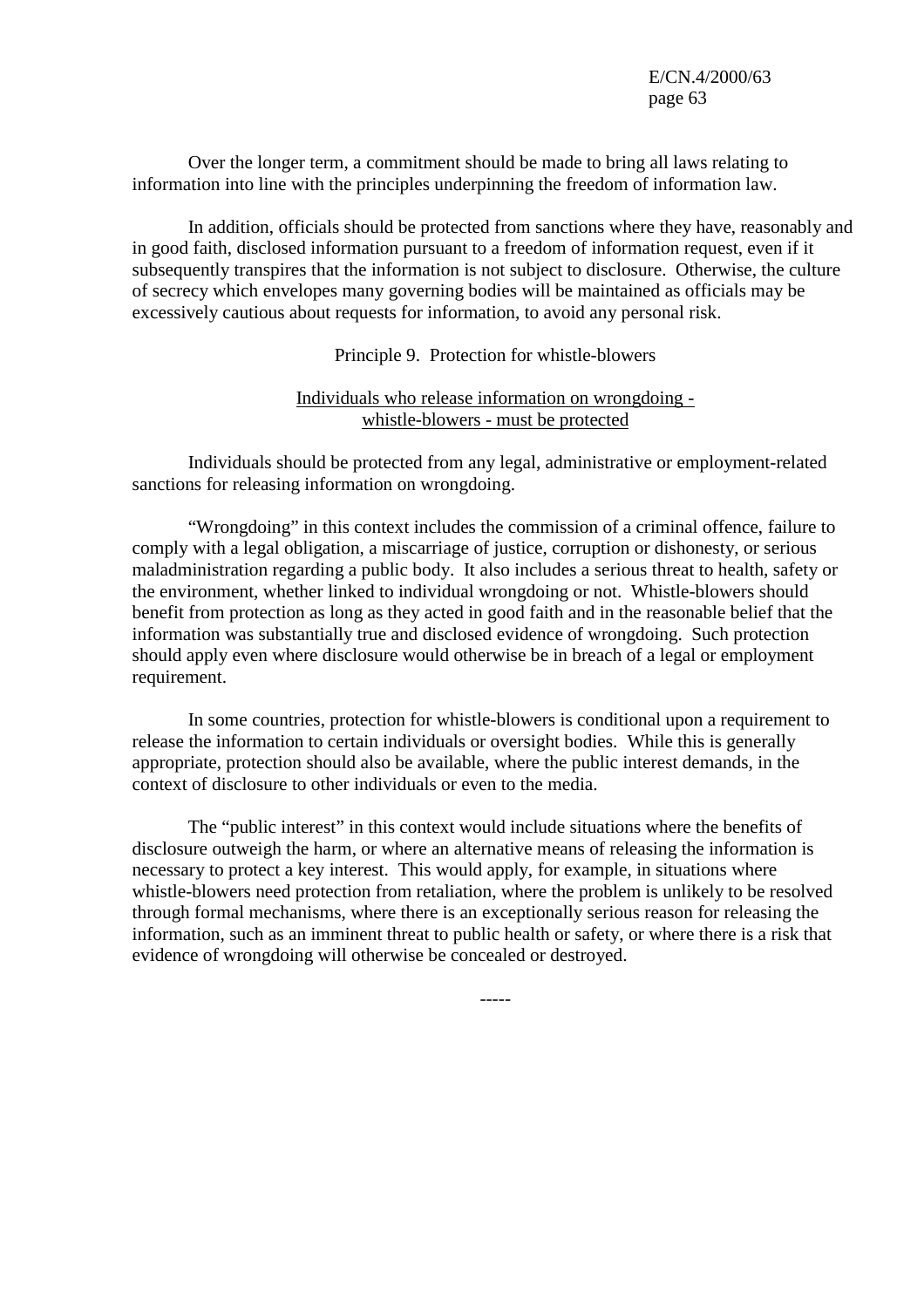Over the longer term, a commitment should be made to bring all laws relating to information into line with the principles underpinning the freedom of information law.

In addition, officials should be protected from sanctions where they have, reasonably and in good faith, disclosed information pursuant to a freedom of information request, even if it subsequently transpires that the information is not subject to disclosure. Otherwise, the culture of secrecy which envelopes many governing bodies will be maintained as officials may be excessively cautious about requests for information, to avoid any personal risk.

### Principle 9. Protection for whistle-blowers

Individuals who release information on wrongdoing - whistle-blowers - must be protected

Individuals should be protected from any legal, administrative or employment-related sanctions for releasing information on wrongdoing.

"Wrongdoing" in this context includes the commission of a criminal offence, failure to comply with a legal obligation, a miscarriage of justice, corruption or dishonesty, or serious maladministration regarding a public body. It also includes a serious threat to health, safety or the environment, whether linked to individual wrongdoing or not. Whistle-blowers should benefit from protection as long as they acted in good faith and in the reasonable belief that the information was substantially true and disclosed evidence of wrongdoing. Such protection should apply even where disclosure would otherwise be in breach of a legal or employment requirement.

In some countries, protection for whistle-blowers is conditional upon a requirement to release the information to certain individuals or oversight bodies. While this is generally appropriate, protection should also be available, where the public interest demands, in the context of disclosure to other individuals or even to the media.

The "public interest" in this context would include situations where the benefits of disclosure outweigh the harm, or where an alternative means of releasing the information is necessary to protect a key interest. This would apply, for example, in situations where whistle-blowers need protection from retaliation, where the problem is unlikely to be resolved through formal mechanisms, where there is an exceptionally serious reason for releasing the information, such as an imminent threat to public health or safety, or where there is a risk that evidence of wrongdoing will otherwise be concealed or destroyed.

-----